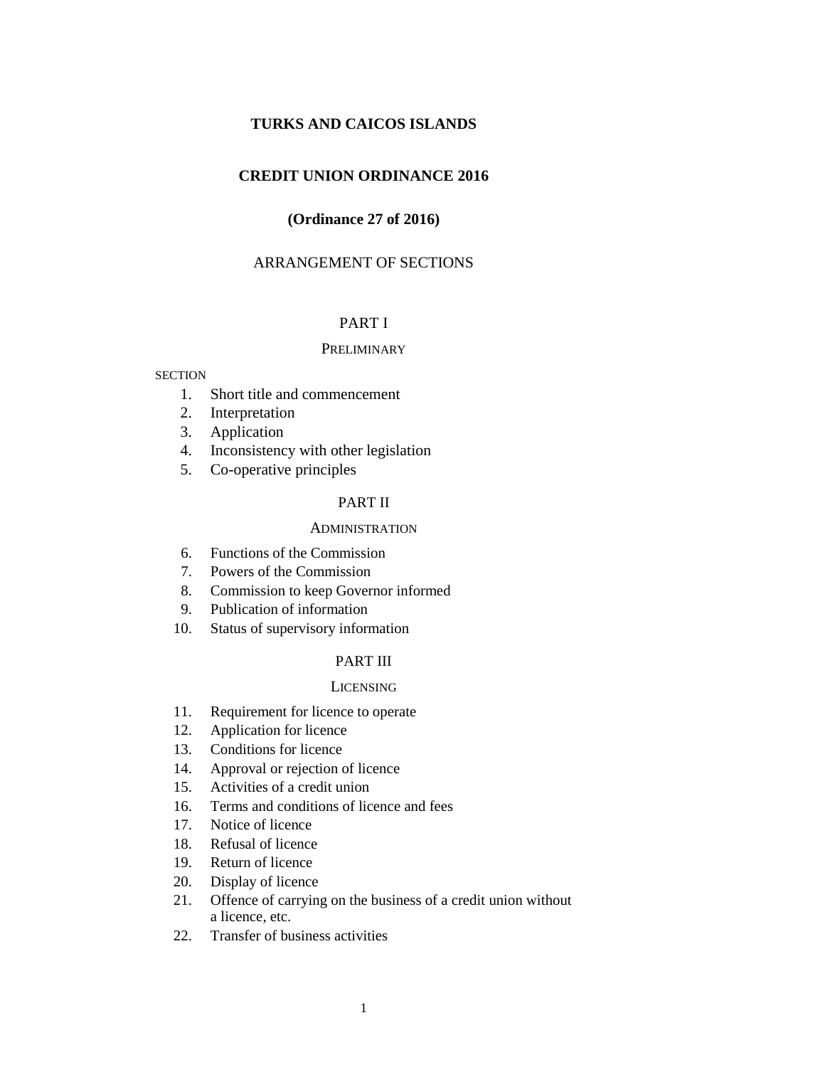# TURKS AND CAICOS ISLANDS

## CREDIT UNION ORDINANCE 2016

### (Ordinance 27 of 2016)

ARRANGEMENT OF SECTIONS

PART I

PRELIMINARY

SECTION

1. Short title and commencement
2. Interpretation
3. Application
4. Inconsistency with other legislation
5. Co-operative principles

PART II

ADMINISTRATION

6. Functions of the Commission
7. Powers of the Commission
8. Commission to keep Governor informed
9. Publication of information
10. Status of supervisory information

PART III

LICENSING

11. Requirement for licence to operate
12. Application for licence
13. Conditions for licence
14. Approval or rejection of licence
15. Activities of a credit union
16. Terms and conditions of licence and fees
17. Notice of licence
18. Refusal of licence
19. Return of licence
20. Display of licence
21. Offence of carrying on the business of a credit union without a licence, etc.
22. Transfer of business activities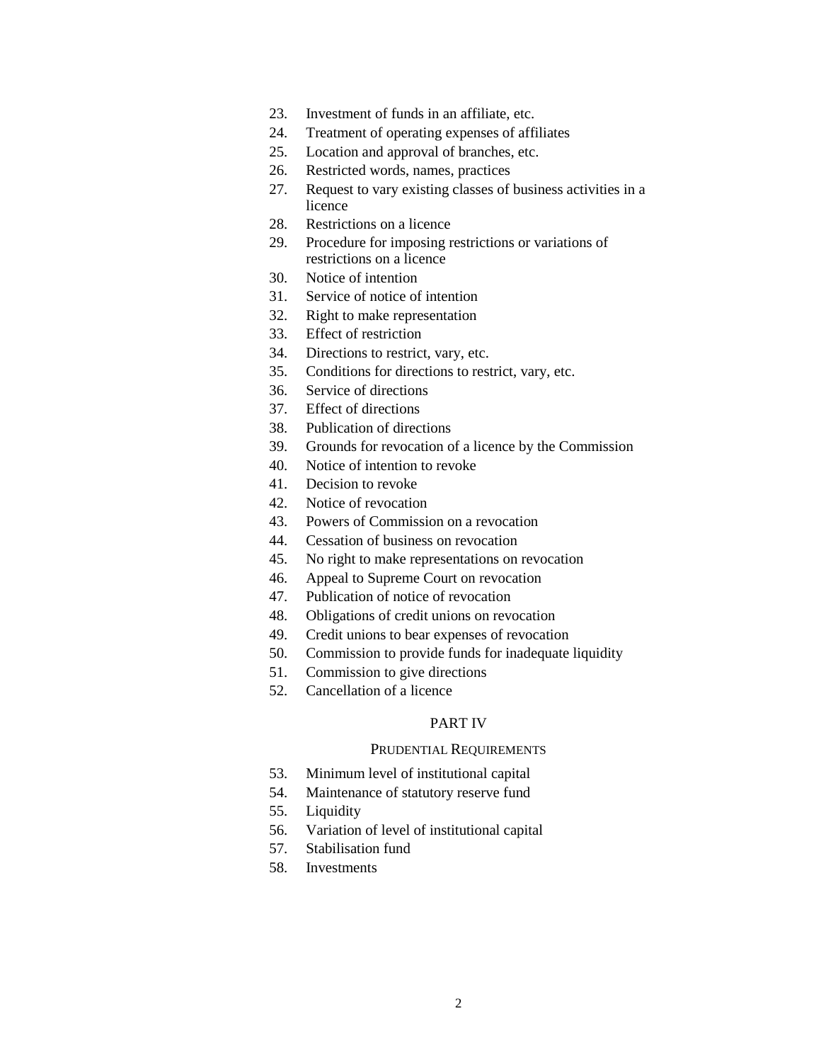23. Investment of funds in an affiliate, etc.
24. Treatment of operating expenses of affiliates
25. Location and approval of branches, etc.
26. Restricted words, names, practices
27. Request to vary existing classes of business activities in a licence
28. Restrictions on a licence
29. Procedure for imposing restrictions or variations of restrictions on a licence
30. Notice of intention
31. Service of notice of intention
32. Right to make representation
33. Effect of restriction
34. Directions to restrict, vary, etc.
35. Conditions for directions to restrict, vary, etc.
36. Service of directions
37. Effect of directions
38. Publication of directions
39. Grounds for revocation of a licence by the Commission
40. Notice of intention to revoke
41. Decision to revoke
42. Notice of revocation
43. Powers of Commission on a revocation
44. Cessation of business on revocation
45. No right to make representations on revocation
46. Appeal to Supreme Court on revocation
47. Publication of notice of revocation
48. Obligations of credit unions on revocation
49. Credit unions to bear expenses of revocation
50. Commission to provide funds for inadequate liquidity
51. Commission to give directions
52. Cancellation of a licence

## PART IV

### PRUDENTIAL REQUIREMENTS

53. Minimum level of institutional capital
54. Maintenance of statutory reserve fund
55. Liquidity
56. Variation of level of institutional capital
57. Stabilisation fund
58. Investments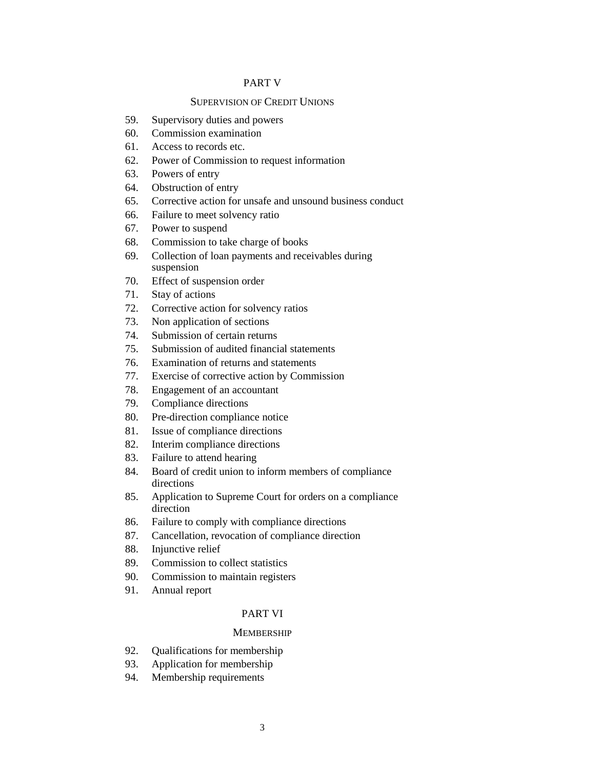## PART V

### SUPERVISION OF CREDIT UNIONS

59. Supervisory duties and powers
60. Commission examination
61. Access to records etc.
62. Power of Commission to request information
63. Powers of entry
64. Obstruction of entry
65. Corrective action for unsafe and unsound business conduct
66. Failure to meet solvency ratio
67. Power to suspend
68. Commission to take charge of books
69. Collection of loan payments and receivables during suspension
70. Effect of suspension order
71. Stay of actions
72. Corrective action for solvency ratios
73. Non application of sections
74. Submission of certain returns
75. Submission of audited financial statements
76. Examination of returns and statements
77. Exercise of corrective action by Commission
78. Engagement of an accountant
79. Compliance directions
80. Pre-direction compliance notice
81. Issue of compliance directions
82. Interim compliance directions
83. Failure to attend hearing
84. Board of credit union to inform members of compliance directions
85. Application to Supreme Court for orders on a compliance direction
86. Failure to comply with compliance directions
87. Cancellation, revocation of compliance direction
88. Injunctive relief
89. Commission to collect statistics
90. Commission to maintain registers
91. Annual report

## PART VI

### MEMBERSHIP

92. Qualifications for membership
93. Application for membership
94. Membership requirements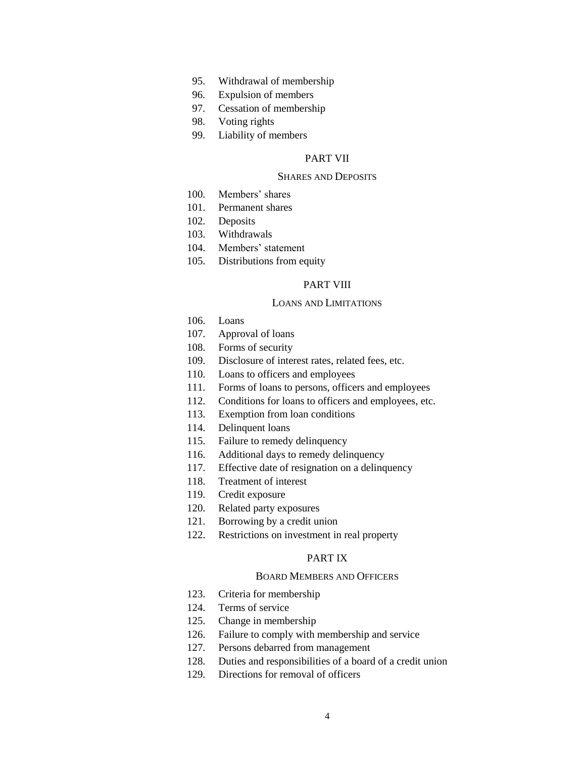95. Withdrawal of membership
96. Expulsion of members
97. Cessation of membership
98. Voting rights
99. Liability of members

## PART VII

### SHARES AND DEPOSITS

100. Members' shares
101. Permanent shares
102. Deposits
103. Withdrawals
104. Members' statement
105. Distributions from equity

## PART VIII

### LOANS AND LIMITATIONS

106. Loans
107. Approval of loans
108. Forms of security
109. Disclosure of interest rates, related fees, etc.
110. Loans to officers and employees
111. Forms of loans to persons, officers and employees
112. Conditions for loans to officers and employees, etc.
113. Exemption from loan conditions
114. Delinquent loans
115. Failure to remedy delinquency
116. Additional days to remedy delinquency
117. Effective date of resignation on a delinquency
118. Treatment of interest
119. Credit exposure
120. Related party exposures
121. Borrowing by a credit union
122. Restrictions on investment in real property

## PART IX

### BOARD MEMBERS AND OFFICERS

123. Criteria for membership
124. Terms of service
125. Change in membership
126. Failure to comply with membership and service
127. Persons debarred from management
128. Duties and responsibilities of a board of a credit union
129. Directions for removal of officers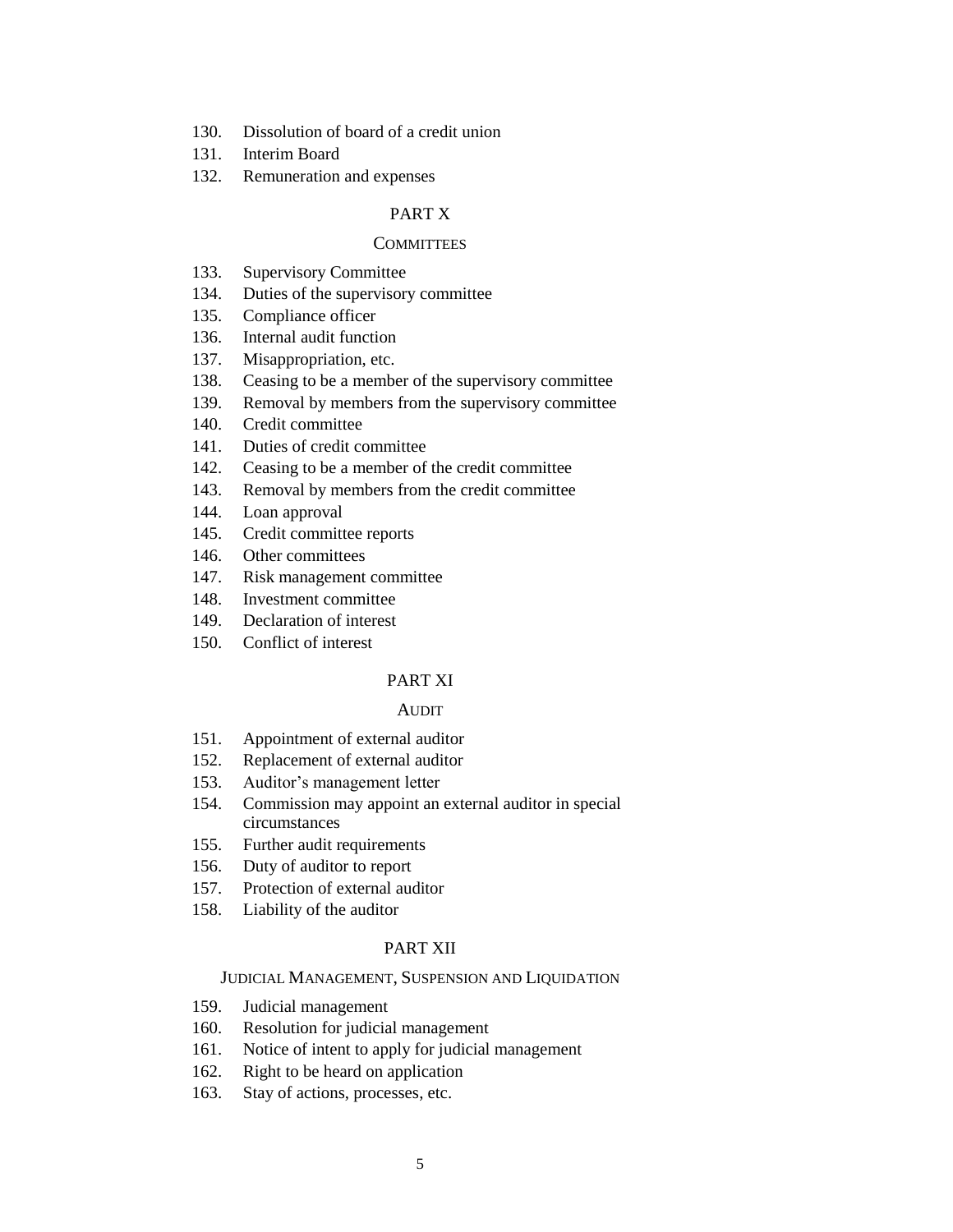130. Dissolution of board of a credit union
131. Interim Board
132. Remuneration and expenses

## PART X

### COMMITTEES

133. Supervisory Committee
134. Duties of the supervisory committee
135. Compliance officer
136. Internal audit function
137. Misappropriation, etc.
138. Ceasing to be a member of the supervisory committee
139. Removal by members from the supervisory committee
140. Credit committee
141. Duties of credit committee
142. Ceasing to be a member of the credit committee
143. Removal by members from the credit committee
144. Loan approval
145. Credit committee reports
146. Other committees
147. Risk management committee
148. Investment committee
149. Declaration of interest
150. Conflict of interest

## PART XI

### AUDIT

151. Appointment of external auditor
152. Replacement of external auditor
153. Auditor's management letter
154. Commission may appoint an external auditor in special circumstances
155. Further audit requirements
156. Duty of auditor to report
157. Protection of external auditor
158. Liability of the auditor

## PART XII

### JUDICIAL MANAGEMENT, SUSPENSION AND LIQUIDATION

159. Judicial management
160. Resolution for judicial management
161. Notice of intent to apply for judicial management
162. Right to be heard on application
163. Stay of actions, processes, etc.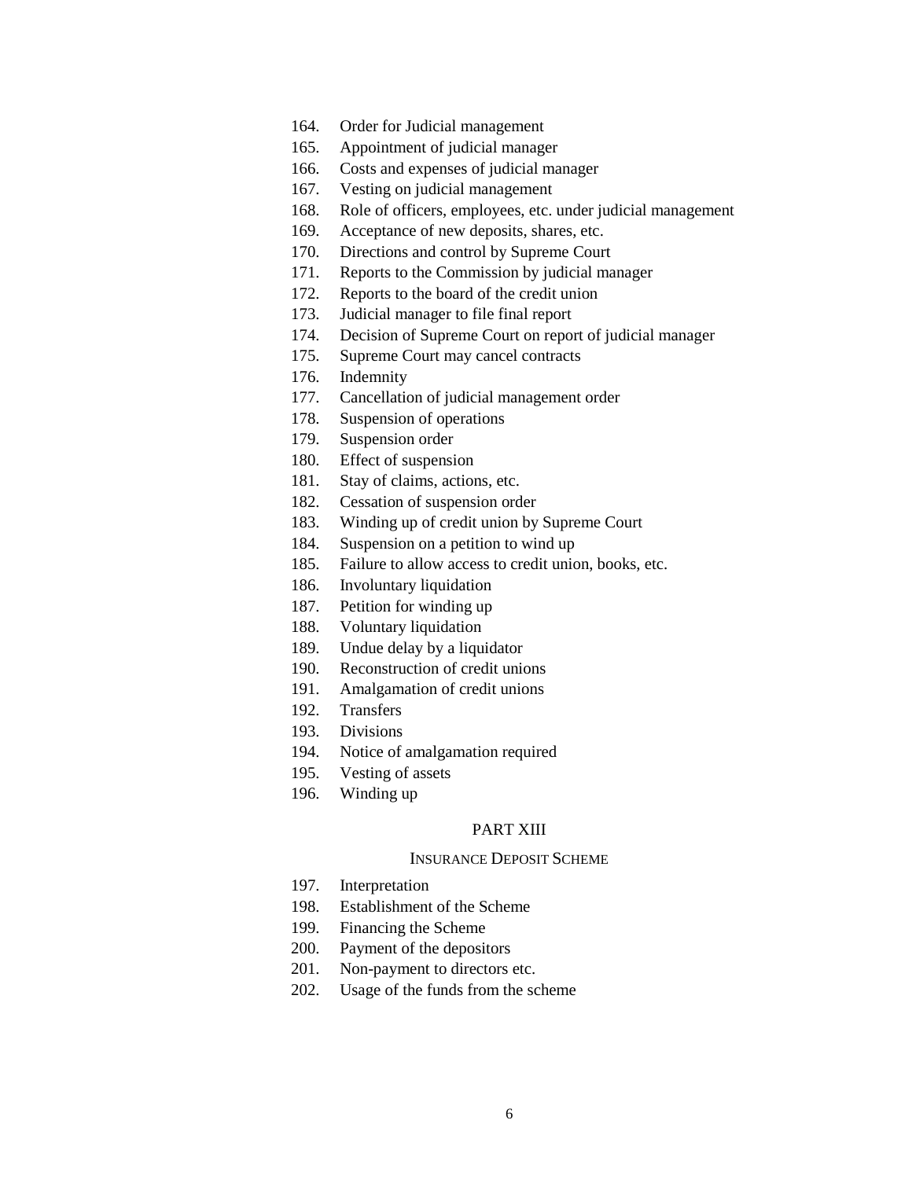164. Order for Judicial management
165. Appointment of judicial manager
166. Costs and expenses of judicial manager
167. Vesting on judicial management
168. Role of officers, employees, etc. under judicial management
169. Acceptance of new deposits, shares, etc.
170. Directions and control by Supreme Court
171. Reports to the Commission by judicial manager
172. Reports to the board of the credit union
173. Judicial manager to file final report
174. Decision of Supreme Court on report of judicial manager
175. Supreme Court may cancel contracts
176. Indemnity
177. Cancellation of judicial management order
178. Suspension of operations
179. Suspension order
180. Effect of suspension
181. Stay of claims, actions, etc.
182. Cessation of suspension order
183. Winding up of credit union by Supreme Court
184. Suspension on a petition to wind up
185. Failure to allow access to credit union, books, etc.
186. Involuntary liquidation
187. Petition for winding up
188. Voluntary liquidation
189. Undue delay by a liquidator
190. Reconstruction of credit unions
191. Amalgamation of credit unions
192. Transfers
193. Divisions
194. Notice of amalgamation required
195. Vesting of assets
196. Winding up

## PART XIII

### INSURANCE DEPOSIT SCHEME

197. Interpretation
198. Establishment of the Scheme
199. Financing the Scheme
200. Payment of the depositors
201. Non-payment to directors etc.
202. Usage of the funds from the scheme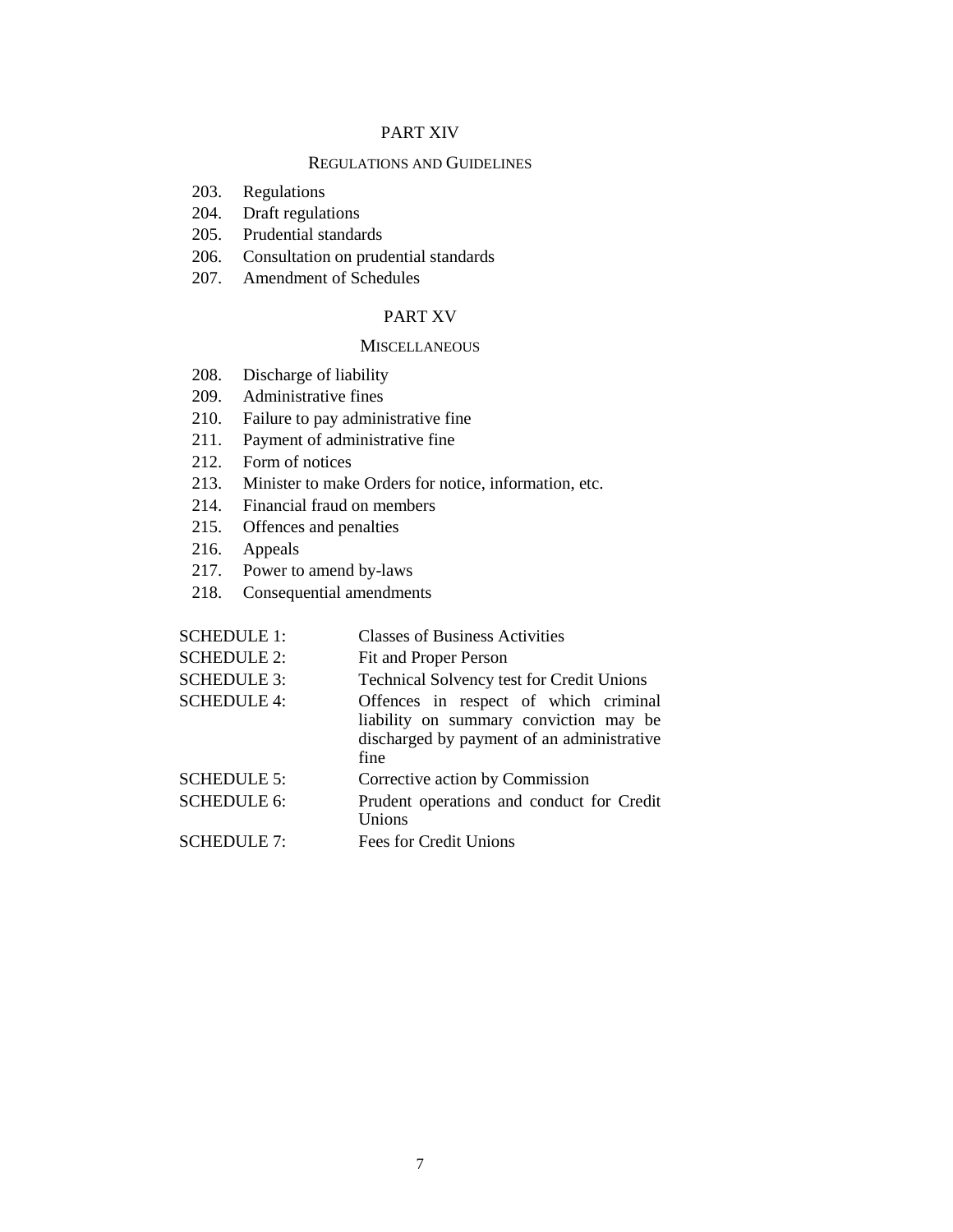## PART XIV

### REGULATIONS AND GUIDELINES

203. Regulations
204. Draft regulations
205. Prudential standards
206. Consultation on prudential standards
207. Amendment of Schedules

## PART XV

### MISCELLANEOUS

208. Discharge of liability
209. Administrative fines
210. Failure to pay administrative fine
211. Payment of administrative fine
212. Form of notices
213. Minister to make Orders for notice, information, etc.
214. Financial fraud on members
215. Offences and penalties
216. Appeals
217. Power to amend by-laws
218. Consequential amendments

| | |
|---|---|
| SCHEDULE 1: | Classes of Business Activities |
| SCHEDULE 2: | Fit and Proper Person |
| SCHEDULE 3: | Technical Solvency test for Credit Unions |
| SCHEDULE 4: | Offences in respect of which criminal liability on summary conviction may be discharged by payment of an administrative fine |
| SCHEDULE 5: | Corrective action by Commission |
| SCHEDULE 6: | Prudent operations and conduct for Credit Unions |
| SCHEDULE 7: | Fees for Credit Unions |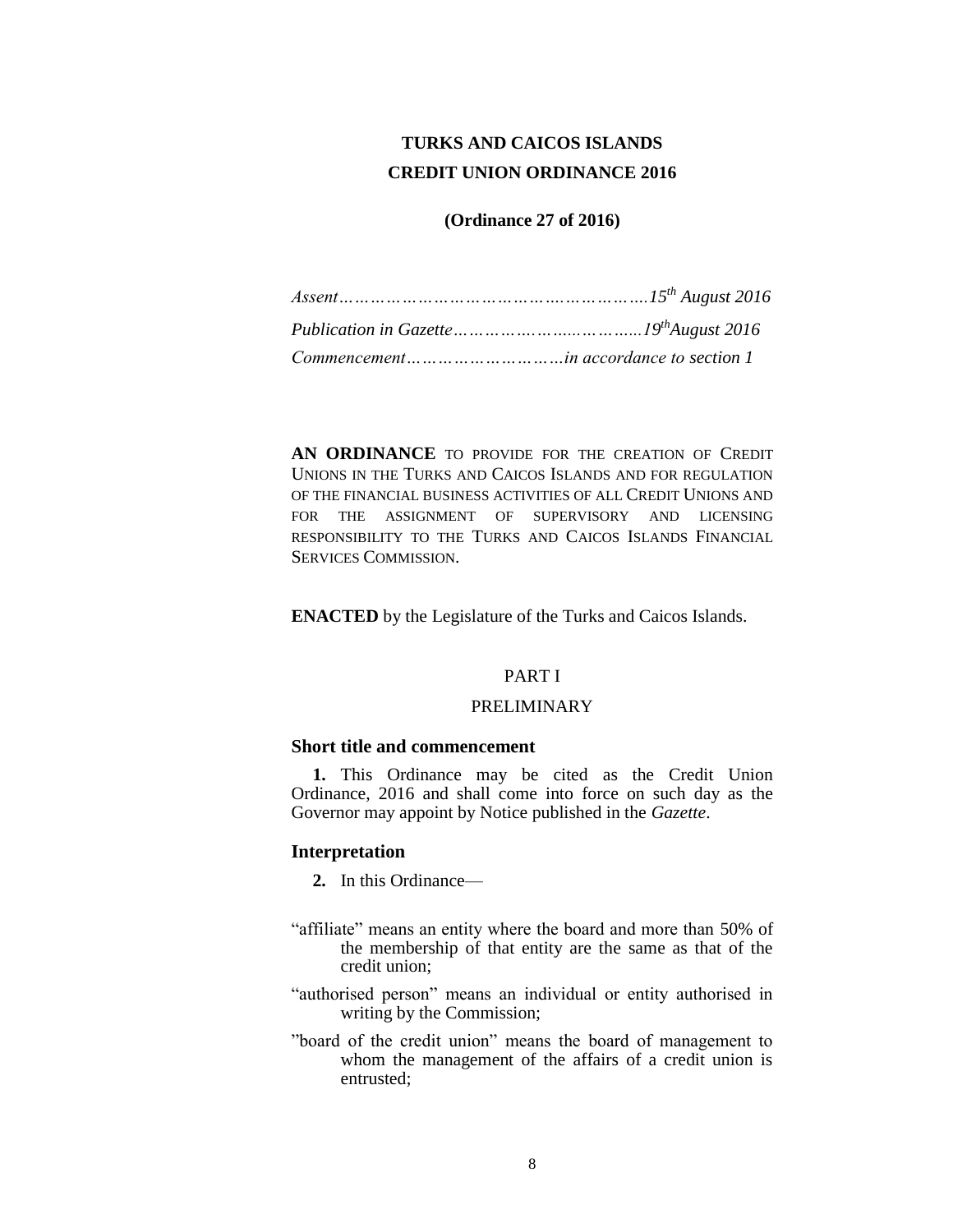# TURKS AND CAICOS ISLANDS

# CREDIT UNION ORDINANCE 2016

**(Ordinance 27 of 2016)**

*Assent…………………………………….……………….15th August 2016*

*Publication in Gazette………………..……………..19th August 2016*

*Commencement…………………………in accordance to section 1*

**AN ORDINANCE** TO PROVIDE FOR THE CREATION OF CREDIT UNIONS IN THE TURKS AND CAICOS ISLANDS AND FOR REGULATION OF THE FINANCIAL BUSINESS ACTIVITIES OF ALL CREDIT UNIONS AND FOR THE ASSIGNMENT OF SUPERVISORY AND LICENSING RESPONSIBILITY TO THE TURKS AND CAICOS ISLANDS FINANCIAL SERVICES COMMISSION.

**ENACTED** by the Legislature of the Turks and Caicos Islands.

## PART I

## PRELIMINARY

### Short title and commencement

**1.** This Ordinance may be cited as the Credit Union Ordinance, 2016 and shall come into force on such day as the Governor may appoint by Notice published in the *Gazette*.

### Interpretation

**2.** In this Ordinance—

"affiliate" means an entity where the board and more than 50% of the membership of that entity are the same as that of the credit union;

"authorised person" means an individual or entity authorised in writing by the Commission;

"board of the credit union" means the board of management to whom the management of the affairs of a credit union is entrusted;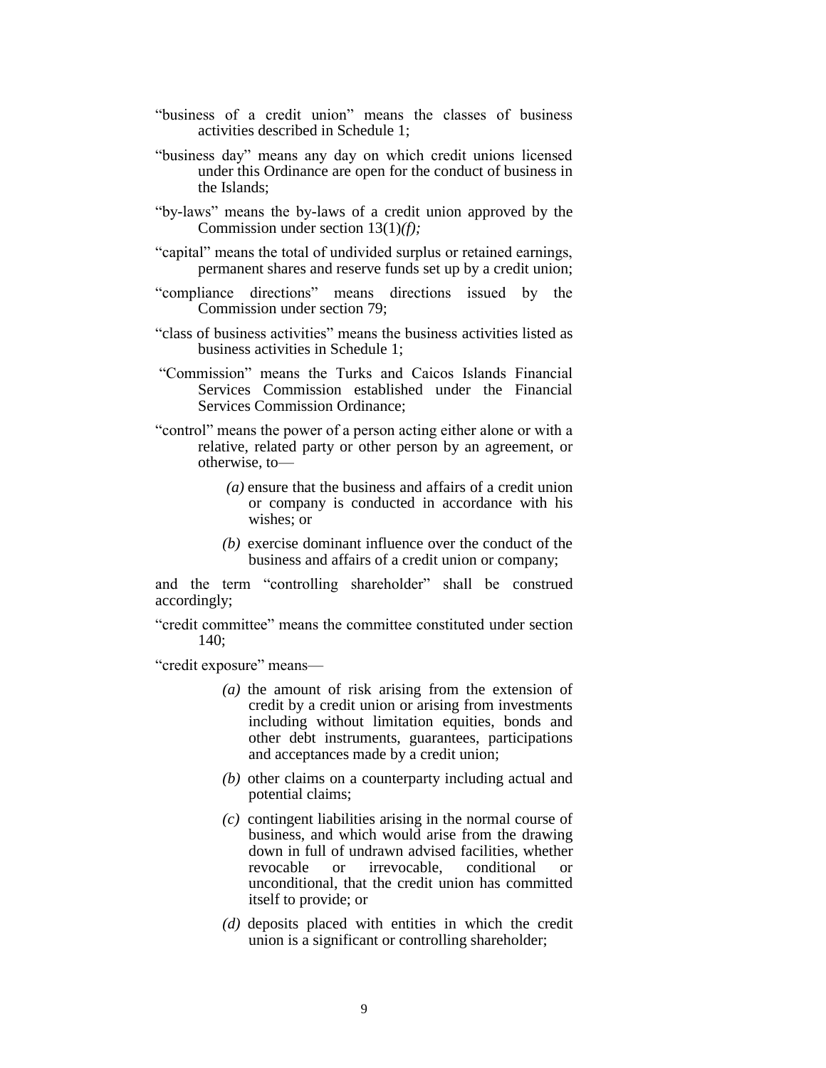"business of a credit union" means the classes of business activities described in Schedule 1;

"business day" means any day on which credit unions licensed under this Ordinance are open for the conduct of business in the Islands;

"by-laws" means the by-laws of a credit union approved by the Commission under section 13(1)*(f);*

"capital" means the total of undivided surplus or retained earnings, permanent shares and reserve funds set up by a credit union;

"compliance directions" means directions issued by the Commission under section 79;

"class of business activities" means the business activities listed as business activities in Schedule 1;

"Commission" means the Turks and Caicos Islands Financial Services Commission established under the Financial Services Commission Ordinance;

"control" means the power of a person acting either alone or with a relative, related party or other person by an agreement, or otherwise, to—

*(a)* ensure that the business and affairs of a credit union or company is conducted in accordance with his wishes; or

*(b)* exercise dominant influence over the conduct of the business and affairs of a credit union or company;

and the term "controlling shareholder" shall be construed accordingly;

"credit committee" means the committee constituted under section 140;

"credit exposure" means—

*(a)* the amount of risk arising from the extension of credit by a credit union or arising from investments including without limitation equities, bonds and other debt instruments, guarantees, participations and acceptances made by a credit union;

*(b)* other claims on a counterparty including actual and potential claims;

*(c)* contingent liabilities arising in the normal course of business, and which would arise from the drawing down in full of undrawn advised facilities, whether revocable or irrevocable, conditional or unconditional, that the credit union has committed itself to provide; or

*(d)* deposits placed with entities in which the credit union is a significant or controlling shareholder;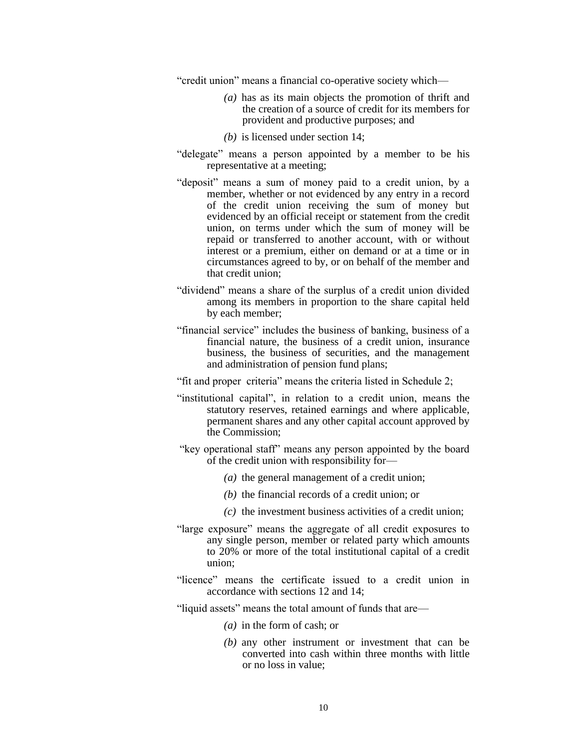"credit union" means a financial co-operative society which—

*(a)* has as its main objects the promotion of thrift and the creation of a source of credit for its members for provident and productive purposes; and

*(b)* is licensed under section 14;

"delegate" means a person appointed by a member to be his representative at a meeting;

"deposit" means a sum of money paid to a credit union, by a member, whether or not evidenced by any entry in a record of the credit union receiving the sum of money but evidenced by an official receipt or statement from the credit union, on terms under which the sum of money will be repaid or transferred to another account, with or without interest or a premium, either on demand or at a time or in circumstances agreed to by, or on behalf of the member and that credit union;

"dividend" means a share of the surplus of a credit union divided among its members in proportion to the share capital held by each member;

"financial service" includes the business of banking, business of a financial nature, the business of a credit union, insurance business, the business of securities, and the management and administration of pension fund plans;

"fit and proper criteria" means the criteria listed in Schedule 2;

"institutional capital", in relation to a credit union, means the statutory reserves, retained earnings and where applicable, permanent shares and any other capital account approved by the Commission;

"key operational staff" means any person appointed by the board of the credit union with responsibility for—

*(a)* the general management of a credit union;

*(b)* the financial records of a credit union; or

*(c)* the investment business activities of a credit union;

"large exposure" means the aggregate of all credit exposures to any single person, member or related party which amounts to 20% or more of the total institutional capital of a credit union;

"licence" means the certificate issued to a credit union in accordance with sections 12 and 14;

"liquid assets" means the total amount of funds that are—

*(a)* in the form of cash; or

*(b)* any other instrument or investment that can be converted into cash within three months with little or no loss in value;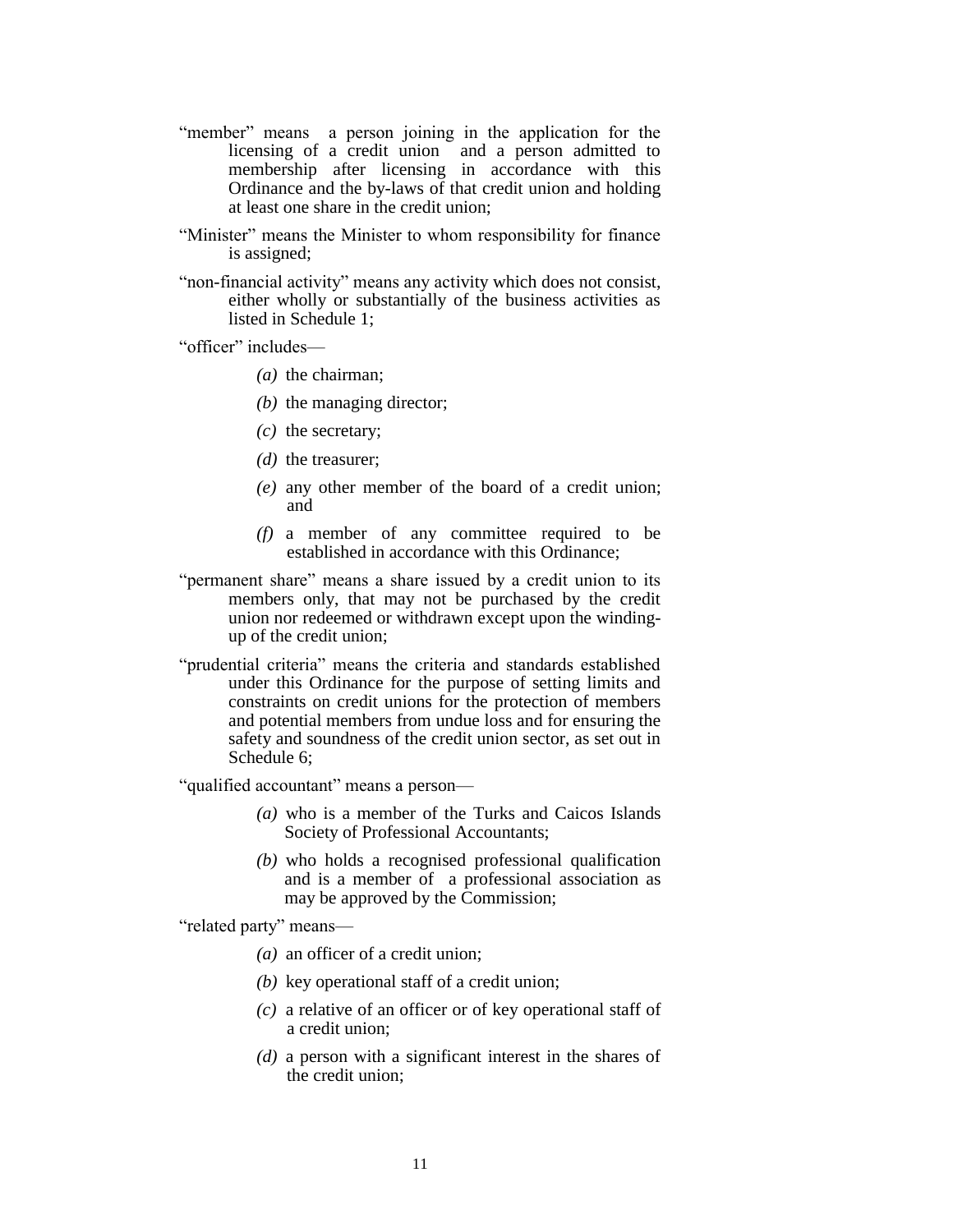"member" means a person joining in the application for the licensing of a credit union and a person admitted to membership after licensing in accordance with this Ordinance and the by-laws of that credit union and holding at least one share in the credit union;

"Minister" means the Minister to whom responsibility for finance is assigned;

"non-financial activity" means any activity which does not consist, either wholly or substantially of the business activities as listed in Schedule 1;

"officer" includes—

*(a)* the chairman;

*(b)* the managing director;

*(c)* the secretary;

*(d)* the treasurer;

*(e)* any other member of the board of a credit union; and

*(f)* a member of any committee required to be established in accordance with this Ordinance;

"permanent share" means a share issued by a credit union to its members only, that may not be purchased by the credit union nor redeemed or withdrawn except upon the winding-up of the credit union;

"prudential criteria" means the criteria and standards established under this Ordinance for the purpose of setting limits and constraints on credit unions for the protection of members and potential members from undue loss and for ensuring the safety and soundness of the credit union sector, as set out in Schedule 6;

"qualified accountant" means a person—

*(a)* who is a member of the Turks and Caicos Islands Society of Professional Accountants;

*(b)* who holds a recognised professional qualification and is a member of a professional association as may be approved by the Commission;

"related party" means—

*(a)* an officer of a credit union;

*(b)* key operational staff of a credit union;

*(c)* a relative of an officer or of key operational staff of a credit union;

*(d)* a person with a significant interest in the shares of the credit union;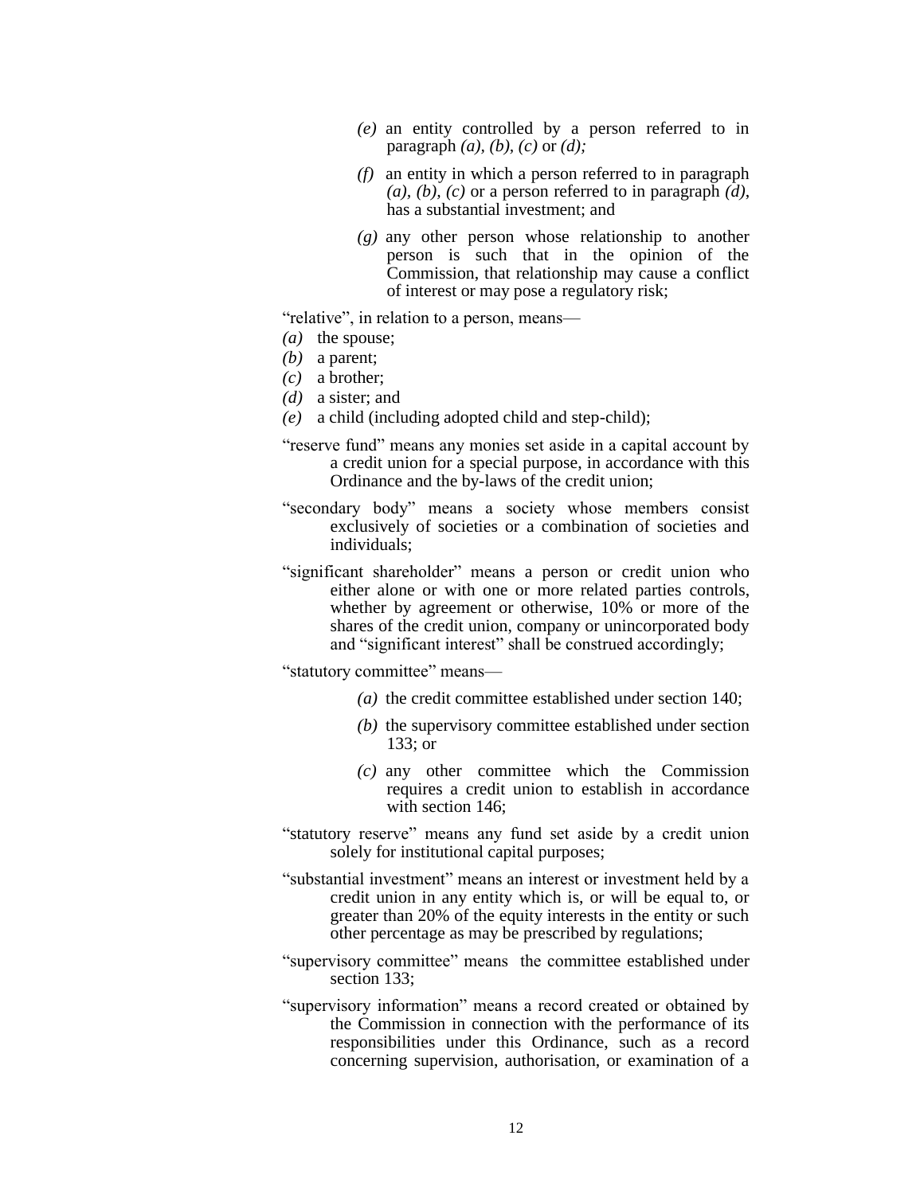*(e)* an entity controlled by a person referred to in paragraph *(a)*, *(b)*, *(c)* or *(d);*

*(f)* an entity in which a person referred to in paragraph *(a)*, *(b)*, *(c)* or a person referred to in paragraph *(d)*, has a substantial investment; and

*(g)* any other person whose relationship to another person is such that in the opinion of the Commission, that relationship may cause a conflict of interest or may pose a regulatory risk;

"relative", in relation to a person, means—

*(a)* the spouse;
*(b)* a parent;
*(c)* a brother;
*(d)* a sister; and
*(e)* a child (including adopted child and step-child);

"reserve fund" means any monies set aside in a capital account by a credit union for a special purpose, in accordance with this Ordinance and the by-laws of the credit union;

"secondary body" means a society whose members consist exclusively of societies or a combination of societies and individuals;

"significant shareholder" means a person or credit union who either alone or with one or more related parties controls, whether by agreement or otherwise, 10% or more of the shares of the credit union, company or unincorporated body and "significant interest" shall be construed accordingly;

"statutory committee" means—

*(a)* the credit committee established under section 140;

*(b)* the supervisory committee established under section 133; or

*(c)* any other committee which the Commission requires a credit union to establish in accordance with section 146;

"statutory reserve" means any fund set aside by a credit union solely for institutional capital purposes;

"substantial investment" means an interest or investment held by a credit union in any entity which is, or will be equal to, or greater than 20% of the equity interests in the entity or such other percentage as may be prescribed by regulations;

"supervisory committee" means the committee established under section 133;

"supervisory information" means a record created or obtained by the Commission in connection with the performance of its responsibilities under this Ordinance, such as a record concerning supervision, authorisation, or examination of a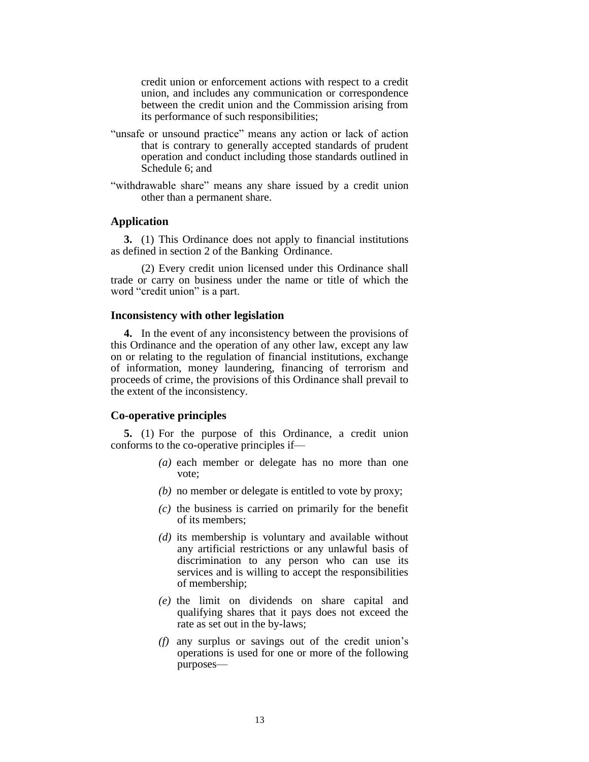credit union or enforcement actions with respect to a credit union, and includes any communication or correspondence between the credit union and the Commission arising from its performance of such responsibilities;

"unsafe or unsound practice" means any action or lack of action that is contrary to generally accepted standards of prudent operation and conduct including those standards outlined in Schedule 6; and

"withdrawable share" means any share issued by a credit union other than a permanent share.

### Application

**3.** (1) This Ordinance does not apply to financial institutions as defined in section 2 of the Banking Ordinance.

(2) Every credit union licensed under this Ordinance shall trade or carry on business under the name or title of which the word "credit union" is a part.

### Inconsistency with other legislation

**4.** In the event of any inconsistency between the provisions of this Ordinance and the operation of any other law, except any law on or relating to the regulation of financial institutions, exchange of information, money laundering, financing of terrorism and proceeds of crime, the provisions of this Ordinance shall prevail to the extent of the inconsistency.

### Co-operative principles

**5.** (1) For the purpose of this Ordinance, a credit union conforms to the co-operative principles if—

*(a)* each member or delegate has no more than one vote;

*(b)* no member or delegate is entitled to vote by proxy;

*(c)* the business is carried on primarily for the benefit of its members;

*(d)* its membership is voluntary and available without any artificial restrictions or any unlawful basis of discrimination to any person who can use its services and is willing to accept the responsibilities of membership;

*(e)* the limit on dividends on share capital and qualifying shares that it pays does not exceed the rate as set out in the by-laws;

*(f)* any surplus or savings out of the credit union's operations is used for one or more of the following purposes—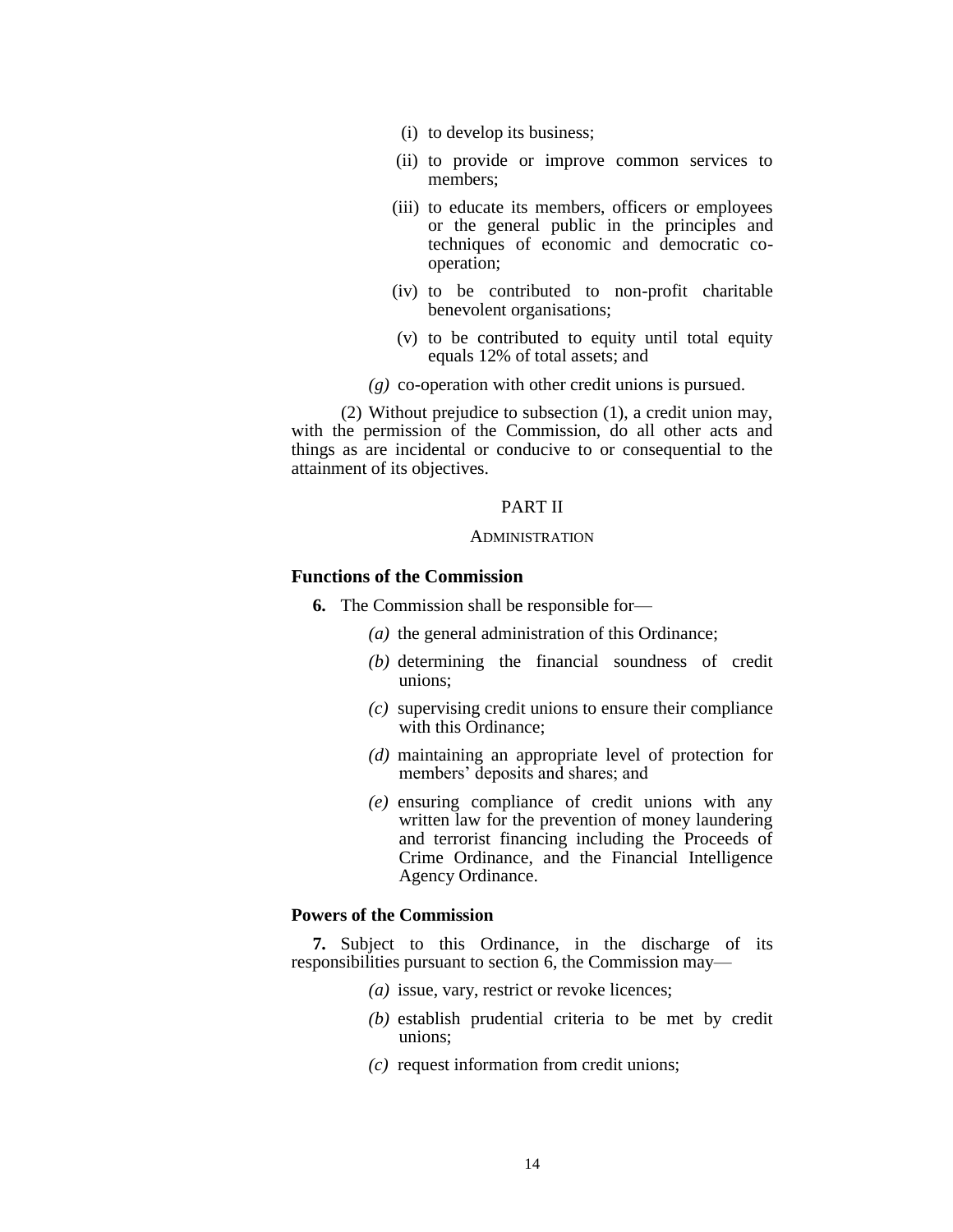(i) to develop its business;

(ii) to provide or improve common services to members;

(iii) to educate its members, officers or employees or the general public in the principles and techniques of economic and democratic co-operation;

(iv) to be contributed to non-profit charitable benevolent organisations;

(v) to be contributed to equity until total equity equals 12% of total assets; and

*(g)* co-operation with other credit unions is pursued.

(2) Without prejudice to subsection (1), a credit union may, with the permission of the Commission, do all other acts and things as are incidental or conducive to or consequential to the attainment of its objectives.

PART II

ADMINISTRATION

**Functions of the Commission**

**6.** The Commission shall be responsible for—

*(a)* the general administration of this Ordinance;

*(b)* determining the financial soundness of credit unions;

*(c)* supervising credit unions to ensure their compliance with this Ordinance;

*(d)* maintaining an appropriate level of protection for members' deposits and shares; and

*(e)* ensuring compliance of credit unions with any written law for the prevention of money laundering and terrorist financing including the Proceeds of Crime Ordinance, and the Financial Intelligence Agency Ordinance.

**Powers of the Commission**

**7.** Subject to this Ordinance, in the discharge of its responsibilities pursuant to section 6, the Commission may—

*(a)* issue, vary, restrict or revoke licences;

*(b)* establish prudential criteria to be met by credit unions;

*(c)* request information from credit unions;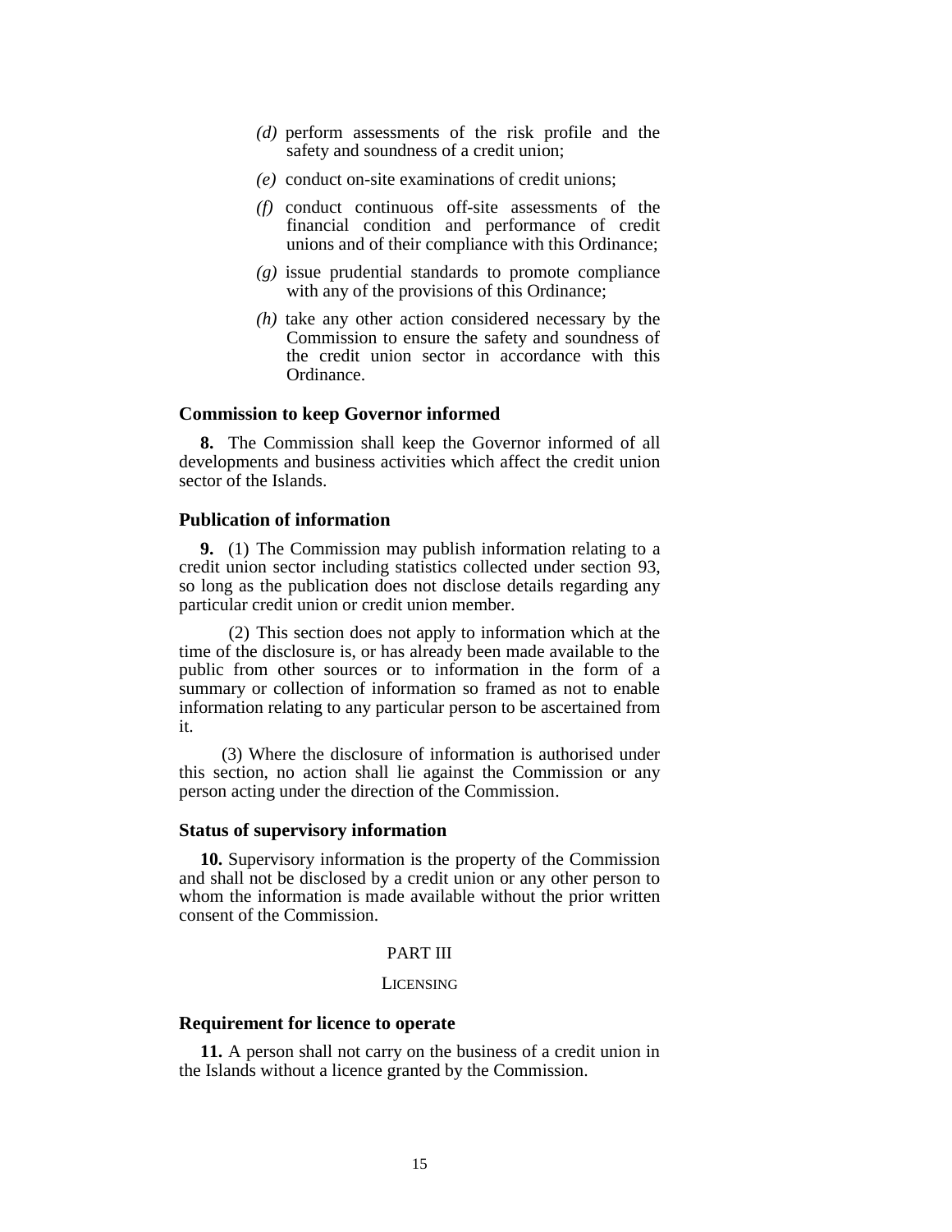(d) perform assessments of the risk profile and the safety and soundness of a credit union;

(e) conduct on-site examinations of credit unions;

(f) conduct continuous off-site assessments of the financial condition and performance of credit unions and of their compliance with this Ordinance;

(g) issue prudential standards to promote compliance with any of the provisions of this Ordinance;

(h) take any other action considered necessary by the Commission to ensure the safety and soundness of the credit union sector in accordance with this Ordinance.

### Commission to keep Governor informed

**8.** The Commission shall keep the Governor informed of all developments and business activities which affect the credit union sector of the Islands.

### Publication of information

**9.** (1) The Commission may publish information relating to a credit union sector including statistics collected under section 93, so long as the publication does not disclose details regarding any particular credit union or credit union member.

(2) This section does not apply to information which at the time of the disclosure is, or has already been made available to the public from other sources or to information in the form of a summary or collection of information so framed as not to enable information relating to any particular person to be ascertained from it.

(3) Where the disclosure of information is authorised under this section, no action shall lie against the Commission or any person acting under the direction of the Commission.

### Status of supervisory information

**10.** Supervisory information is the property of the Commission and shall not be disclosed by a credit union or any other person to whom the information is made available without the prior written consent of the Commission.

## PART III

## LICENSING

### Requirement for licence to operate

**11.** A person shall not carry on the business of a credit union in the Islands without a licence granted by the Commission.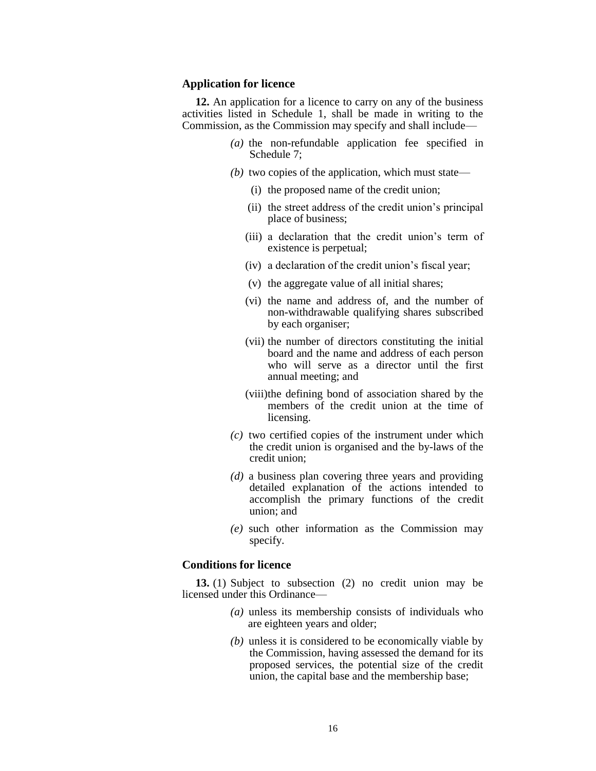### Application for licence

**12.** An application for a licence to carry on any of the business activities listed in Schedule 1, shall be made in writing to the Commission, as the Commission may specify and shall include—

*(a)* the non-refundable application fee specified in Schedule 7;

*(b)* two copies of the application, which must state—

(i) the proposed name of the credit union;

(ii) the street address of the credit union's principal place of business;

(iii) a declaration that the credit union's term of existence is perpetual;

(iv) a declaration of the credit union's fiscal year;

(v) the aggregate value of all initial shares;

(vi) the name and address of, and the number of non-withdrawable qualifying shares subscribed by each organiser;

(vii) the number of directors constituting the initial board and the name and address of each person who will serve as a director until the first annual meeting; and

(viii)the defining bond of association shared by the members of the credit union at the time of licensing.

*(c)* two certified copies of the instrument under which the credit union is organised and the by-laws of the credit union;

*(d)* a business plan covering three years and providing detailed explanation of the actions intended to accomplish the primary functions of the credit union; and

*(e)* such other information as the Commission may specify.

### Conditions for licence

**13.** (1) Subject to subsection (2) no credit union may be licensed under this Ordinance—

*(a)* unless its membership consists of individuals who are eighteen years and older;

*(b)* unless it is considered to be economically viable by the Commission, having assessed the demand for its proposed services, the potential size of the credit union, the capital base and the membership base;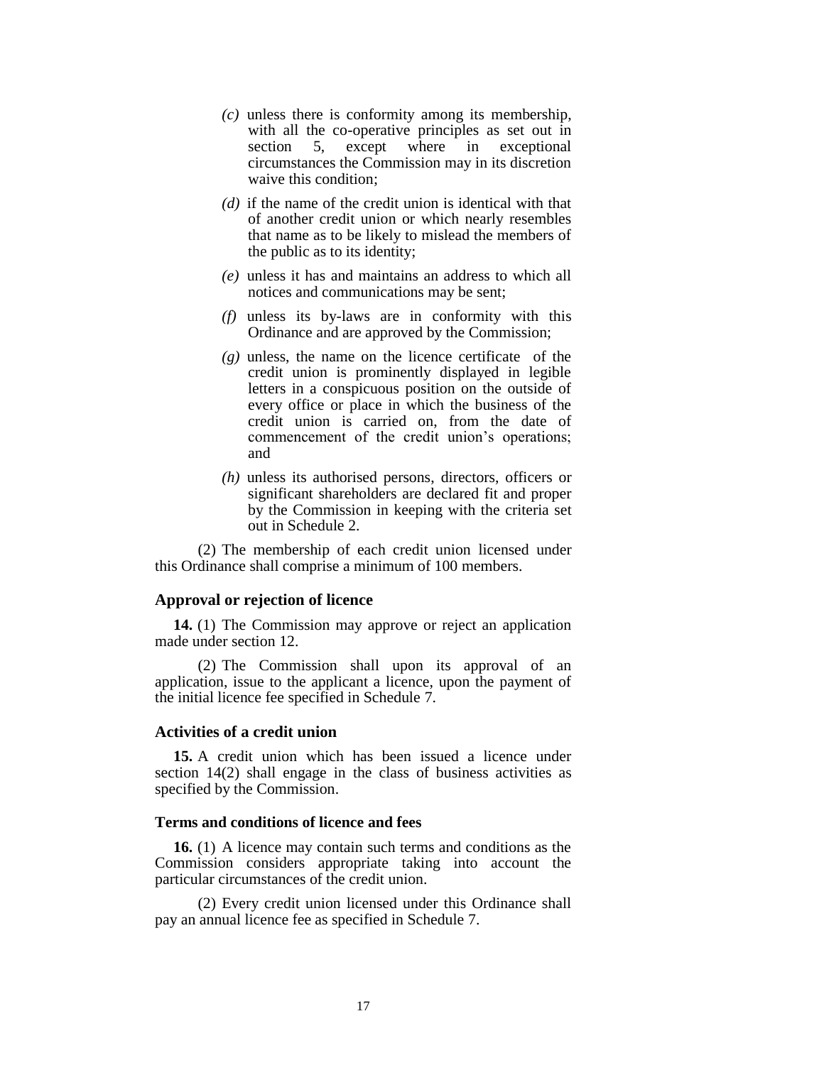*(c)* unless there is conformity among its membership, with all the co-operative principles as set out in section 5, except where in exceptional circumstances the Commission may in its discretion waive this condition;

*(d)* if the name of the credit union is identical with that of another credit union or which nearly resembles that name as to be likely to mislead the members of the public as to its identity;

*(e)* unless it has and maintains an address to which all notices and communications may be sent;

*(f)* unless its by-laws are in conformity with this Ordinance and are approved by the Commission;

*(g)* unless, the name on the licence certificate of the credit union is prominently displayed in legible letters in a conspicuous position on the outside of every office or place in which the business of the credit union is carried on, from the date of commencement of the credit union's operations; and

*(h)* unless its authorised persons, directors, officers or significant shareholders are declared fit and proper by the Commission in keeping with the criteria set out in Schedule 2.

(2) The membership of each credit union licensed under this Ordinance shall comprise a minimum of 100 members.

### Approval or rejection of licence

**14.** (1) The Commission may approve or reject an application made under section 12.

(2) The Commission shall upon its approval of an application, issue to the applicant a licence, upon the payment of the initial licence fee specified in Schedule 7.

### Activities of a credit union

**15.** A credit union which has been issued a licence under section 14(2) shall engage in the class of business activities as specified by the Commission.

### Terms and conditions of licence and fees

**16.** (1) A licence may contain such terms and conditions as the Commission considers appropriate taking into account the particular circumstances of the credit union.

(2) Every credit union licensed under this Ordinance shall pay an annual licence fee as specified in Schedule 7.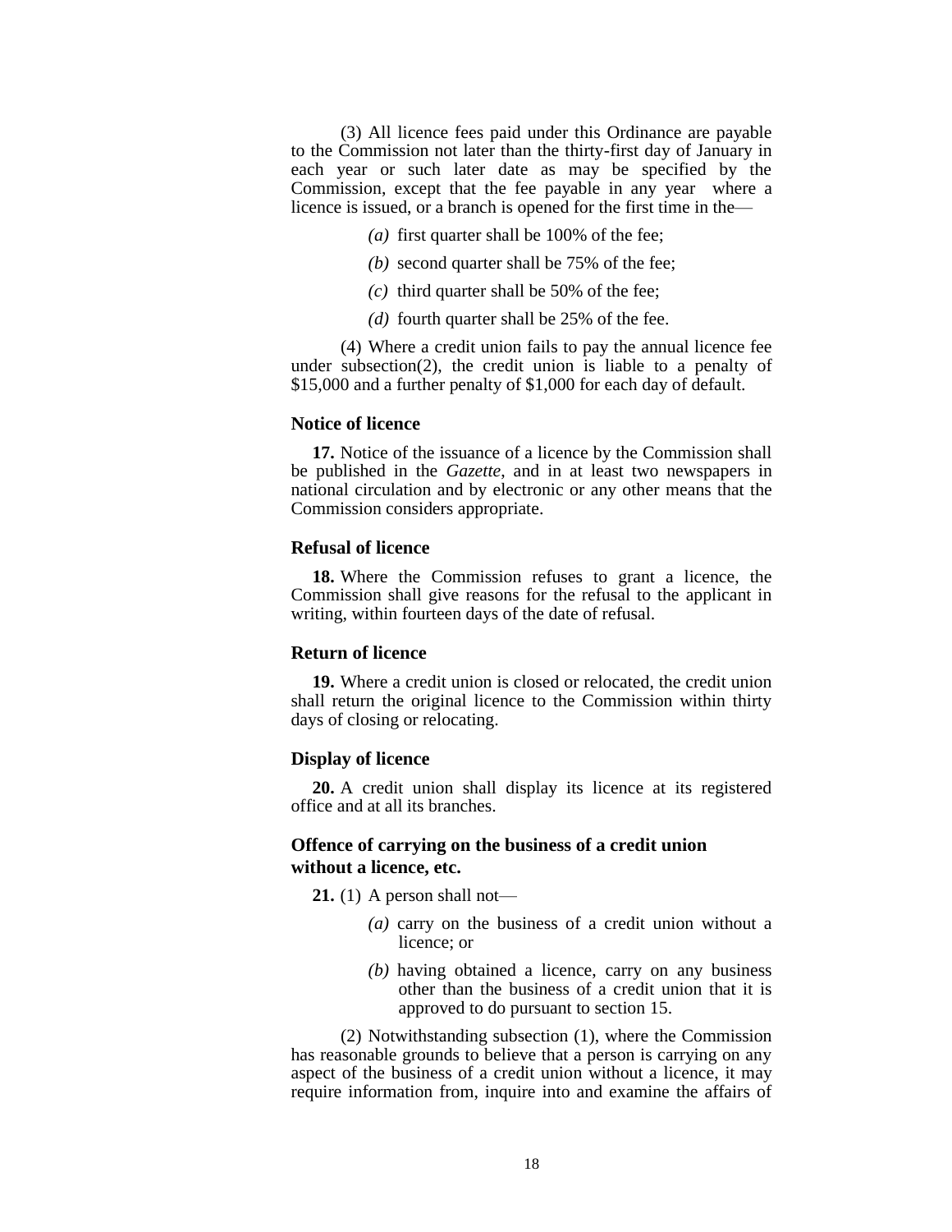(3) All licence fees paid under this Ordinance are payable to the Commission not later than the thirty-first day of January in each year or such later date as may be specified by the Commission, except that the fee payable in any year where a licence is issued, or a branch is opened for the first time in the—

*(a)* first quarter shall be 100% of the fee;

*(b)* second quarter shall be 75% of the fee;

*(c)* third quarter shall be 50% of the fee;

*(d)* fourth quarter shall be 25% of the fee.

(4) Where a credit union fails to pay the annual licence fee under subsection(2), the credit union is liable to a penalty of $15,000 and a further penalty of $1,000 for each day of default.

### Notice of licence

**17.** Notice of the issuance of a licence by the Commission shall be published in the *Gazette*, and in at least two newspapers in national circulation and by electronic or any other means that the Commission considers appropriate.

### Refusal of licence

**18.** Where the Commission refuses to grant a licence, the Commission shall give reasons for the refusal to the applicant in writing, within fourteen days of the date of refusal.

### Return of licence

**19.** Where a credit union is closed or relocated, the credit union shall return the original licence to the Commission within thirty days of closing or relocating.

### Display of licence

**20.** A credit union shall display its licence at its registered office and at all its branches.

### Offence of carrying on the business of a credit union without a licence, etc.

**21.** (1) A person shall not—

*(a)* carry on the business of a credit union without a licence; or

*(b)* having obtained a licence, carry on any business other than the business of a credit union that it is approved to do pursuant to section 15.

(2) Notwithstanding subsection (1), where the Commission has reasonable grounds to believe that a person is carrying on any aspect of the business of a credit union without a licence, it may require information from, inquire into and examine the affairs of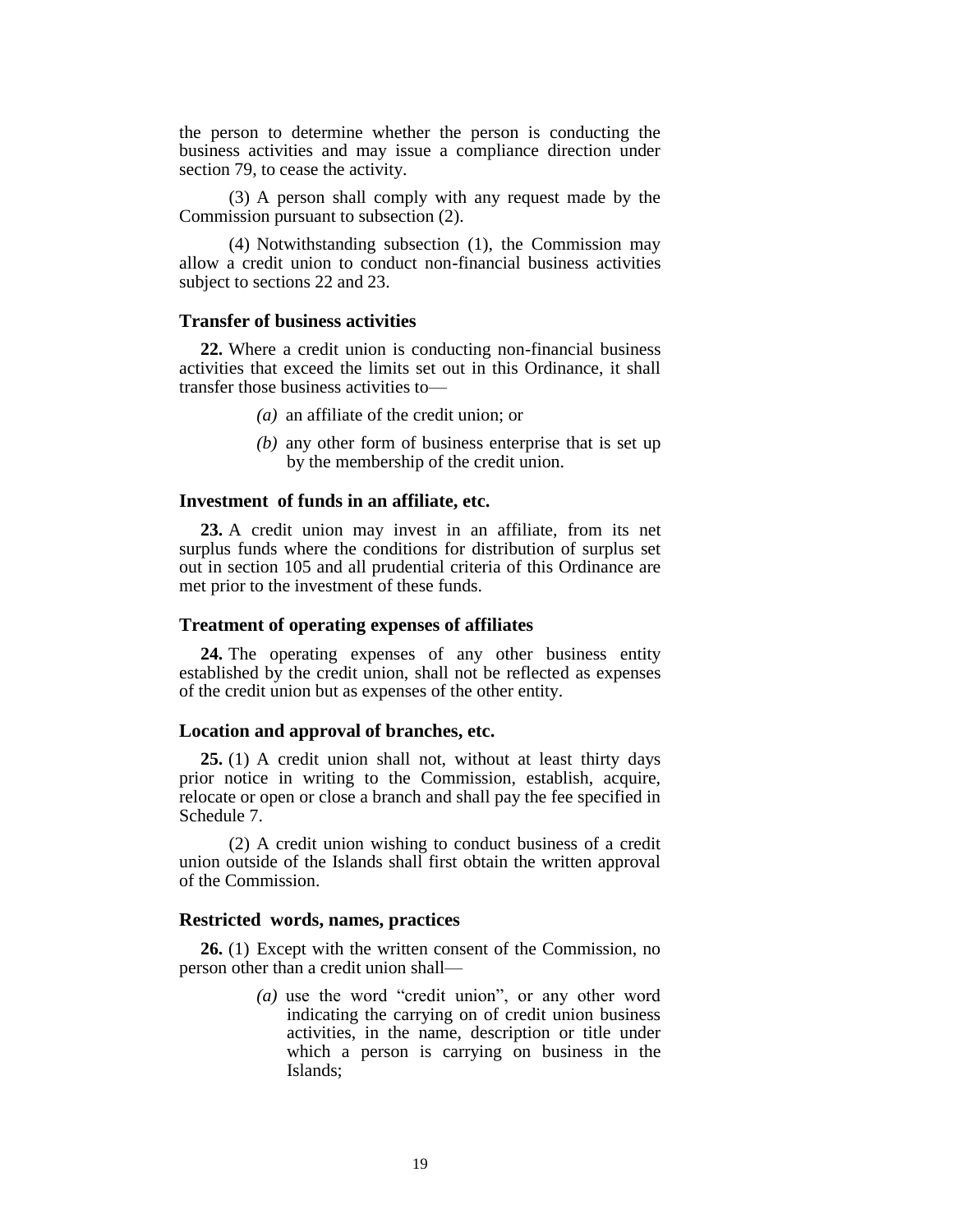the person to determine whether the person is conducting the business activities and may issue a compliance direction under section 79, to cease the activity.

(3) A person shall comply with any request made by the Commission pursuant to subsection (2).

(4) Notwithstanding subsection (1), the Commission may allow a credit union to conduct non-financial business activities subject to sections 22 and 23.

### Transfer of business activities

**22.** Where a credit union is conducting non-financial business activities that exceed the limits set out in this Ordinance, it shall transfer those business activities to—

- *(a)* an affiliate of the credit union; or
- *(b)* any other form of business enterprise that is set up by the membership of the credit union.

### Investment of funds in an affiliate, etc.

**23.** A credit union may invest in an affiliate, from its net surplus funds where the conditions for distribution of surplus set out in section 105 and all prudential criteria of this Ordinance are met prior to the investment of these funds.

### Treatment of operating expenses of affiliates

**24.** The operating expenses of any other business entity established by the credit union, shall not be reflected as expenses of the credit union but as expenses of the other entity.

### Location and approval of branches, etc.

**25.** (1) A credit union shall not, without at least thirty days prior notice in writing to the Commission, establish, acquire, relocate or open or close a branch and shall pay the fee specified in Schedule 7.

(2) A credit union wishing to conduct business of a credit union outside of the Islands shall first obtain the written approval of the Commission.

### Restricted words, names, practices

**26.** (1) Except with the written consent of the Commission, no person other than a credit union shall—

- *(a)* use the word "credit union", or any other word indicating the carrying on of credit union business activities, in the name, description or title under which a person is carrying on business in the Islands;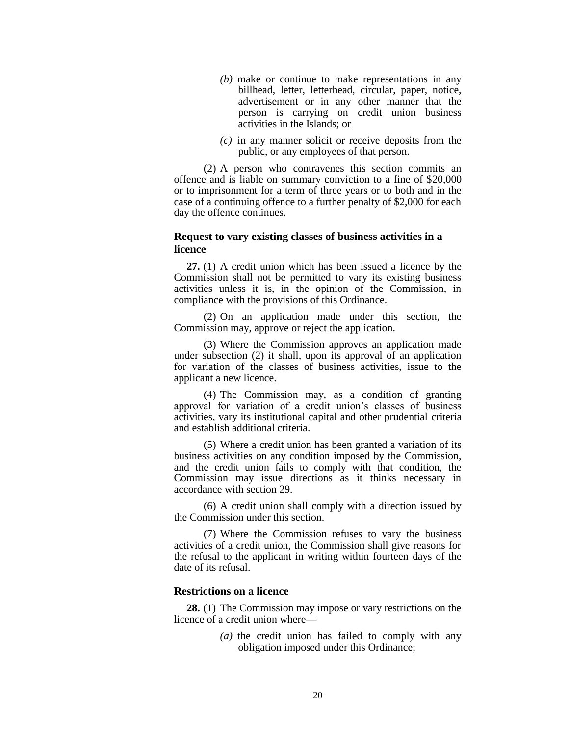*(b)* make or continue to make representations in any billhead, letter, letterhead, circular, paper, notice, advertisement or in any other manner that the person is carrying on credit union business activities in the Islands; or

*(c)* in any manner solicit or receive deposits from the public, or any employees of that person.

(2) A person who contravenes this section commits an offence and is liable on summary conviction to a fine of $20,000 or to imprisonment for a term of three years or to both and in the case of a continuing offence to a further penalty of $2,000 for each day the offence continues.

### Request to vary existing classes of business activities in a licence

**27.** (1) A credit union which has been issued a licence by the Commission shall not be permitted to vary its existing business activities unless it is, in the opinion of the Commission, in compliance with the provisions of this Ordinance.

(2) On an application made under this section, the Commission may, approve or reject the application.

(3) Where the Commission approves an application made under subsection (2) it shall, upon its approval of an application for variation of the classes of business activities, issue to the applicant a new licence.

(4) The Commission may, as a condition of granting approval for variation of a credit union's classes of business activities, vary its institutional capital and other prudential criteria and establish additional criteria.

(5) Where a credit union has been granted a variation of its business activities on any condition imposed by the Commission, and the credit union fails to comply with that condition, the Commission may issue directions as it thinks necessary in accordance with section 29.

(6) A credit union shall comply with a direction issued by the Commission under this section.

(7) Where the Commission refuses to vary the business activities of a credit union, the Commission shall give reasons for the refusal to the applicant in writing within fourteen days of the date of its refusal.

### Restrictions on a licence

**28.** (1) The Commission may impose or vary restrictions on the licence of a credit union where—

*(a)* the credit union has failed to comply with any obligation imposed under this Ordinance;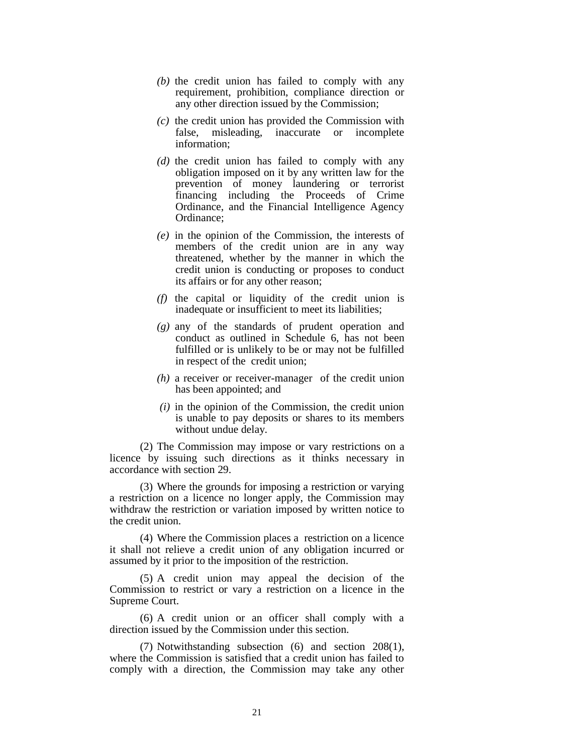*(b)* the credit union has failed to comply with any requirement, prohibition, compliance direction or any other direction issued by the Commission;

*(c)* the credit union has provided the Commission with false, misleading, inaccurate or incomplete information;

*(d)* the credit union has failed to comply with any obligation imposed on it by any written law for the prevention of money laundering or terrorist financing including the Proceeds of Crime Ordinance, and the Financial Intelligence Agency Ordinance;

*(e)* in the opinion of the Commission, the interests of members of the credit union are in any way threatened, whether by the manner in which the credit union is conducting or proposes to conduct its affairs or for any other reason;

*(f)* the capital or liquidity of the credit union is inadequate or insufficient to meet its liabilities;

*(g)* any of the standards of prudent operation and conduct as outlined in Schedule 6, has not been fulfilled or is unlikely to be or may not be fulfilled in respect of the credit union;

*(h)* a receiver or receiver-manager of the credit union has been appointed; and

*(i)* in the opinion of the Commission, the credit union is unable to pay deposits or shares to its members without undue delay.

(2) The Commission may impose or vary restrictions on a licence by issuing such directions as it thinks necessary in accordance with section 29.

(3) Where the grounds for imposing a restriction or varying a restriction on a licence no longer apply, the Commission may withdraw the restriction or variation imposed by written notice to the credit union.

(4) Where the Commission places a restriction on a licence it shall not relieve a credit union of any obligation incurred or assumed by it prior to the imposition of the restriction.

(5) A credit union may appeal the decision of the Commission to restrict or vary a restriction on a licence in the Supreme Court.

(6) A credit union or an officer shall comply with a direction issued by the Commission under this section.

(7) Notwithstanding subsection (6) and section 208(1), where the Commission is satisfied that a credit union has failed to comply with a direction, the Commission may take any other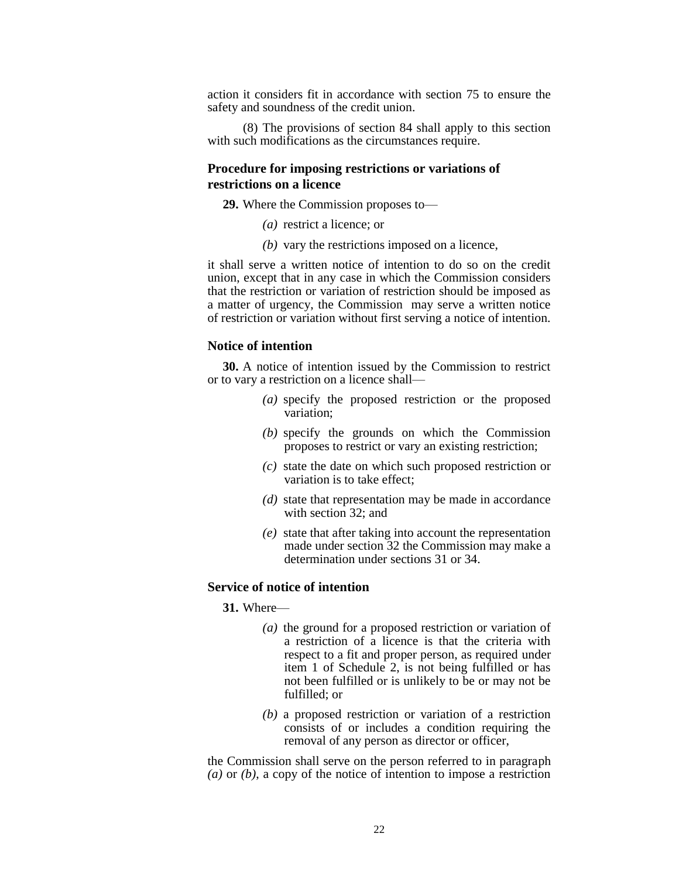action it considers fit in accordance with section 75 to ensure the safety and soundness of the credit union.

(8) The provisions of section 84 shall apply to this section with such modifications as the circumstances require.

### Procedure for imposing restrictions or variations of restrictions on a licence

**29.** Where the Commission proposes to—

*(a)* restrict a licence; or

*(b)* vary the restrictions imposed on a licence,

it shall serve a written notice of intention to do so on the credit union, except that in any case in which the Commission considers that the restriction or variation of restriction should be imposed as a matter of urgency, the Commission may serve a written notice of restriction or variation without first serving a notice of intention.

### Notice of intention

**30.** A notice of intention issued by the Commission to restrict or to vary a restriction on a licence shall—

*(a)* specify the proposed restriction or the proposed variation;

*(b)* specify the grounds on which the Commission proposes to restrict or vary an existing restriction;

*(c)* state the date on which such proposed restriction or variation is to take effect;

*(d)* state that representation may be made in accordance with section 32; and

*(e)* state that after taking into account the representation made under section 32 the Commission may make a determination under sections 31 or 34.

### Service of notice of intention

**31.** Where—

*(a)* the ground for a proposed restriction or variation of a restriction of a licence is that the criteria with respect to a fit and proper person, as required under item 1 of Schedule 2, is not being fulfilled or has not been fulfilled or is unlikely to be or may not be fulfilled; or

*(b)* a proposed restriction or variation of a restriction consists of or includes a condition requiring the removal of any person as director or officer,

the Commission shall serve on the person referred to in paragraph *(a)* or *(b)*, a copy of the notice of intention to impose a restriction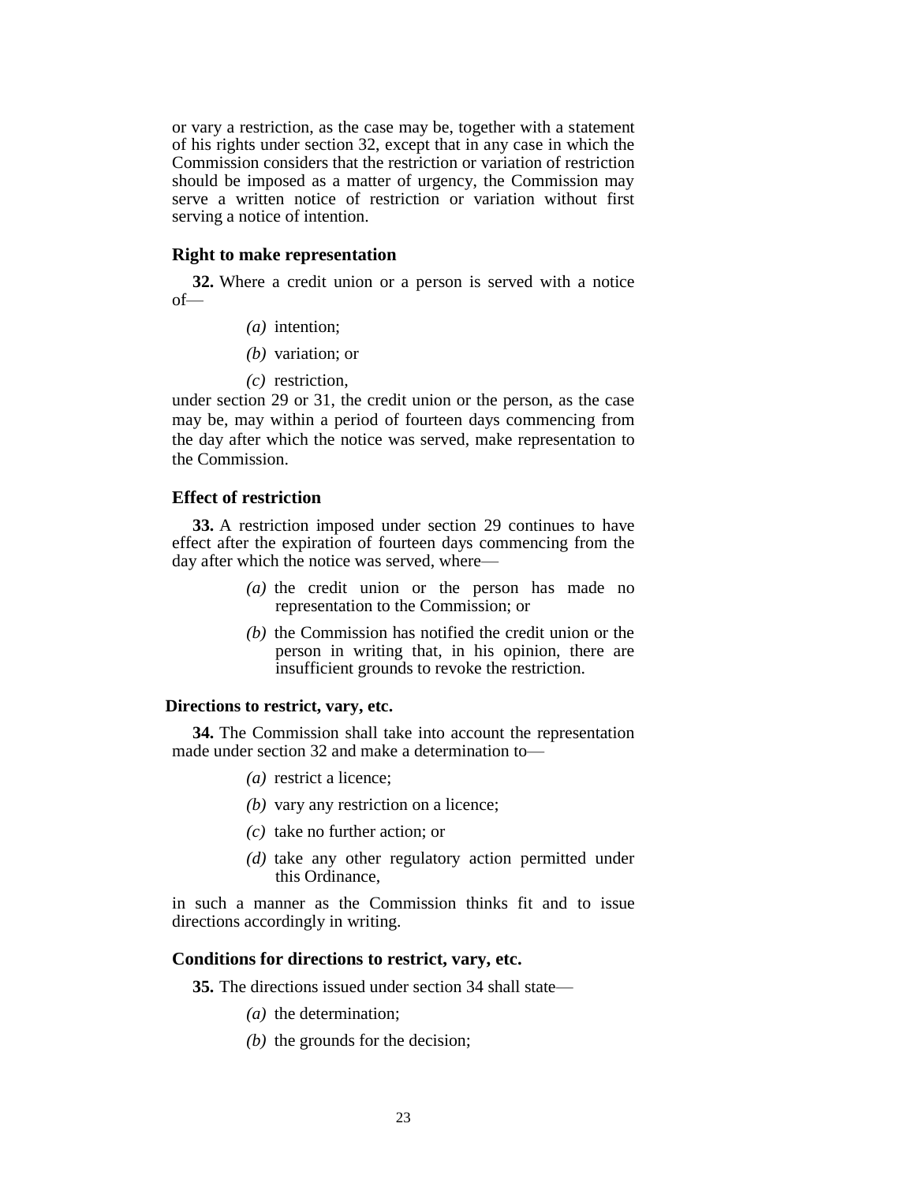or vary a restriction, as the case may be, together with a statement of his rights under section 32, except that in any case in which the Commission considers that the restriction or variation of restriction should be imposed as a matter of urgency, the Commission may serve a written notice of restriction or variation without first serving a notice of intention.

### Right to make representation

**32.** Where a credit union or a person is served with a notice of—

*(a)* intention;

*(b)* variation; or

*(c)* restriction,

under section 29 or 31, the credit union or the person, as the case may be, may within a period of fourteen days commencing from the day after which the notice was served, make representation to the Commission.

### Effect of restriction

**33.** A restriction imposed under section 29 continues to have effect after the expiration of fourteen days commencing from the day after which the notice was served, where—

*(a)* the credit union or the person has made no representation to the Commission; or

*(b)* the Commission has notified the credit union or the person in writing that, in his opinion, there are insufficient grounds to revoke the restriction.

### Directions to restrict, vary, etc.

**34.** The Commission shall take into account the representation made under section 32 and make a determination to—

*(a)* restrict a licence;

*(b)* vary any restriction on a licence;

*(c)* take no further action; or

*(d)* take any other regulatory action permitted under this Ordinance,

in such a manner as the Commission thinks fit and to issue directions accordingly in writing.

### Conditions for directions to restrict, vary, etc.

**35.** The directions issued under section 34 shall state—

*(a)* the determination;

*(b)* the grounds for the decision;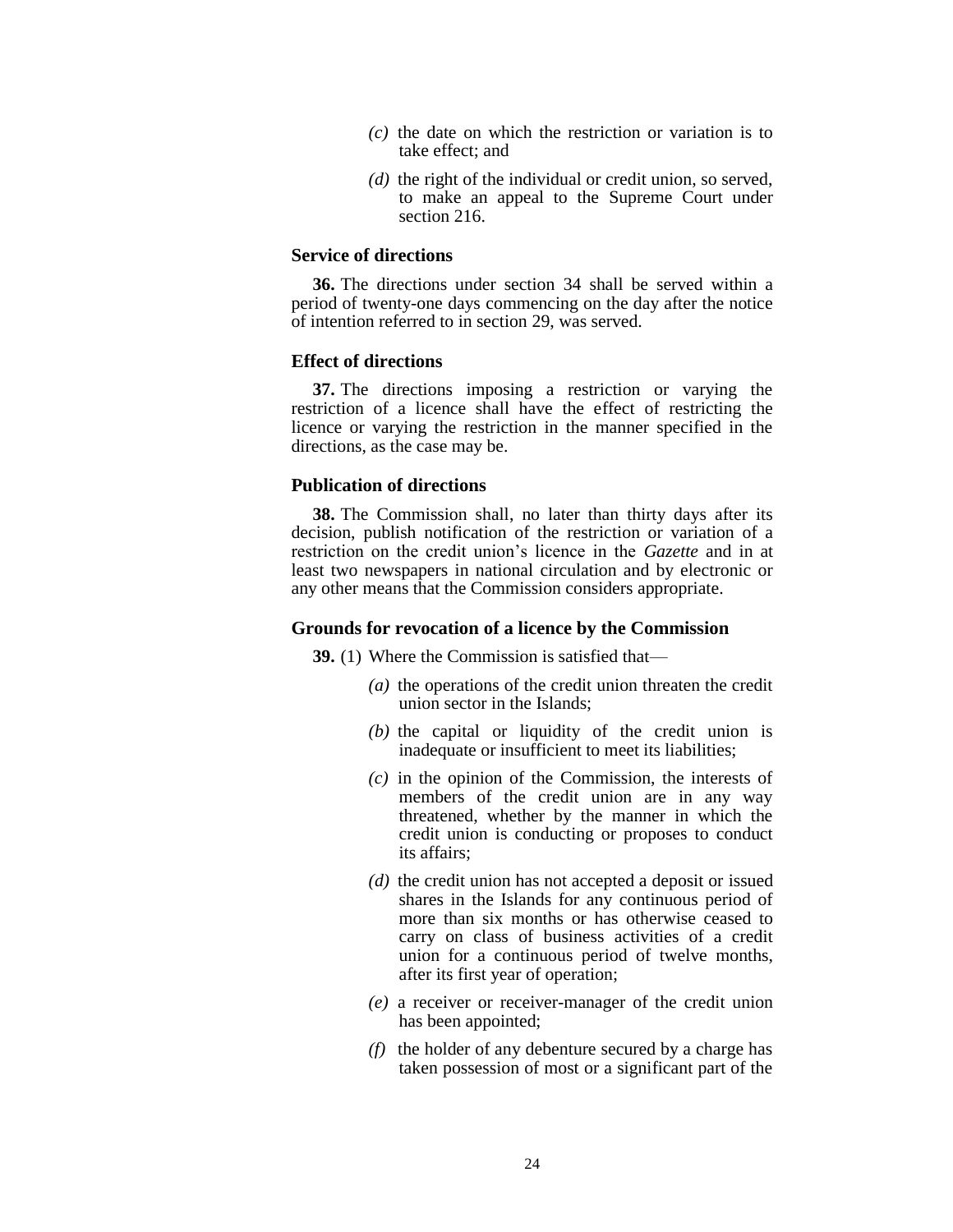*(c)* the date on which the restriction or variation is to take effect; and

*(d)* the right of the individual or credit union, so served, to make an appeal to the Supreme Court under section 216.

**Service of directions**

**36.** The directions under section 34 shall be served within a period of twenty-one days commencing on the day after the notice of intention referred to in section 29, was served.

**Effect of directions**

**37.** The directions imposing a restriction or varying the restriction of a licence shall have the effect of restricting the licence or varying the restriction in the manner specified in the directions, as the case may be.

**Publication of directions**

**38.** The Commission shall, no later than thirty days after its decision, publish notification of the restriction or variation of a restriction on the credit union's licence in the *Gazette* and in at least two newspapers in national circulation and by electronic or any other means that the Commission considers appropriate.

**Grounds for revocation of a licence by the Commission**

**39.** (1) Where the Commission is satisfied that—

*(a)* the operations of the credit union threaten the credit union sector in the Islands;

*(b)* the capital or liquidity of the credit union is inadequate or insufficient to meet its liabilities;

*(c)* in the opinion of the Commission, the interests of members of the credit union are in any way threatened, whether by the manner in which the credit union is conducting or proposes to conduct its affairs;

*(d)* the credit union has not accepted a deposit or issued shares in the Islands for any continuous period of more than six months or has otherwise ceased to carry on class of business activities of a credit union for a continuous period of twelve months, after its first year of operation;

*(e)* a receiver or receiver-manager of the credit union has been appointed;

*(f)* the holder of any debenture secured by a charge has taken possession of most or a significant part of the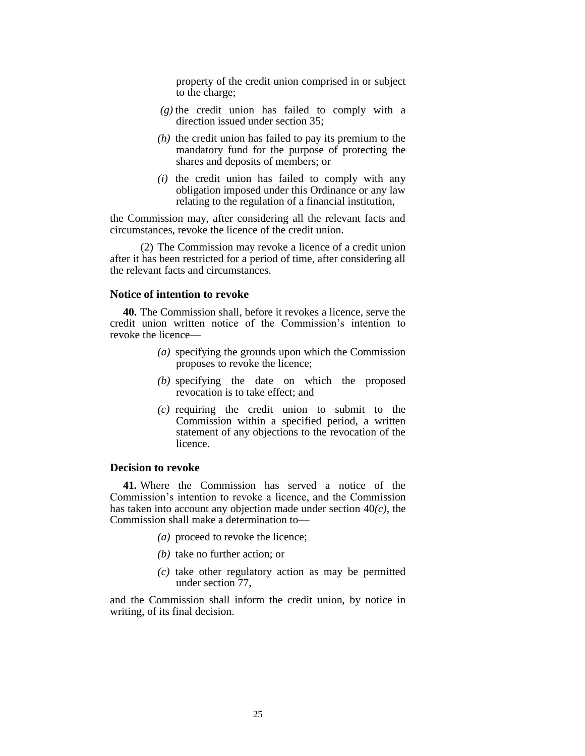property of the credit union comprised in or subject to the charge;

*(g)* the credit union has failed to comply with a direction issued under section 35;

*(h)* the credit union has failed to pay its premium to the mandatory fund for the purpose of protecting the shares and deposits of members; or

*(i)* the credit union has failed to comply with any obligation imposed under this Ordinance or any law relating to the regulation of a financial institution,

the Commission may, after considering all the relevant facts and circumstances, revoke the licence of the credit union.

(2) The Commission may revoke a licence of a credit union after it has been restricted for a period of time, after considering all the relevant facts and circumstances.

### Notice of intention to revoke

**40.** The Commission shall, before it revokes a licence, serve the credit union written notice of the Commission's intention to revoke the licence—

*(a)* specifying the grounds upon which the Commission proposes to revoke the licence;

*(b)* specifying the date on which the proposed revocation is to take effect; and

*(c)* requiring the credit union to submit to the Commission within a specified period, a written statement of any objections to the revocation of the licence.

### Decision to revoke

**41.** Where the Commission has served a notice of the Commission's intention to revoke a licence, and the Commission has taken into account any objection made under section 40*(c)*, the Commission shall make a determination to—

*(a)* proceed to revoke the licence;

*(b)* take no further action; or

*(c)* take other regulatory action as may be permitted under section 77,

and the Commission shall inform the credit union, by notice in writing, of its final decision.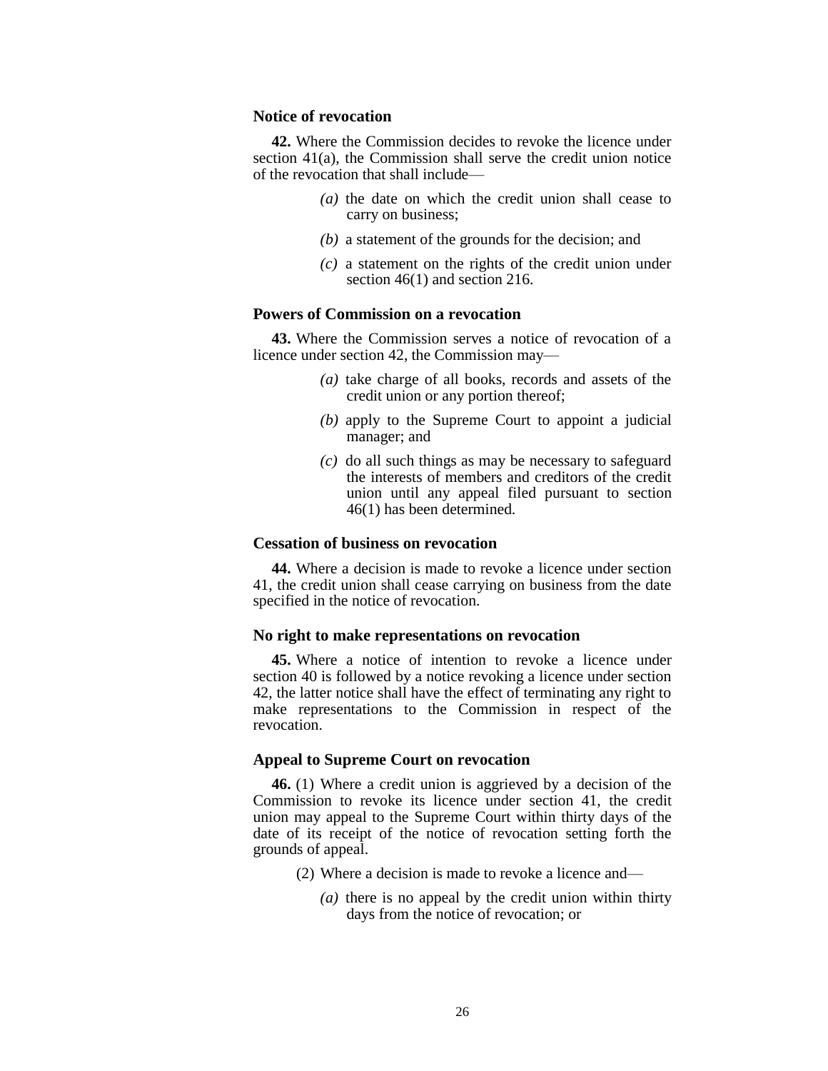### Notice of revocation

**42.** Where the Commission decides to revoke the licence under section 41(a), the Commission shall serve the credit union notice of the revocation that shall include—

*(a)* the date on which the credit union shall cease to carry on business;

*(b)* a statement of the grounds for the decision; and

*(c)* a statement on the rights of the credit union under section 46(1) and section 216.

### Powers of Commission on a revocation

**43.** Where the Commission serves a notice of revocation of a licence under section 42, the Commission may—

*(a)* take charge of all books, records and assets of the credit union or any portion thereof;

*(b)* apply to the Supreme Court to appoint a judicial manager; and

*(c)* do all such things as may be necessary to safeguard the interests of members and creditors of the credit union until any appeal filed pursuant to section 46(1) has been determined.

### Cessation of business on revocation

**44.** Where a decision is made to revoke a licence under section 41, the credit union shall cease carrying on business from the date specified in the notice of revocation.

### No right to make representations on revocation

**45.** Where a notice of intention to revoke a licence under section 40 is followed by a notice revoking a licence under section 42, the latter notice shall have the effect of terminating any right to make representations to the Commission in respect of the revocation.

### Appeal to Supreme Court on revocation

**46.** (1) Where a credit union is aggrieved by a decision of the Commission to revoke its licence under section 41, the credit union may appeal to the Supreme Court within thirty days of the date of its receipt of the notice of revocation setting forth the grounds of appeal.

(2) Where a decision is made to revoke a licence and—

*(a)* there is no appeal by the credit union within thirty days from the notice of revocation; or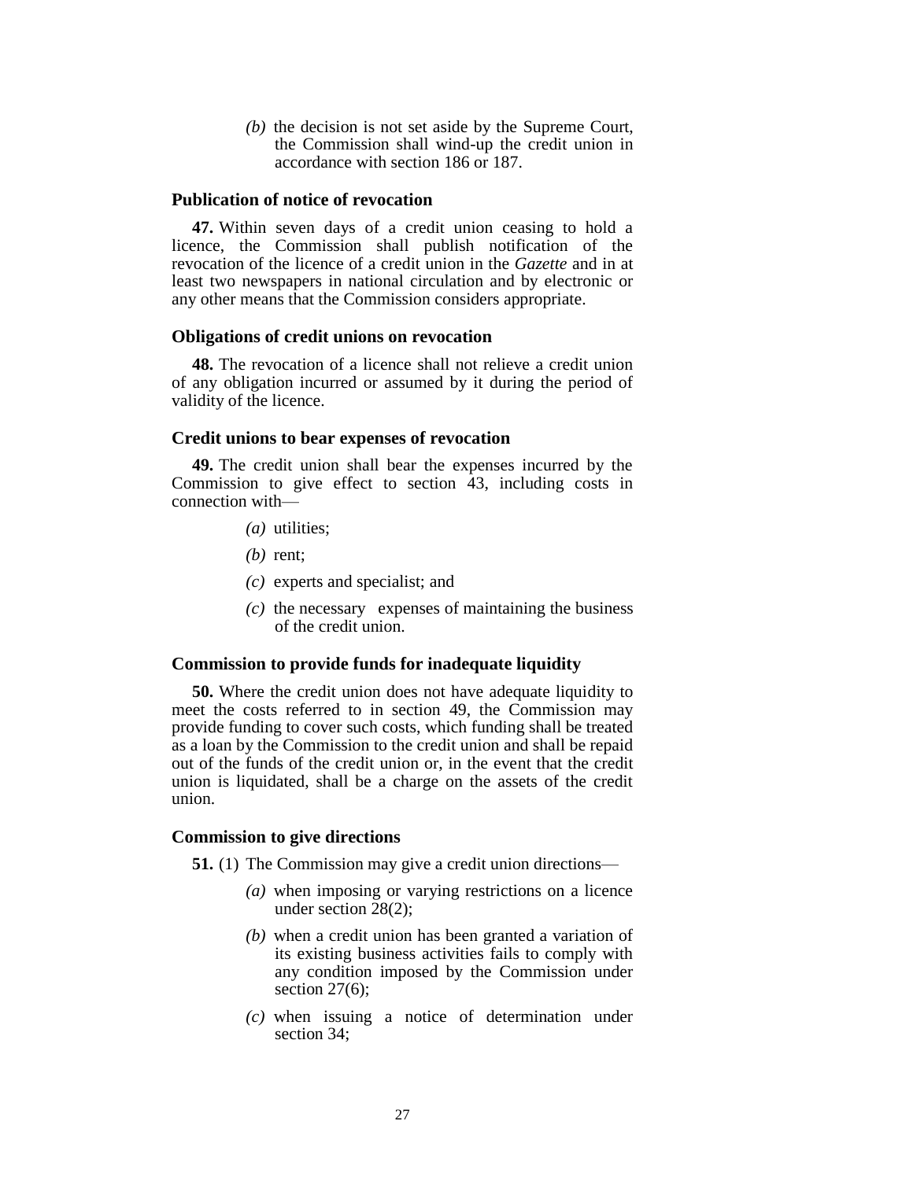*(b)* the decision is not set aside by the Supreme Court, the Commission shall wind-up the credit union in accordance with section 186 or 187.

### Publication of notice of revocation

**47.** Within seven days of a credit union ceasing to hold a licence, the Commission shall publish notification of the revocation of the licence of a credit union in the *Gazette* and in at least two newspapers in national circulation and by electronic or any other means that the Commission considers appropriate.

### Obligations of credit unions on revocation

**48.** The revocation of a licence shall not relieve a credit union of any obligation incurred or assumed by it during the period of validity of the licence.

### Credit unions to bear expenses of revocation

**49.** The credit union shall bear the expenses incurred by the Commission to give effect to section 43, including costs in connection with—

*(a)* utilities;

*(b)* rent;

*(c)* experts and specialist; and

*(c)* the necessary expenses of maintaining the business of the credit union.

### Commission to provide funds for inadequate liquidity

**50.** Where the credit union does not have adequate liquidity to meet the costs referred to in section 49, the Commission may provide funding to cover such costs, which funding shall be treated as a loan by the Commission to the credit union and shall be repaid out of the funds of the credit union or, in the event that the credit union is liquidated, shall be a charge on the assets of the credit union.

### Commission to give directions

**51.** (1) The Commission may give a credit union directions—

*(a)* when imposing or varying restrictions on a licence under section 28(2);

*(b)* when a credit union has been granted a variation of its existing business activities fails to comply with any condition imposed by the Commission under section 27(6);

*(c)* when issuing a notice of determination under section 34;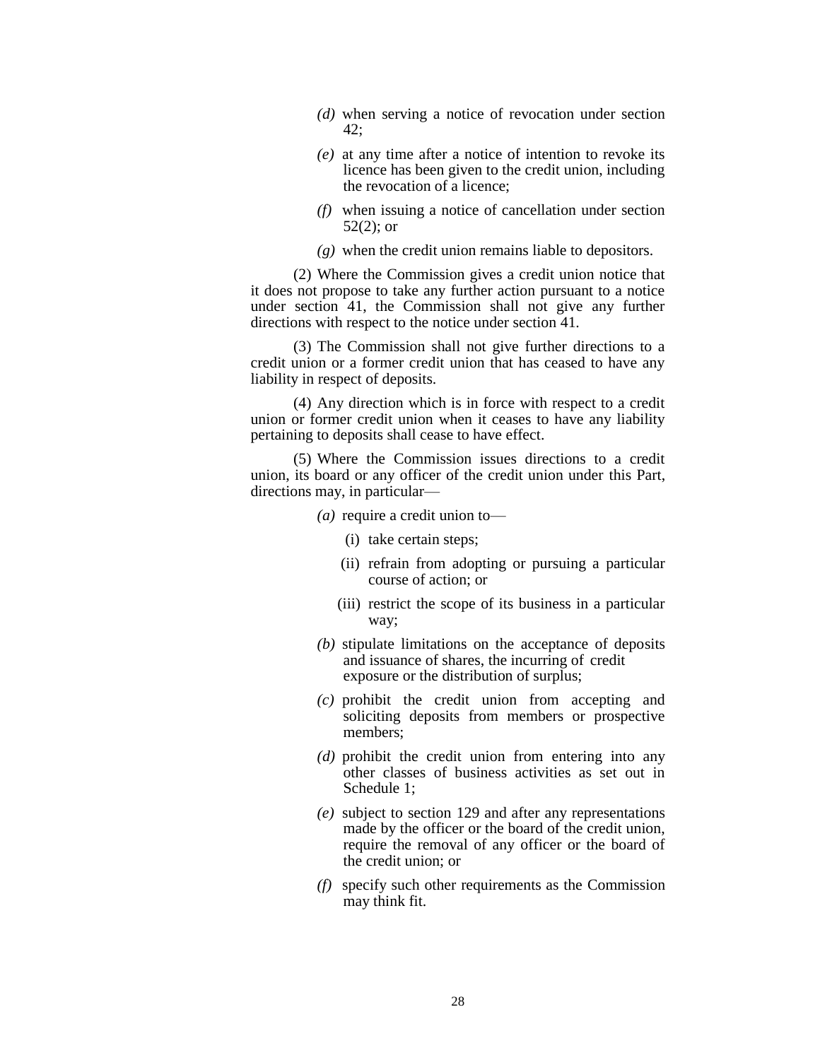*(d)* when serving a notice of revocation under section 42;

*(e)* at any time after a notice of intention to revoke its licence has been given to the credit union, including the revocation of a licence;

*(f)* when issuing a notice of cancellation under section 52(2); or

*(g)* when the credit union remains liable to depositors.

(2) Where the Commission gives a credit union notice that it does not propose to take any further action pursuant to a notice under section 41, the Commission shall not give any further directions with respect to the notice under section 41.

(3) The Commission shall not give further directions to a credit union or a former credit union that has ceased to have any liability in respect of deposits.

(4) Any direction which is in force with respect to a credit union or former credit union when it ceases to have any liability pertaining to deposits shall cease to have effect.

(5) Where the Commission issues directions to a credit union, its board or any officer of the credit union under this Part, directions may, in particular—

*(a)* require a credit union to—

(i) take certain steps;

(ii) refrain from adopting or pursuing a particular course of action; or

(iii) restrict the scope of its business in a particular way;

*(b)* stipulate limitations on the acceptance of deposits and issuance of shares, the incurring of credit exposure or the distribution of surplus;

*(c)* prohibit the credit union from accepting and soliciting deposits from members or prospective members;

*(d)* prohibit the credit union from entering into any other classes of business activities as set out in Schedule 1;

*(e)* subject to section 129 and after any representations made by the officer or the board of the credit union, require the removal of any officer or the board of the credit union; or

*(f)* specify such other requirements as the Commission may think fit.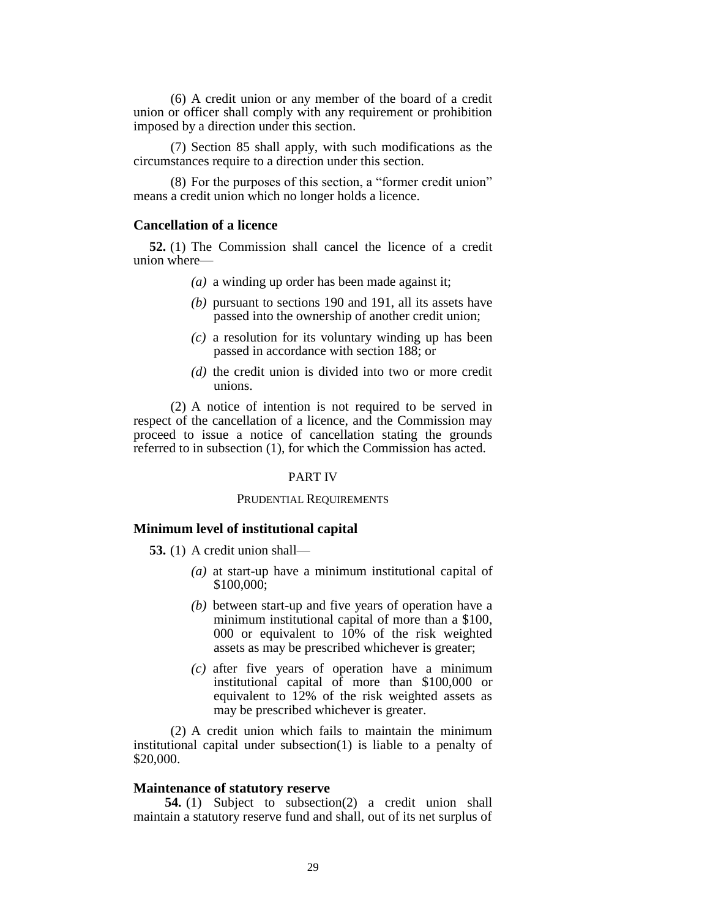(6) A credit union or any member of the board of a credit union or officer shall comply with any requirement or prohibition imposed by a direction under this section.

(7) Section 85 shall apply, with such modifications as the circumstances require to a direction under this section.

(8) For the purposes of this section, a "former credit union" means a credit union which no longer holds a licence.

### Cancellation of a licence

**52.** (1) The Commission shall cancel the licence of a credit union where—

- *(a)* a winding up order has been made against it;
- *(b)* pursuant to sections 190 and 191, all its assets have passed into the ownership of another credit union;
- *(c)* a resolution for its voluntary winding up has been passed in accordance with section 188; or
- *(d)* the credit union is divided into two or more credit unions.

(2) A notice of intention is not required to be served in respect of the cancellation of a licence, and the Commission may proceed to issue a notice of cancellation stating the grounds referred to in subsection (1), for which the Commission has acted.

## PART IV

## PRUDENTIAL REQUIREMENTS

### Minimum level of institutional capital

**53.** (1) A credit union shall—

- *(a)* at start-up have a minimum institutional capital of $100,000;
- *(b)* between start-up and five years of operation have a minimum institutional capital of more than a $100, 000 or equivalent to 10% of the risk weighted assets as may be prescribed whichever is greater;
- *(c)* after five years of operation have a minimum institutional capital of more than $100,000 or equivalent to 12% of the risk weighted assets as may be prescribed whichever is greater.

(2) A credit union which fails to maintain the minimum institutional capital under subsection(1) is liable to a penalty of $20,000.

### Maintenance of statutory reserve

**54.** (1) Subject to subsection(2) a credit union shall maintain a statutory reserve fund and shall, out of its net surplus of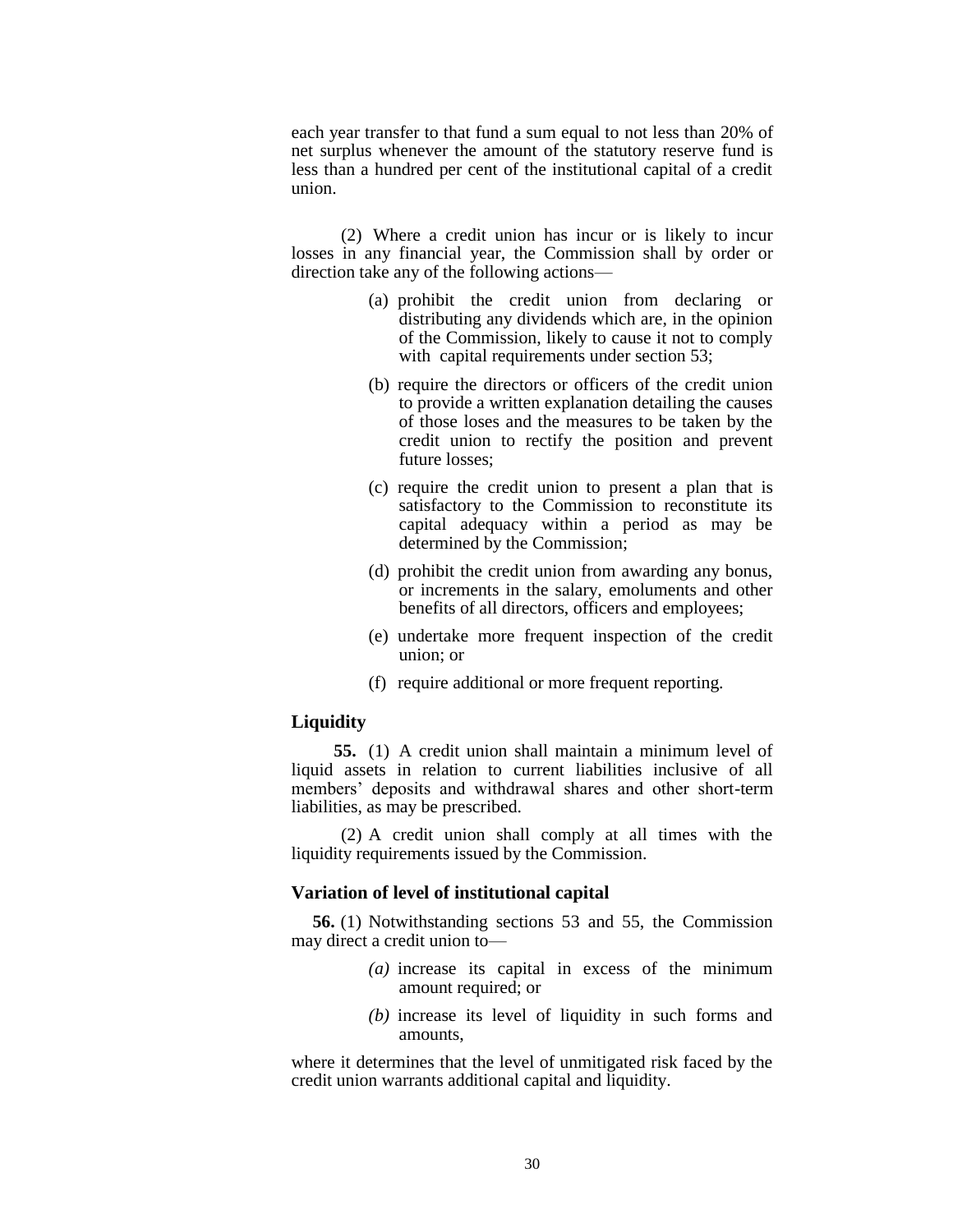each year transfer to that fund a sum equal to not less than 20% of net surplus whenever the amount of the statutory reserve fund is less than a hundred per cent of the institutional capital of a credit union.

(2) Where a credit union has incur or is likely to incur losses in any financial year, the Commission shall by order or direction take any of the following actions—

(a) prohibit the credit union from declaring or distributing any dividends which are, in the opinion of the Commission, likely to cause it not to comply with capital requirements under section 53;

(b) require the directors or officers of the credit union to provide a written explanation detailing the causes of those loses and the measures to be taken by the credit union to rectify the position and prevent future losses;

(c) require the credit union to present a plan that is satisfactory to the Commission to reconstitute its capital adequacy within a period as may be determined by the Commission;

(d) prohibit the credit union from awarding any bonus, or increments in the salary, emoluments and other benefits of all directors, officers and employees;

(e) undertake more frequent inspection of the credit union; or

(f) require additional or more frequent reporting.

### Liquidity

**55.** (1) A credit union shall maintain a minimum level of liquid assets in relation to current liabilities inclusive of all members' deposits and withdrawal shares and other short-term liabilities, as may be prescribed.

(2) A credit union shall comply at all times with the liquidity requirements issued by the Commission.

### Variation of level of institutional capital

**56.** (1) Notwithstanding sections 53 and 55, the Commission may direct a credit union to—

*(a)* increase its capital in excess of the minimum amount required; or

*(b)* increase its level of liquidity in such forms and amounts,

where it determines that the level of unmitigated risk faced by the credit union warrants additional capital and liquidity.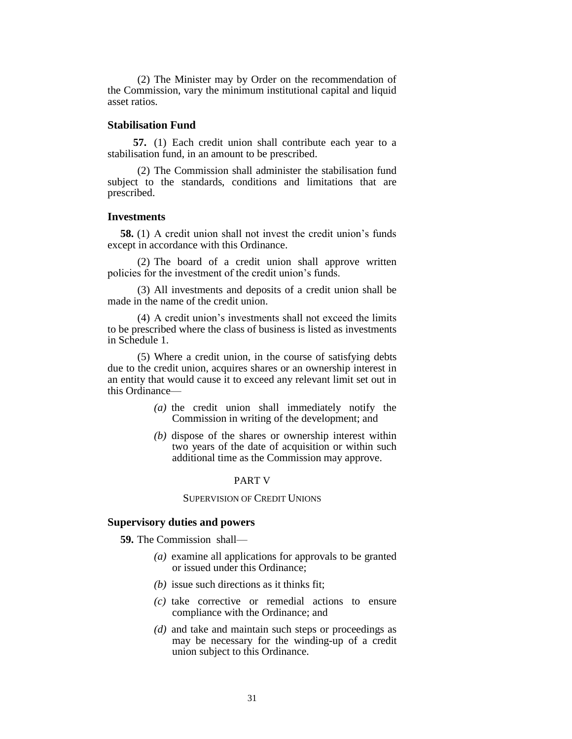(2) The Minister may by Order on the recommendation of the Commission, vary the minimum institutional capital and liquid asset ratios.

### Stabilisation Fund

**57.** (1) Each credit union shall contribute each year to a stabilisation fund, in an amount to be prescribed.

(2) The Commission shall administer the stabilisation fund subject to the standards, conditions and limitations that are prescribed.

### Investments

**58.** (1) A credit union shall not invest the credit union's funds except in accordance with this Ordinance.

(2) The board of a credit union shall approve written policies for the investment of the credit union's funds.

(3) All investments and deposits of a credit union shall be made in the name of the credit union.

(4) A credit union's investments shall not exceed the limits to be prescribed where the class of business is listed as investments in Schedule 1.

(5) Where a credit union, in the course of satisfying debts due to the credit union, acquires shares or an ownership interest in an entity that would cause it to exceed any relevant limit set out in this Ordinance—

- *(a)* the credit union shall immediately notify the Commission in writing of the development; and
- *(b)* dispose of the shares or ownership interest within two years of the date of acquisition or within such additional time as the Commission may approve.

## PART V

## SUPERVISION OF CREDIT UNIONS

### Supervisory duties and powers

**59.** The Commission shall—

- *(a)* examine all applications for approvals to be granted or issued under this Ordinance;
- *(b)* issue such directions as it thinks fit;
- *(c)* take corrective or remedial actions to ensure compliance with the Ordinance; and
- *(d)* and take and maintain such steps or proceedings as may be necessary for the winding-up of a credit union subject to this Ordinance.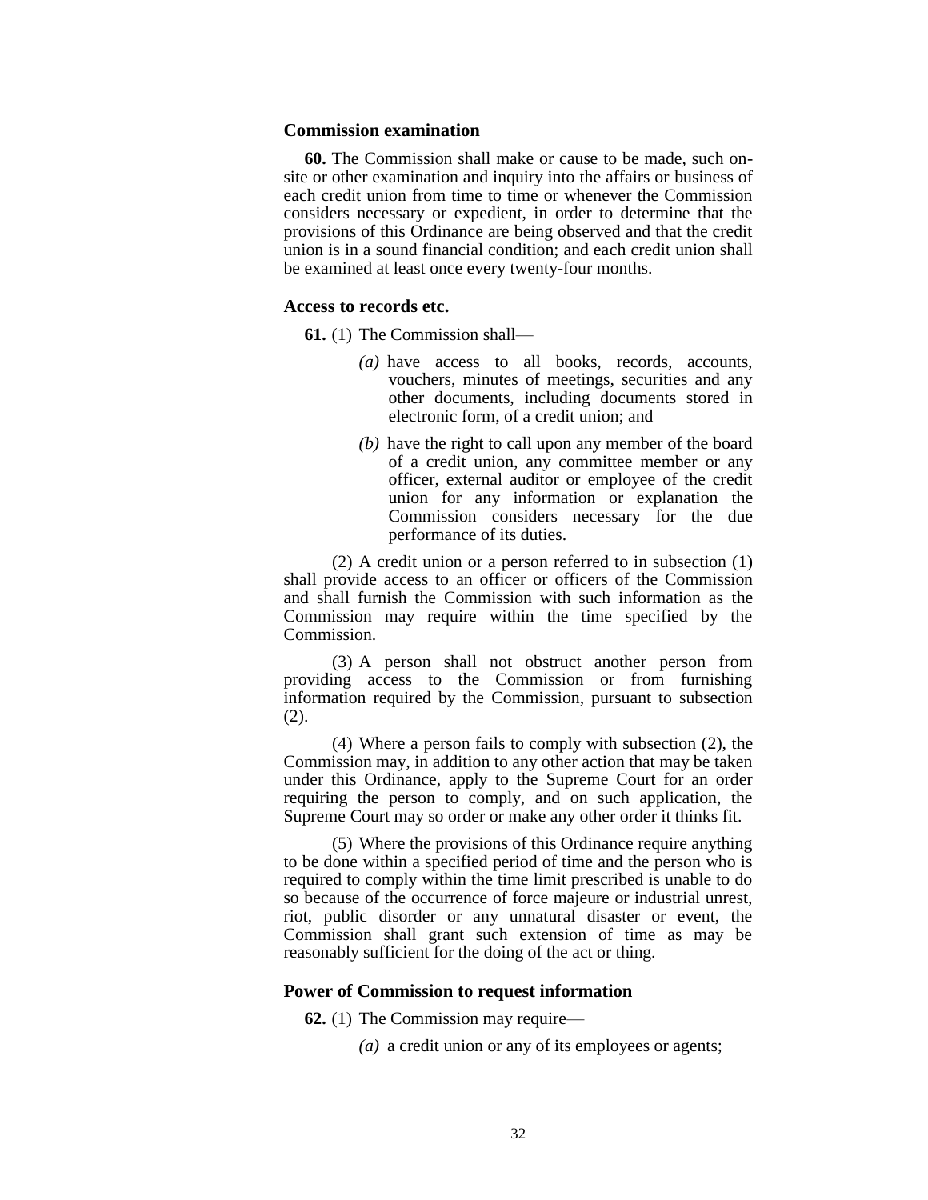### Commission examination

**60.** The Commission shall make or cause to be made, such on-site or other examination and inquiry into the affairs or business of each credit union from time to time or whenever the Commission considers necessary or expedient, in order to determine that the provisions of this Ordinance are being observed and that the credit union is in a sound financial condition; and each credit union shall be examined at least once every twenty-four months.

### Access to records etc.

**61.** (1) The Commission shall—

*(a)* have access to all books, records, accounts, vouchers, minutes of meetings, securities and any other documents, including documents stored in electronic form, of a credit union; and

*(b)* have the right to call upon any member of the board of a credit union, any committee member or any officer, external auditor or employee of the credit union for any information or explanation the Commission considers necessary for the due performance of its duties.

(2) A credit union or a person referred to in subsection (1) shall provide access to an officer or officers of the Commission and shall furnish the Commission with such information as the Commission may require within the time specified by the Commission.

(3) A person shall not obstruct another person from providing access to the Commission or from furnishing information required by the Commission, pursuant to subsection (2).

(4) Where a person fails to comply with subsection (2), the Commission may, in addition to any other action that may be taken under this Ordinance, apply to the Supreme Court for an order requiring the person to comply, and on such application, the Supreme Court may so order or make any other order it thinks fit.

(5) Where the provisions of this Ordinance require anything to be done within a specified period of time and the person who is required to comply within the time limit prescribed is unable to do so because of the occurrence of force majeure or industrial unrest, riot, public disorder or any unnatural disaster or event, the Commission shall grant such extension of time as may be reasonably sufficient for the doing of the act or thing.

### Power of Commission to request information

**62.** (1) The Commission may require—

*(a)* a credit union or any of its employees or agents;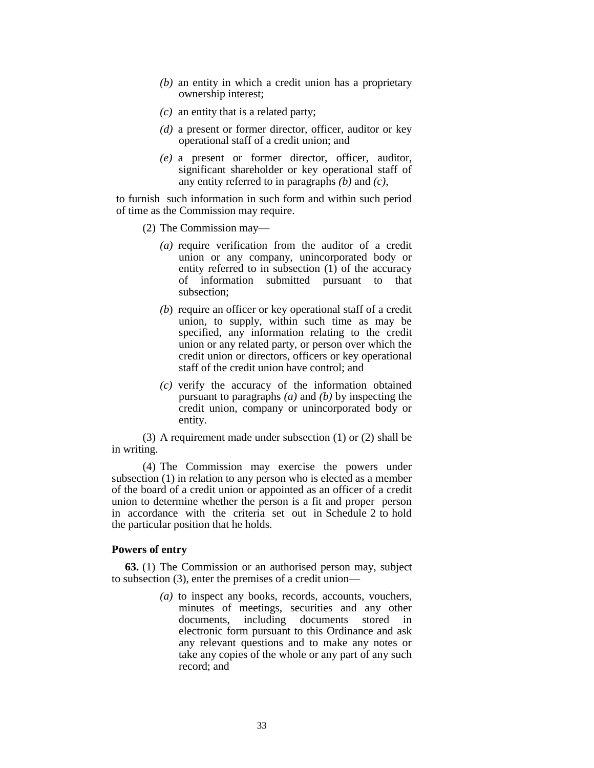*(b)* an entity in which a credit union has a proprietary ownership interest;

*(c)* an entity that is a related party;

*(d)* a present or former director, officer, auditor or key operational staff of a credit union; and

*(e)* a present or former director, officer, auditor, significant shareholder or key operational staff of any entity referred to in paragraphs *(b)* and *(c)*,

to furnish such information in such form and within such period of time as the Commission may require.

(2) The Commission may—

*(a)* require verification from the auditor of a credit union or any company, unincorporated body or entity referred to in subsection (1) of the accuracy of information submitted pursuant to that subsection;

*(b)* require an officer or key operational staff of a credit union, to supply, within such time as may be specified, any information relating to the credit union or any related party, or person over which the credit union or directors, officers or key operational staff of the credit union have control; and

*(c)* verify the accuracy of the information obtained pursuant to paragraphs *(a)* and *(b)* by inspecting the credit union, company or unincorporated body or entity.

(3) A requirement made under subsection (1) or (2) shall be in writing.

(4) The Commission may exercise the powers under subsection (1) in relation to any person who is elected as a member of the board of a credit union or appointed as an officer of a credit union to determine whether the person is a fit and proper person in accordance with the criteria set out in Schedule 2 to hold the particular position that he holds.

**Powers of entry**

**63.** (1) The Commission or an authorised person may, subject to subsection (3), enter the premises of a credit union—

*(a)* to inspect any books, records, accounts, vouchers, minutes of meetings, securities and any other documents, including documents stored in electronic form pursuant to this Ordinance and ask any relevant questions and to make any notes or take any copies of the whole or any part of any such record; and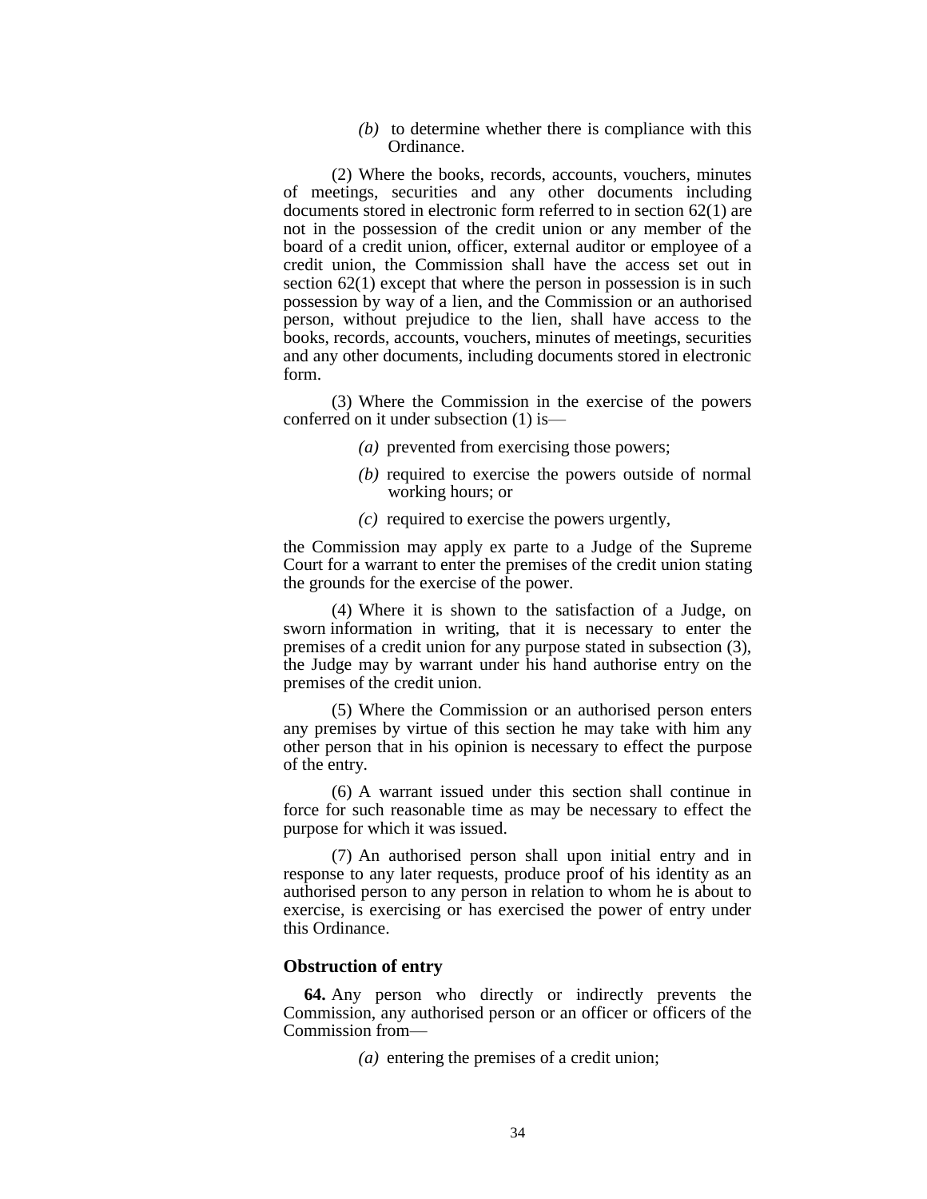*(b)* to determine whether there is compliance with this Ordinance.

(2) Where the books, records, accounts, vouchers, minutes of meetings, securities and any other documents including documents stored in electronic form referred to in section 62(1) are not in the possession of the credit union or any member of the board of a credit union, officer, external auditor or employee of a credit union, the Commission shall have the access set out in section 62(1) except that where the person in possession is in such possession by way of a lien, and the Commission or an authorised person, without prejudice to the lien, shall have access to the books, records, accounts, vouchers, minutes of meetings, securities and any other documents, including documents stored in electronic form.

(3) Where the Commission in the exercise of the powers conferred on it under subsection (1) is—

*(a)* prevented from exercising those powers;

*(b)* required to exercise the powers outside of normal working hours; or

*(c)* required to exercise the powers urgently,

the Commission may apply ex parte to a Judge of the Supreme Court for a warrant to enter the premises of the credit union stating the grounds for the exercise of the power.

(4) Where it is shown to the satisfaction of a Judge, on sworn information in writing, that it is necessary to enter the premises of a credit union for any purpose stated in subsection (3), the Judge may by warrant under his hand authorise entry on the premises of the credit union.

(5) Where the Commission or an authorised person enters any premises by virtue of this section he may take with him any other person that in his opinion is necessary to effect the purpose of the entry.

(6) A warrant issued under this section shall continue in force for such reasonable time as may be necessary to effect the purpose for which it was issued.

(7) An authorised person shall upon initial entry and in response to any later requests, produce proof of his identity as an authorised person to any person in relation to whom he is about to exercise, is exercising or has exercised the power of entry under this Ordinance.

### Obstruction of entry

**64.** Any person who directly or indirectly prevents the Commission, any authorised person or an officer or officers of the Commission from—

*(a)* entering the premises of a credit union;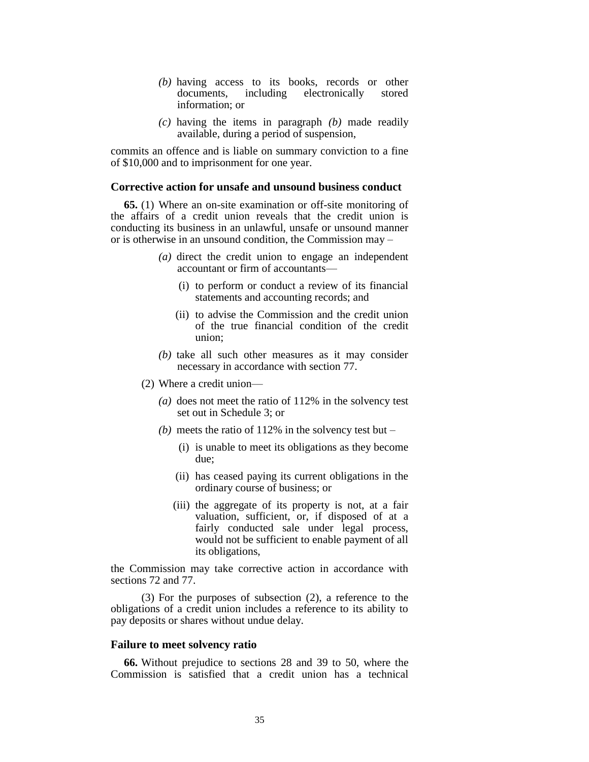*(b)* having access to its books, records or other documents, including electronically stored information; or

*(c)* having the items in paragraph *(b)* made readily available, during a period of suspension,

commits an offence and is liable on summary conviction to a fine of $10,000 and to imprisonment for one year.

**Corrective action for unsafe and unsound business conduct**

**65.** (1) Where an on-site examination or off-site monitoring of the affairs of a credit union reveals that the credit union is conducting its business in an unlawful, unsafe or unsound manner or is otherwise in an unsound condition, the Commission may –

*(a)* direct the credit union to engage an independent accountant or firm of accountants—

(i) to perform or conduct a review of its financial statements and accounting records; and

(ii) to advise the Commission and the credit union of the true financial condition of the credit union;

*(b)* take all such other measures as it may consider necessary in accordance with section 77.

(2) Where a credit union—

*(a)* does not meet the ratio of 112% in the solvency test set out in Schedule 3; or

*(b)* meets the ratio of 112% in the solvency test but –

(i) is unable to meet its obligations as they become due;

(ii) has ceased paying its current obligations in the ordinary course of business; or

(iii) the aggregate of its property is not, at a fair valuation, sufficient, or, if disposed of at a fairly conducted sale under legal process, would not be sufficient to enable payment of all its obligations,

the Commission may take corrective action in accordance with sections 72 and 77.

(3) For the purposes of subsection (2), a reference to the obligations of a credit union includes a reference to its ability to pay deposits or shares without undue delay.

**Failure to meet solvency ratio**

**66.** Without prejudice to sections 28 and 39 to 50, where the Commission is satisfied that a credit union has a technical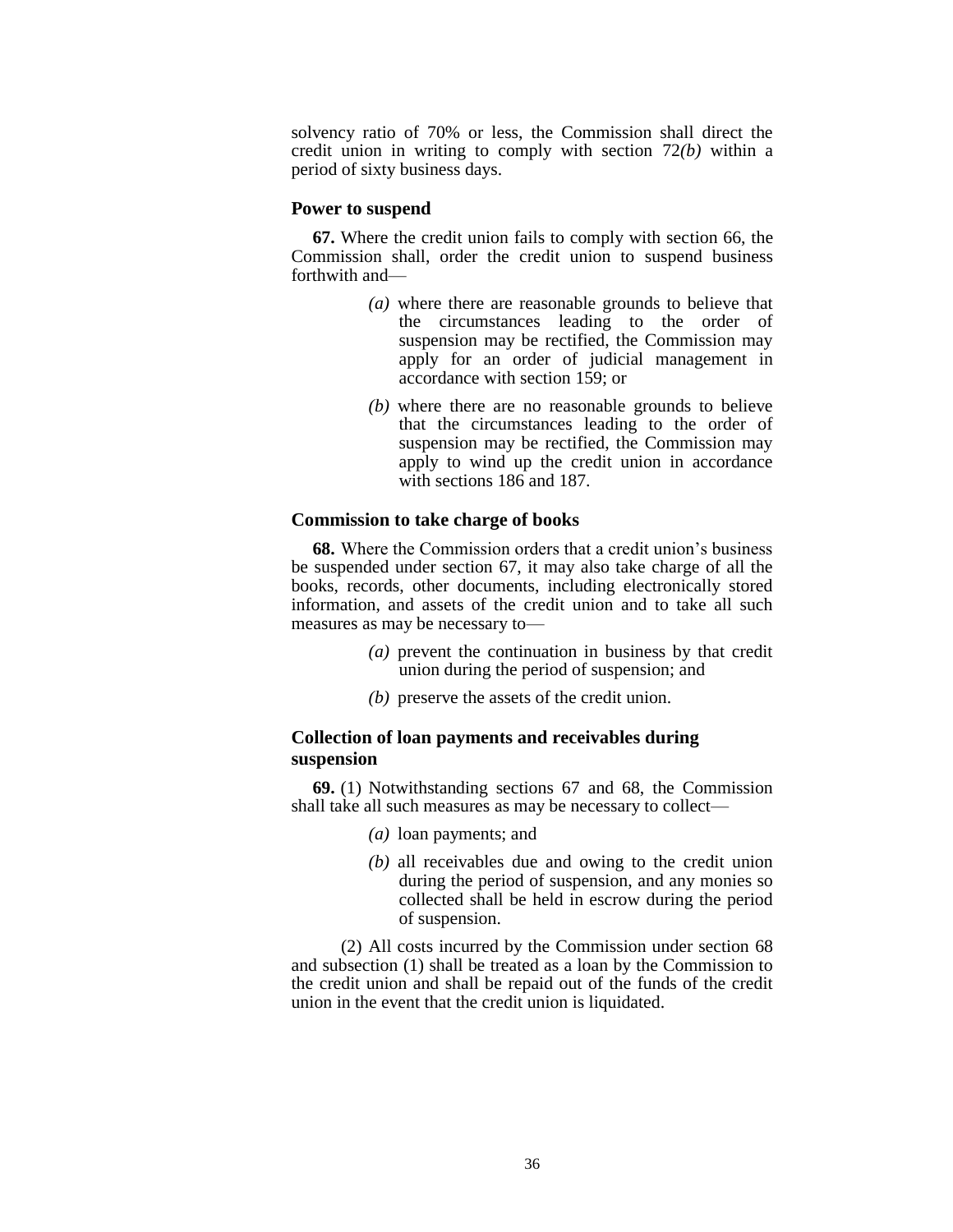solvency ratio of 70% or less, the Commission shall direct the credit union in writing to comply with section 72*(b)* within a period of sixty business days.

### Power to suspend

**67.** Where the credit union fails to comply with section 66, the Commission shall, order the credit union to suspend business forthwith and—

*(a)* where there are reasonable grounds to believe that the circumstances leading to the order of suspension may be rectified, the Commission may apply for an order of judicial management in accordance with section 159; or

*(b)* where there are no reasonable grounds to believe that the circumstances leading to the order of suspension may be rectified, the Commission may apply to wind up the credit union in accordance with sections 186 and 187.

### Commission to take charge of books

**68.** Where the Commission orders that a credit union's business be suspended under section 67, it may also take charge of all the books, records, other documents, including electronically stored information, and assets of the credit union and to take all such measures as may be necessary to—

*(a)* prevent the continuation in business by that credit union during the period of suspension; and

*(b)* preserve the assets of the credit union.

### Collection of loan payments and receivables during suspension

**69.** (1) Notwithstanding sections 67 and 68, the Commission shall take all such measures as may be necessary to collect—

*(a)* loan payments; and

*(b)* all receivables due and owing to the credit union during the period of suspension, and any monies so collected shall be held in escrow during the period of suspension.

(2) All costs incurred by the Commission under section 68 and subsection (1) shall be treated as a loan by the Commission to the credit union and shall be repaid out of the funds of the credit union in the event that the credit union is liquidated.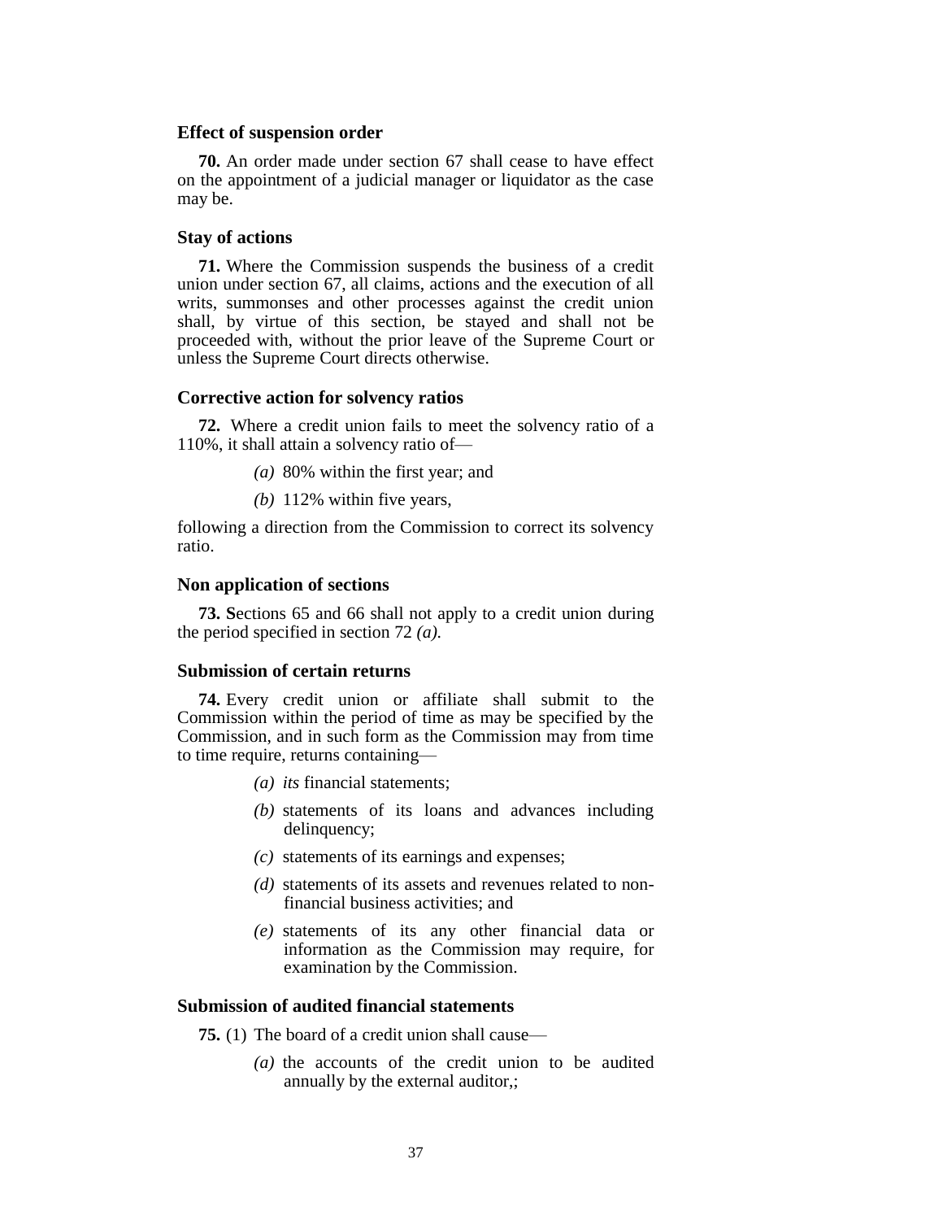### Effect of suspension order

**70.** An order made under section 67 shall cease to have effect on the appointment of a judicial manager or liquidator as the case may be.

### Stay of actions

**71.** Where the Commission suspends the business of a credit union under section 67, all claims, actions and the execution of all writs, summonses and other processes against the credit union shall, by virtue of this section, be stayed and shall not be proceeded with, without the prior leave of the Supreme Court or unless the Supreme Court directs otherwise.

### Corrective action for solvency ratios

**72.** Where a credit union fails to meet the solvency ratio of a 110%, it shall attain a solvency ratio of—

*(a)* 80% within the first year; and

*(b)* 112% within five years,

following a direction from the Commission to correct its solvency ratio.

### Non application of sections

**73. S**ections 65 and 66 shall not apply to a credit union during the period specified in section 72 *(a).*

### Submission of certain returns

**74.** Every credit union or affiliate shall submit to the Commission within the period of time as may be specified by the Commission, and in such form as the Commission may from time to time require, returns containing—

*(a)* *its* financial statements;

*(b)* statements of its loans and advances including delinquency;

*(c)* statements of its earnings and expenses;

*(d)* statements of its assets and revenues related to non-financial business activities; and

*(e)* statements of its any other financial data or information as the Commission may require, for examination by the Commission.

### Submission of audited financial statements

**75.** (1) The board of a credit union shall cause—

*(a)* the accounts of the credit union to be audited annually by the external auditor,;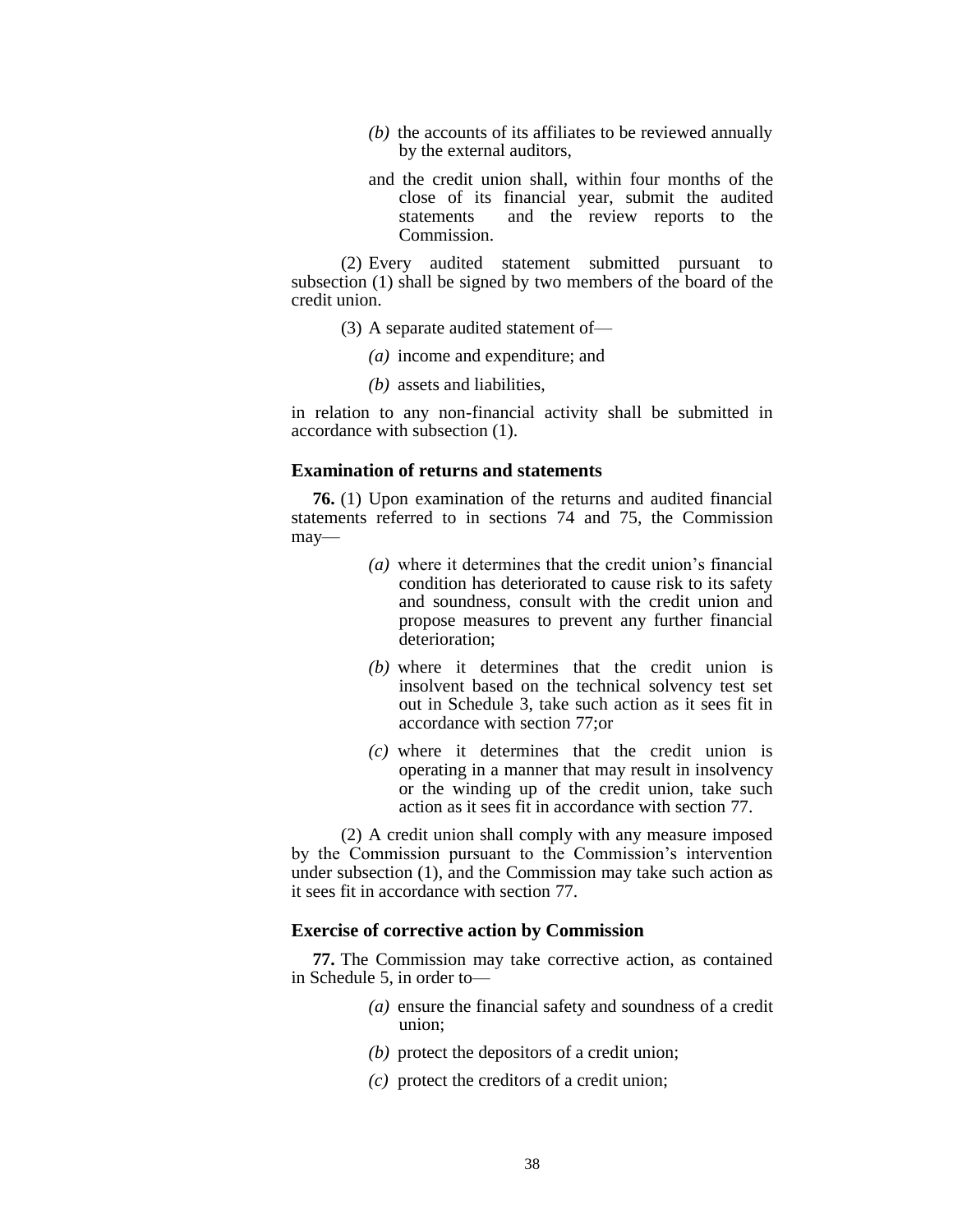(b) the accounts of its affiliates to be reviewed annually by the external auditors,

and the credit union shall, within four months of the close of its financial year, submit the audited statements and the review reports to the Commission.

(2) Every audited statement submitted pursuant to subsection (1) shall be signed by two members of the board of the credit union.

(3) A separate audited statement of—

(a) income and expenditure; and

(b) assets and liabilities,

in relation to any non-financial activity shall be submitted in accordance with subsection (1).

### Examination of returns and statements

**76.** (1) Upon examination of the returns and audited financial statements referred to in sections 74 and 75, the Commission may—

(a) where it determines that the credit union's financial condition has deteriorated to cause risk to its safety and soundness, consult with the credit union and propose measures to prevent any further financial deterioration;

(b) where it determines that the credit union is insolvent based on the technical solvency test set out in Schedule 3, take such action as it sees fit in accordance with section 77;or

(c) where it determines that the credit union is operating in a manner that may result in insolvency or the winding up of the credit union, take such action as it sees fit in accordance with section 77.

(2) A credit union shall comply with any measure imposed by the Commission pursuant to the Commission's intervention under subsection (1), and the Commission may take such action as it sees fit in accordance with section 77.

### Exercise of corrective action by Commission

**77.** The Commission may take corrective action, as contained in Schedule 5, in order to—

(a) ensure the financial safety and soundness of a credit union;

(b) protect the depositors of a credit union;

(c) protect the creditors of a credit union;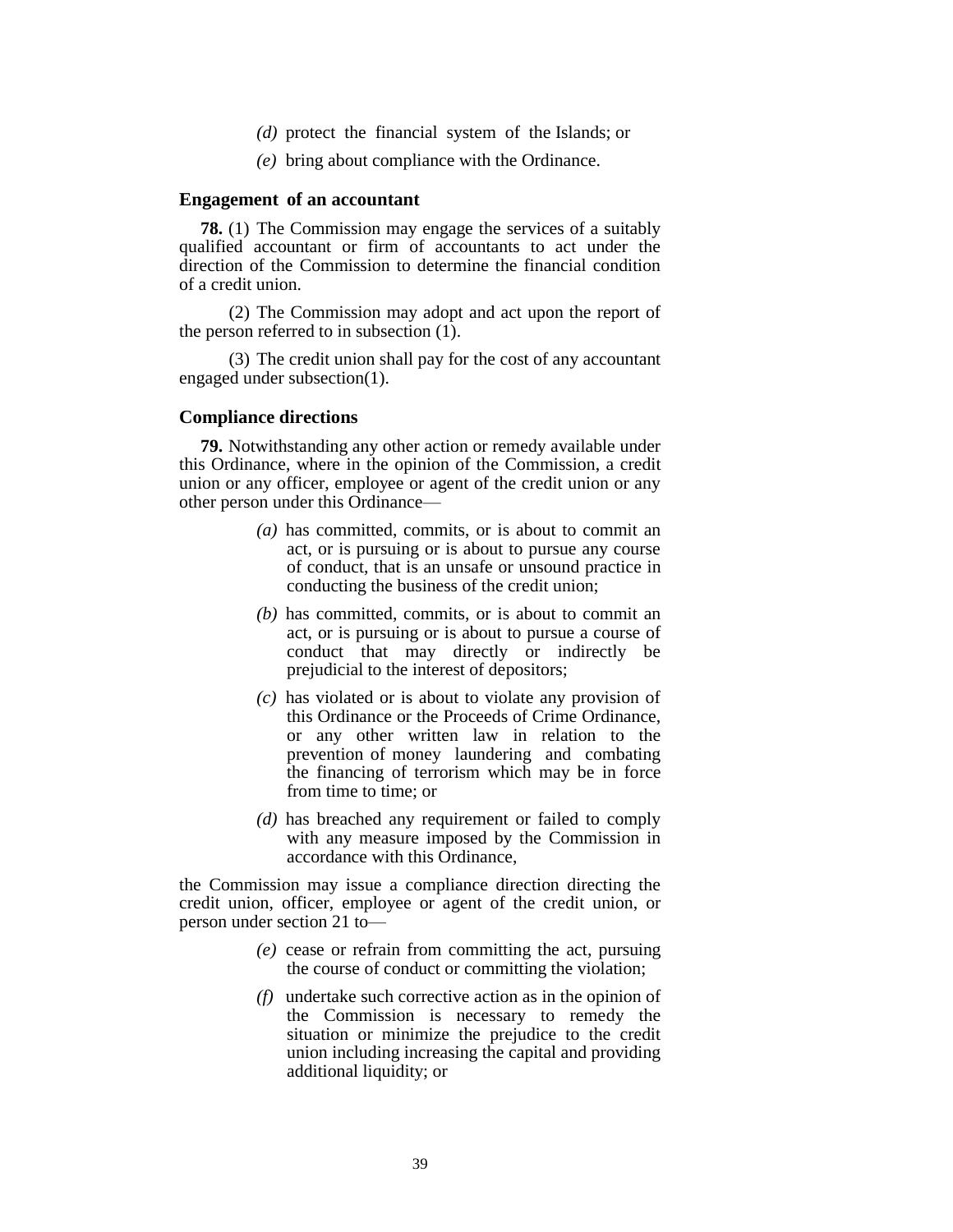*(d)* protect the financial system of the Islands; or

*(e)* bring about compliance with the Ordinance.

### Engagement of an accountant

**78.** (1) The Commission may engage the services of a suitably qualified accountant or firm of accountants to act under the direction of the Commission to determine the financial condition of a credit union.

(2) The Commission may adopt and act upon the report of the person referred to in subsection (1).

(3) The credit union shall pay for the cost of any accountant engaged under subsection(1).

### Compliance directions

**79.** Notwithstanding any other action or remedy available under this Ordinance, where in the opinion of the Commission, a credit union or any officer, employee or agent of the credit union or any other person under this Ordinance—

*(a)* has committed, commits, or is about to commit an act, or is pursuing or is about to pursue any course of conduct, that is an unsafe or unsound practice in conducting the business of the credit union;

*(b)* has committed, commits, or is about to commit an act, or is pursuing or is about to pursue a course of conduct that may directly or indirectly be prejudicial to the interest of depositors;

*(c)* has violated or is about to violate any provision of this Ordinance or the Proceeds of Crime Ordinance, or any other written law in relation to the prevention of money laundering and combating the financing of terrorism which may be in force from time to time; or

*(d)* has breached any requirement or failed to comply with any measure imposed by the Commission in accordance with this Ordinance,

the Commission may issue a compliance direction directing the credit union, officer, employee or agent of the credit union, or person under section 21 to—

*(e)* cease or refrain from committing the act, pursuing the course of conduct or committing the violation;

*(f)* undertake such corrective action as in the opinion of the Commission is necessary to remedy the situation or minimize the prejudice to the credit union including increasing the capital and providing additional liquidity; or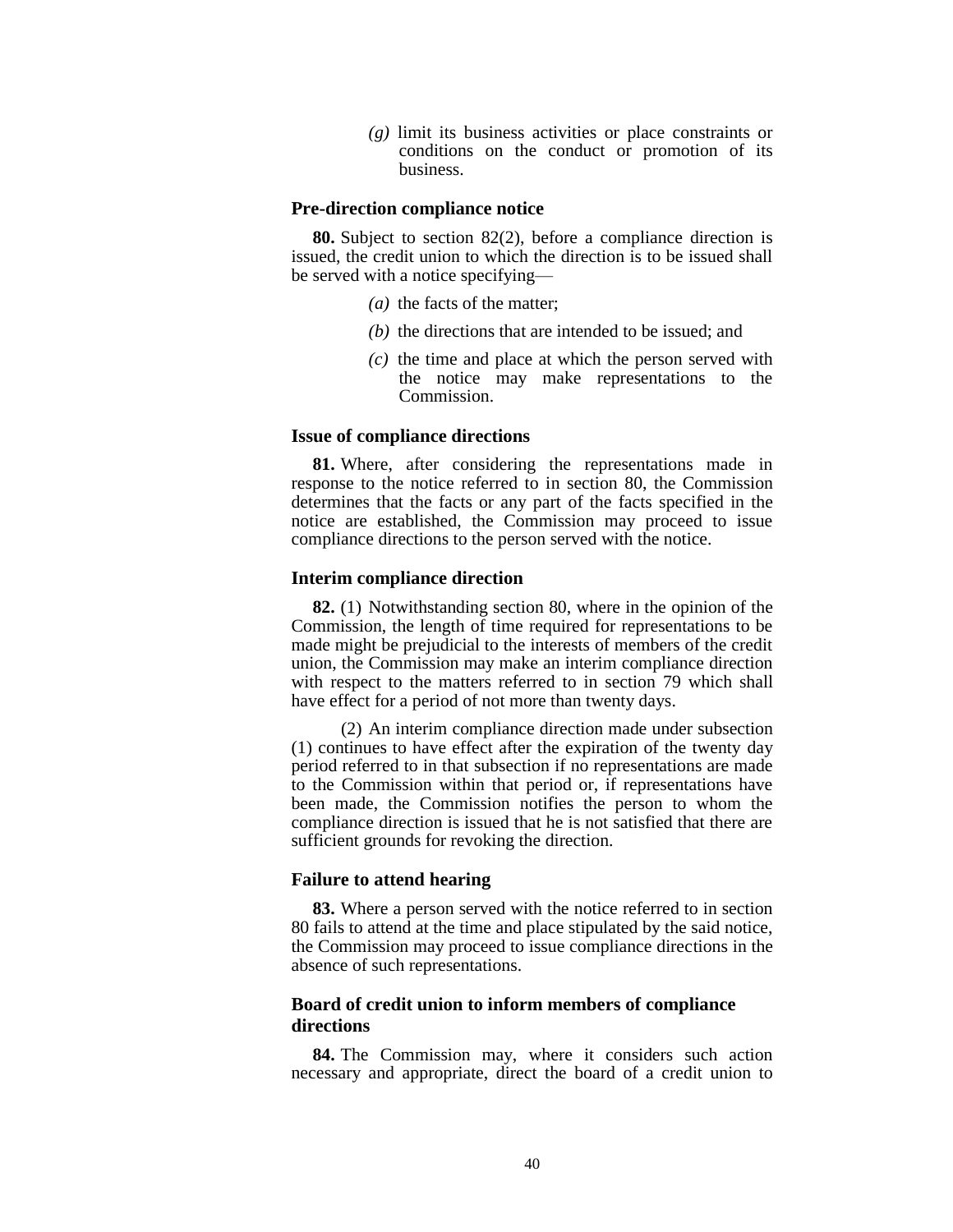*(g)* limit its business activities or place constraints or conditions on the conduct or promotion of its business.

### Pre-direction compliance notice

**80.** Subject to section 82(2), before a compliance direction is issued, the credit union to which the direction is to be issued shall be served with a notice specifying—

*(a)* the facts of the matter;

*(b)* the directions that are intended to be issued; and

*(c)* the time and place at which the person served with the notice may make representations to the Commission.

### Issue of compliance directions

**81.** Where, after considering the representations made in response to the notice referred to in section 80, the Commission determines that the facts or any part of the facts specified in the notice are established, the Commission may proceed to issue compliance directions to the person served with the notice.

### Interim compliance direction

**82.** (1) Notwithstanding section 80, where in the opinion of the Commission, the length of time required for representations to be made might be prejudicial to the interests of members of the credit union, the Commission may make an interim compliance direction with respect to the matters referred to in section 79 which shall have effect for a period of not more than twenty days.

(2) An interim compliance direction made under subsection (1) continues to have effect after the expiration of the twenty day period referred to in that subsection if no representations are made to the Commission within that period or, if representations have been made, the Commission notifies the person to whom the compliance direction is issued that he is not satisfied that there are sufficient grounds for revoking the direction.

### Failure to attend hearing

**83.** Where a person served with the notice referred to in section 80 fails to attend at the time and place stipulated by the said notice, the Commission may proceed to issue compliance directions in the absence of such representations.

### Board of credit union to inform members of compliance directions

**84.** The Commission may, where it considers such action necessary and appropriate, direct the board of a credit union to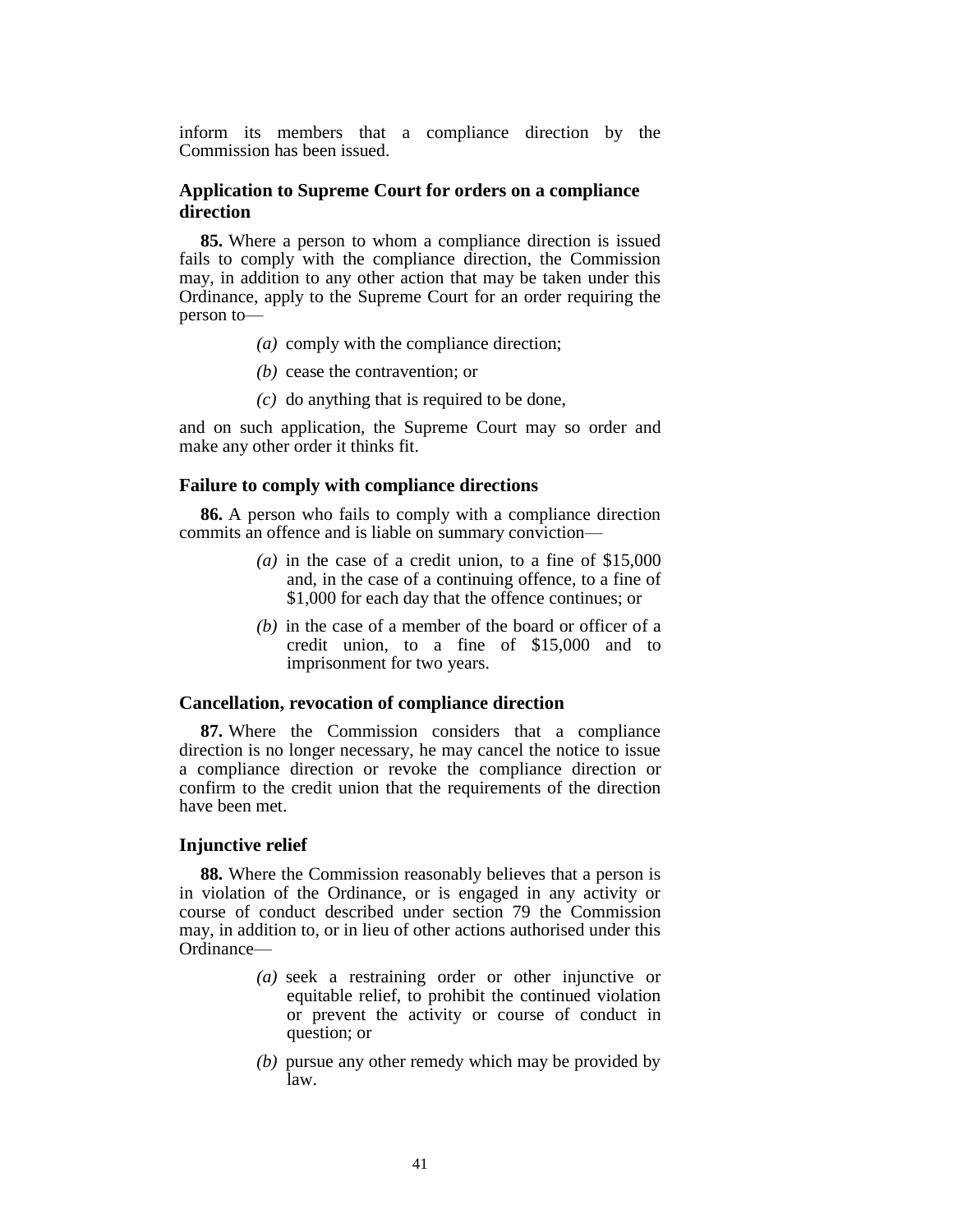inform its members that a compliance direction by the Commission has been issued.

### Application to Supreme Court for orders on a compliance direction

**85.** Where a person to whom a compliance direction is issued fails to comply with the compliance direction, the Commission may, in addition to any other action that may be taken under this Ordinance, apply to the Supreme Court for an order requiring the person to—

> *(a)* comply with the compliance direction;
>
> *(b)* cease the contravention; or
>
> *(c)* do anything that is required to be done,

and on such application, the Supreme Court may so order and make any other order it thinks fit.

### Failure to comply with compliance directions

**86.** A person who fails to comply with a compliance direction commits an offence and is liable on summary conviction—

> *(a)* in the case of a credit union, to a fine of $15,000 and, in the case of a continuing offence, to a fine of $1,000 for each day that the offence continues; or
>
> *(b)* in the case of a member of the board or officer of a credit union, to a fine of $15,000 and to imprisonment for two years.

### Cancellation, revocation of compliance direction

**87.** Where the Commission considers that a compliance direction is no longer necessary, he may cancel the notice to issue a compliance direction or revoke the compliance direction or confirm to the credit union that the requirements of the direction have been met.

### Injunctive relief

**88.** Where the Commission reasonably believes that a person is in violation of the Ordinance, or is engaged in any activity or course of conduct described under section 79 the Commission may, in addition to, or in lieu of other actions authorised under this Ordinance—

> *(a)* seek a restraining order or other injunctive or equitable relief, to prohibit the continued violation or prevent the activity or course of conduct in question; or
>
> *(b)* pursue any other remedy which may be provided by law.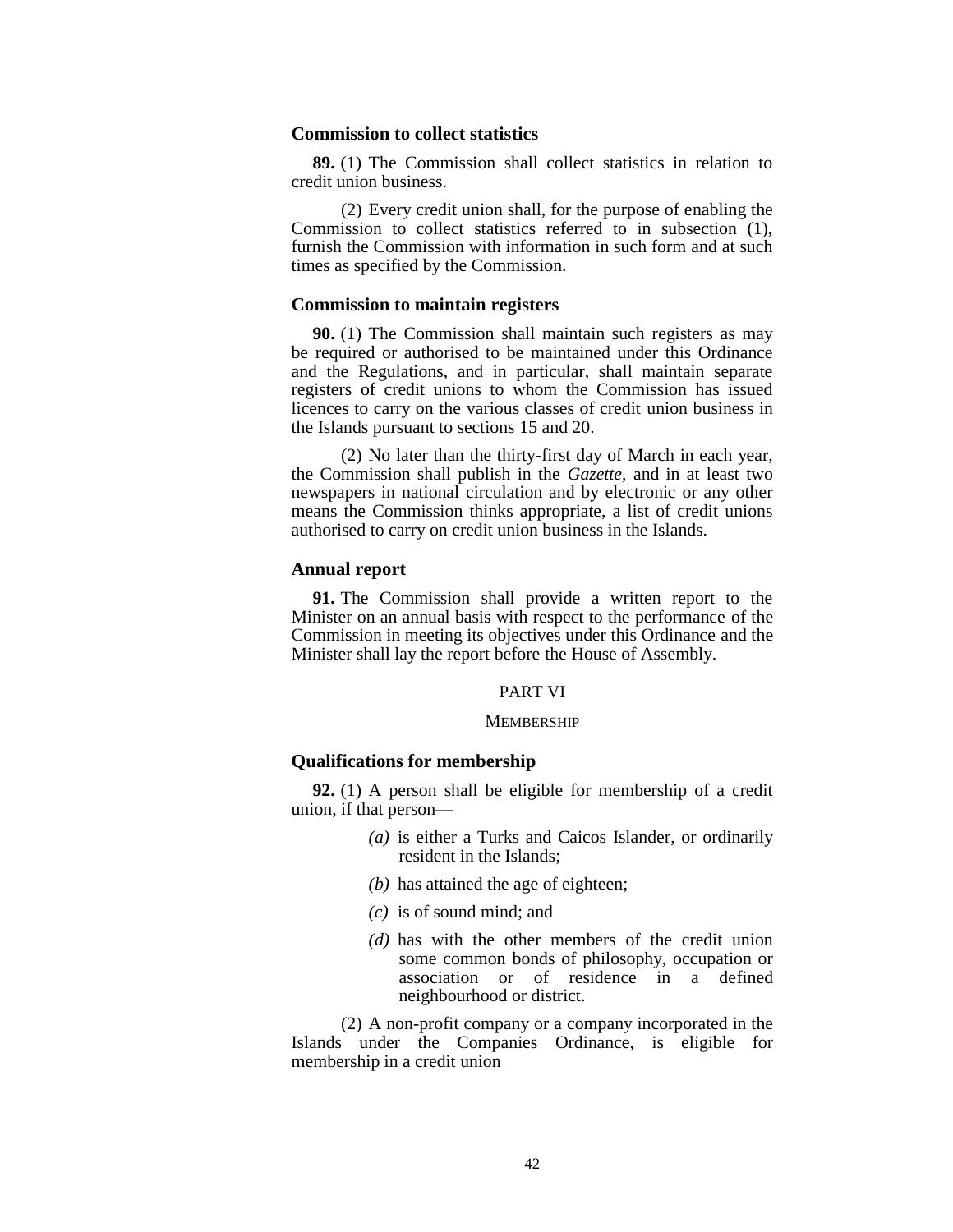### Commission to collect statistics

**89.** (1) The Commission shall collect statistics in relation to credit union business.

(2) Every credit union shall, for the purpose of enabling the Commission to collect statistics referred to in subsection (1), furnish the Commission with information in such form and at such times as specified by the Commission.

### Commission to maintain registers

**90.** (1) The Commission shall maintain such registers as may be required or authorised to be maintained under this Ordinance and the Regulations, and in particular, shall maintain separate registers of credit unions to whom the Commission has issued licences to carry on the various classes of credit union business in the Islands pursuant to sections 15 and 20.

(2) No later than the thirty-first day of March in each year, the Commission shall publish in the *Gazette*, and in at least two newspapers in national circulation and by electronic or any other means the Commission thinks appropriate, a list of credit unions authorised to carry on credit union business in the Islands.

### Annual report

**91.** The Commission shall provide a written report to the Minister on an annual basis with respect to the performance of the Commission in meeting its objectives under this Ordinance and the Minister shall lay the report before the House of Assembly.

## PART VI

## MEMBERSHIP

### Qualifications for membership

**92.** (1) A person shall be eligible for membership of a credit union, if that person—

*(a)* is either a Turks and Caicos Islander, or ordinarily resident in the Islands;

*(b)* has attained the age of eighteen;

*(c)* is of sound mind; and

*(d)* has with the other members of the credit union some common bonds of philosophy, occupation or association or of residence in a defined neighbourhood or district.

(2) A non-profit company or a company incorporated in the Islands under the Companies Ordinance, is eligible for membership in a credit union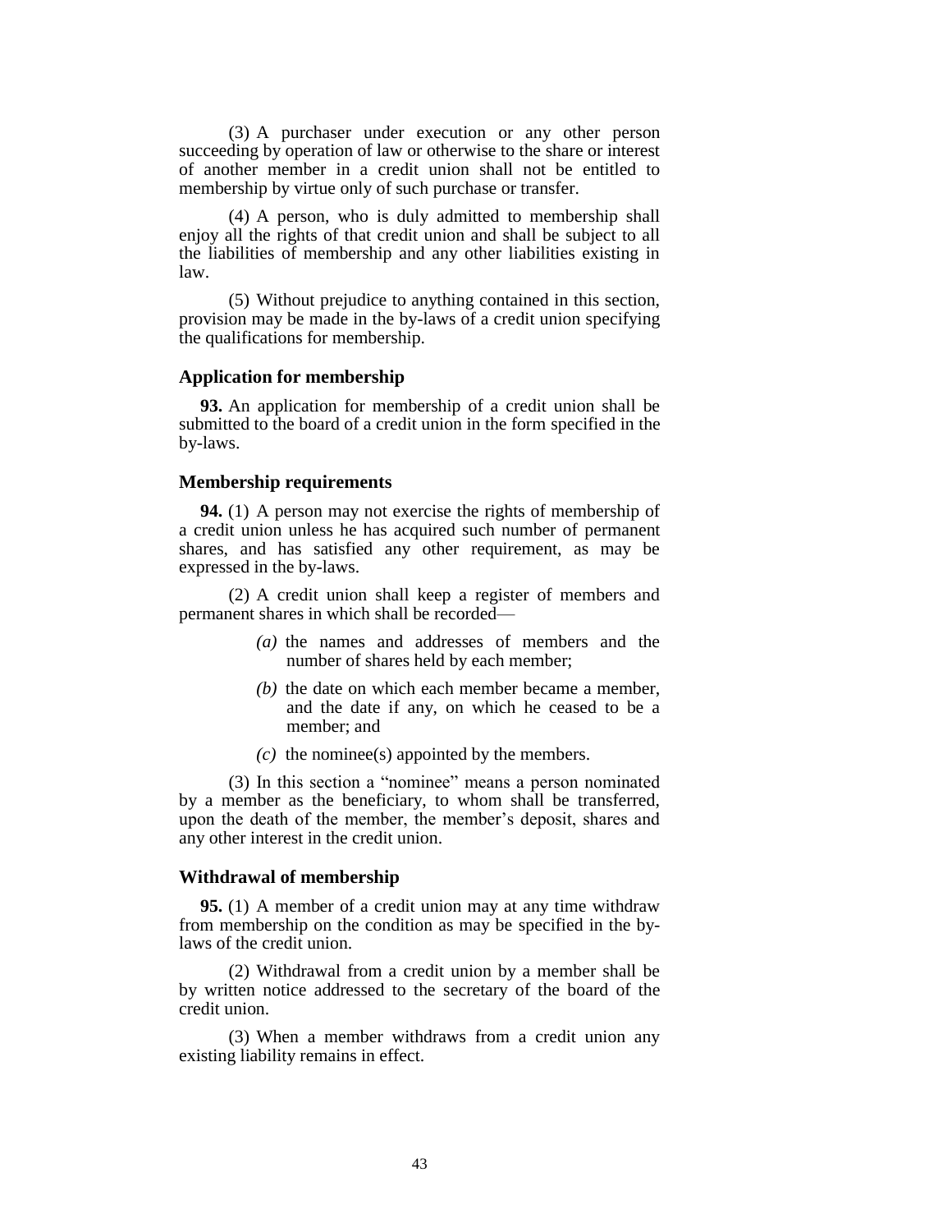(3) A purchaser under execution or any other person succeeding by operation of law or otherwise to the share or interest of another member in a credit union shall not be entitled to membership by virtue only of such purchase or transfer.

(4) A person, who is duly admitted to membership shall enjoy all the rights of that credit union and shall be subject to all the liabilities of membership and any other liabilities existing in law.

(5) Without prejudice to anything contained in this section, provision may be made in the by-laws of a credit union specifying the qualifications for membership.

### Application for membership

**93.** An application for membership of a credit union shall be submitted to the board of a credit union in the form specified in the by-laws.

### Membership requirements

**94.** (1) A person may not exercise the rights of membership of a credit union unless he has acquired such number of permanent shares, and has satisfied any other requirement, as may be expressed in the by-laws.

(2) A credit union shall keep a register of members and permanent shares in which shall be recorded—

*(a)* the names and addresses of members and the number of shares held by each member;

*(b)* the date on which each member became a member, and the date if any, on which he ceased to be a member; and

*(c)* the nominee(s) appointed by the members.

(3) In this section a "nominee" means a person nominated by a member as the beneficiary, to whom shall be transferred, upon the death of the member, the member's deposit, shares and any other interest in the credit union.

### Withdrawal of membership

**95.** (1) A member of a credit union may at any time withdraw from membership on the condition as may be specified in the by-laws of the credit union.

(2) Withdrawal from a credit union by a member shall be by written notice addressed to the secretary of the board of the credit union.

(3) When a member withdraws from a credit union any existing liability remains in effect.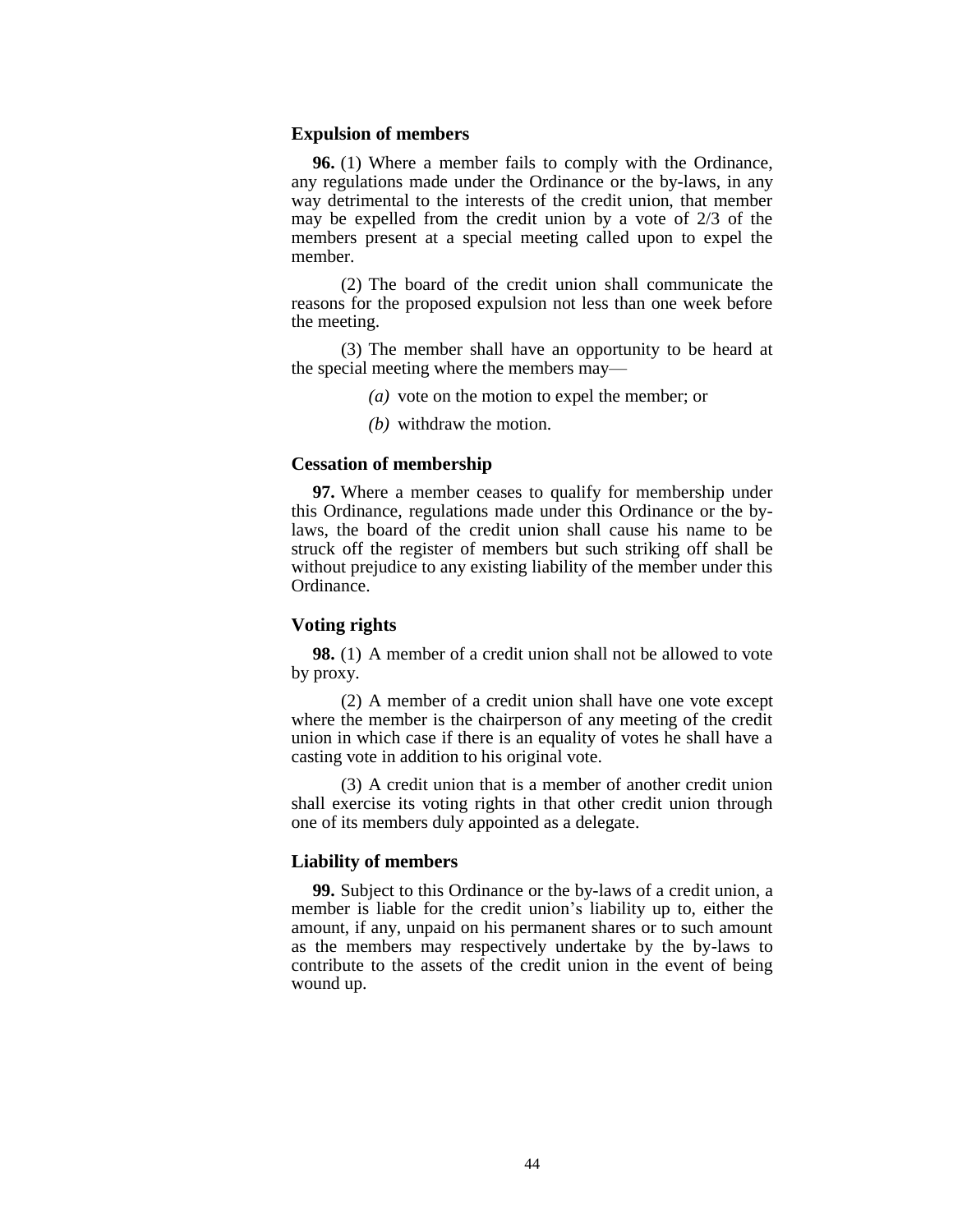### Expulsion of members

**96.** (1) Where a member fails to comply with the Ordinance, any regulations made under the Ordinance or the by-laws, in any way detrimental to the interests of the credit union, that member may be expelled from the credit union by a vote of 2/3 of the members present at a special meeting called upon to expel the member.

(2) The board of the credit union shall communicate the reasons for the proposed expulsion not less than one week before the meeting.

(3) The member shall have an opportunity to be heard at the special meeting where the members may—

*(a)* vote on the motion to expel the member; or

*(b)* withdraw the motion.

### Cessation of membership

**97.** Where a member ceases to qualify for membership under this Ordinance, regulations made under this Ordinance or the by-laws, the board of the credit union shall cause his name to be struck off the register of members but such striking off shall be without prejudice to any existing liability of the member under this Ordinance.

### Voting rights

**98.** (1) A member of a credit union shall not be allowed to vote by proxy.

(2) A member of a credit union shall have one vote except where the member is the chairperson of any meeting of the credit union in which case if there is an equality of votes he shall have a casting vote in addition to his original vote.

(3) A credit union that is a member of another credit union shall exercise its voting rights in that other credit union through one of its members duly appointed as a delegate.

### Liability of members

**99.** Subject to this Ordinance or the by-laws of a credit union, a member is liable for the credit union's liability up to, either the amount, if any, unpaid on his permanent shares or to such amount as the members may respectively undertake by the by-laws to contribute to the assets of the credit union in the event of being wound up.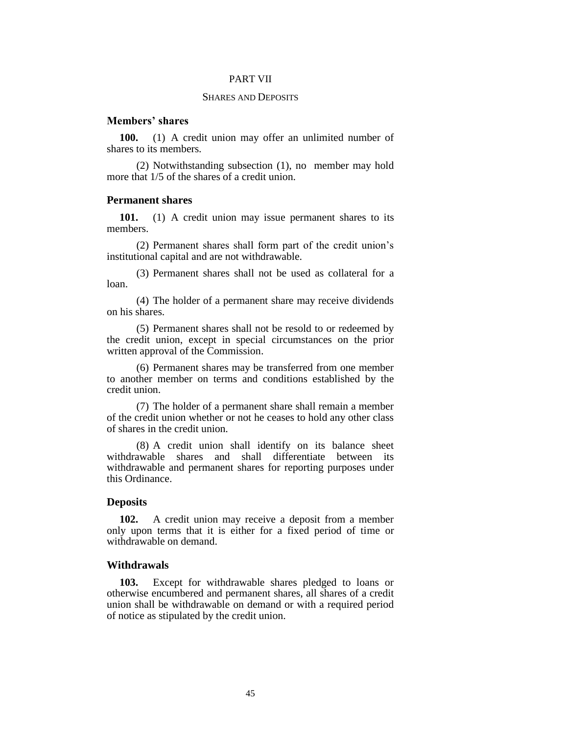## PART VII

### SHARES AND DEPOSITS

**Members' shares**

**100.** (1) A credit union may offer an unlimited number of shares to its members.

(2) Notwithstanding subsection (1), no member may hold more that 1/5 of the shares of a credit union.

**Permanent shares**

**101.** (1) A credit union may issue permanent shares to its members.

(2) Permanent shares shall form part of the credit union's institutional capital and are not withdrawable.

(3) Permanent shares shall not be used as collateral for a loan.

(4) The holder of a permanent share may receive dividends on his shares.

(5) Permanent shares shall not be resold to or redeemed by the credit union, except in special circumstances on the prior written approval of the Commission.

(6) Permanent shares may be transferred from one member to another member on terms and conditions established by the credit union.

(7) The holder of a permanent share shall remain a member of the credit union whether or not he ceases to hold any other class of shares in the credit union.

(8) A credit union shall identify on its balance sheet withdrawable shares and shall differentiate between its withdrawable and permanent shares for reporting purposes under this Ordinance.

**Deposits**

**102.** A credit union may receive a deposit from a member only upon terms that it is either for a fixed period of time or withdrawable on demand.

**Withdrawals**

**103.** Except for withdrawable shares pledged to loans or otherwise encumbered and permanent shares, all shares of a credit union shall be withdrawable on demand or with a required period of notice as stipulated by the credit union.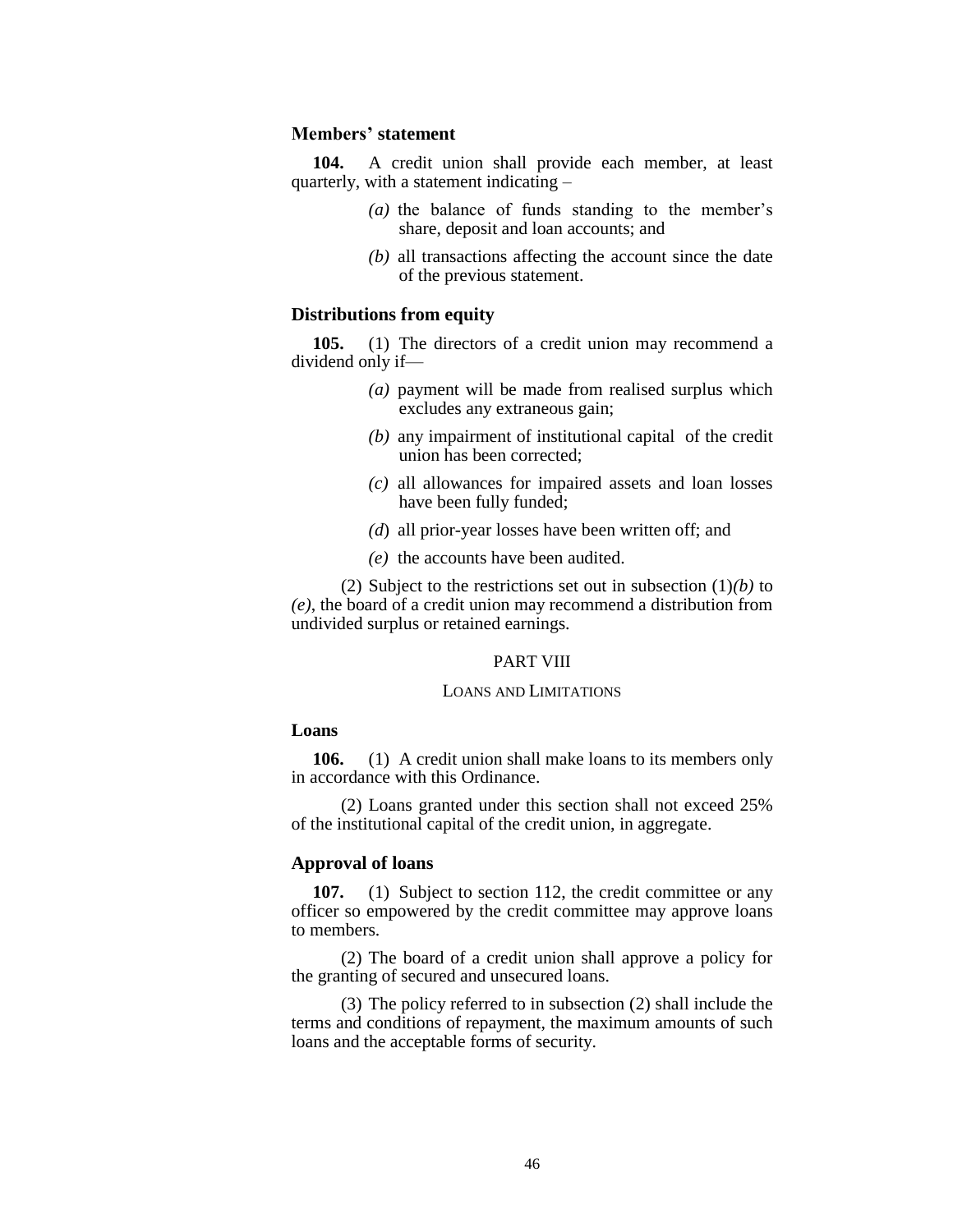### Members' statement

**104.** A credit union shall provide each member, at least quarterly, with a statement indicating –

*(a)* the balance of funds standing to the member's share, deposit and loan accounts; and

*(b)* all transactions affecting the account since the date of the previous statement.

### Distributions from equity

**105.** (1) The directors of a credit union may recommend a dividend only if—

*(a)* payment will be made from realised surplus which excludes any extraneous gain;

*(b)* any impairment of institutional capital of the credit union has been corrected;

*(c)* all allowances for impaired assets and loan losses have been fully funded;

*(d)* all prior-year losses have been written off; and

*(e)* the accounts have been audited.

(2) Subject to the restrictions set out in subsection (1)*(b)* to *(e)*, the board of a credit union may recommend a distribution from undivided surplus or retained earnings.

## PART VIII

## LOANS AND LIMITATIONS

### Loans

**106.** (1) A credit union shall make loans to its members only in accordance with this Ordinance.

(2) Loans granted under this section shall not exceed 25% of the institutional capital of the credit union, in aggregate.

### Approval of loans

**107.** (1) Subject to section 112, the credit committee or any officer so empowered by the credit committee may approve loans to members.

(2) The board of a credit union shall approve a policy for the granting of secured and unsecured loans.

(3) The policy referred to in subsection (2) shall include the terms and conditions of repayment, the maximum amounts of such loans and the acceptable forms of security.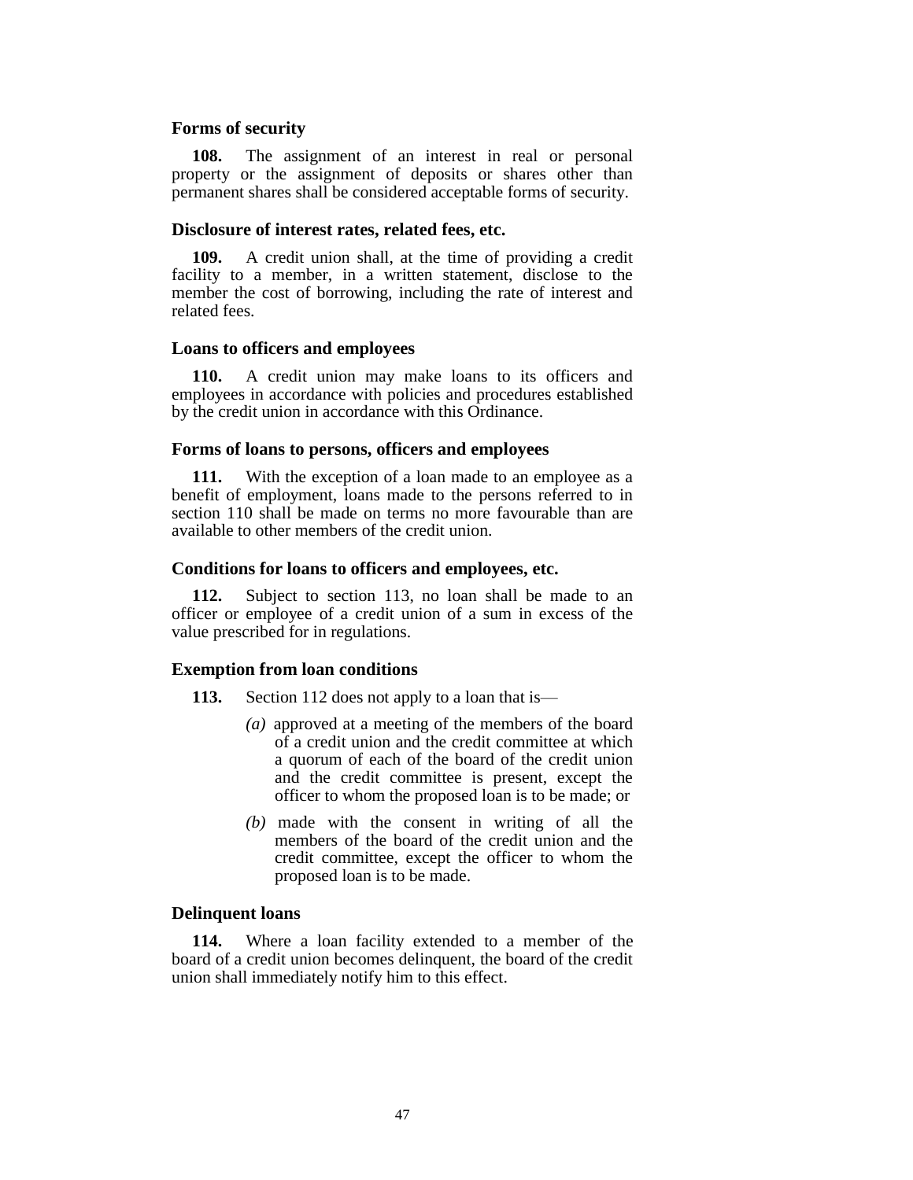### Forms of security

**108.** The assignment of an interest in real or personal property or the assignment of deposits or shares other than permanent shares shall be considered acceptable forms of security.

### Disclosure of interest rates, related fees, etc.

**109.** A credit union shall, at the time of providing a credit facility to a member, in a written statement, disclose to the member the cost of borrowing, including the rate of interest and related fees.

### Loans to officers and employees

**110.** A credit union may make loans to its officers and employees in accordance with policies and procedures established by the credit union in accordance with this Ordinance.

### Forms of loans to persons, officers and employees

**111.** With the exception of a loan made to an employee as a benefit of employment, loans made to the persons referred to in section 110 shall be made on terms no more favourable than are available to other members of the credit union.

### Conditions for loans to officers and employees, etc.

**112.** Subject to section 113, no loan shall be made to an officer or employee of a credit union of a sum in excess of the value prescribed for in regulations.

### Exemption from loan conditions

**113.** Section 112 does not apply to a loan that is—

*(a)* approved at a meeting of the members of the board of a credit union and the credit committee at which a quorum of each of the board of the credit union and the credit committee is present, except the officer to whom the proposed loan is to be made; or

*(b)* made with the consent in writing of all the members of the board of the credit union and the credit committee, except the officer to whom the proposed loan is to be made.

### Delinquent loans

**114.** Where a loan facility extended to a member of the board of a credit union becomes delinquent, the board of the credit union shall immediately notify him to this effect.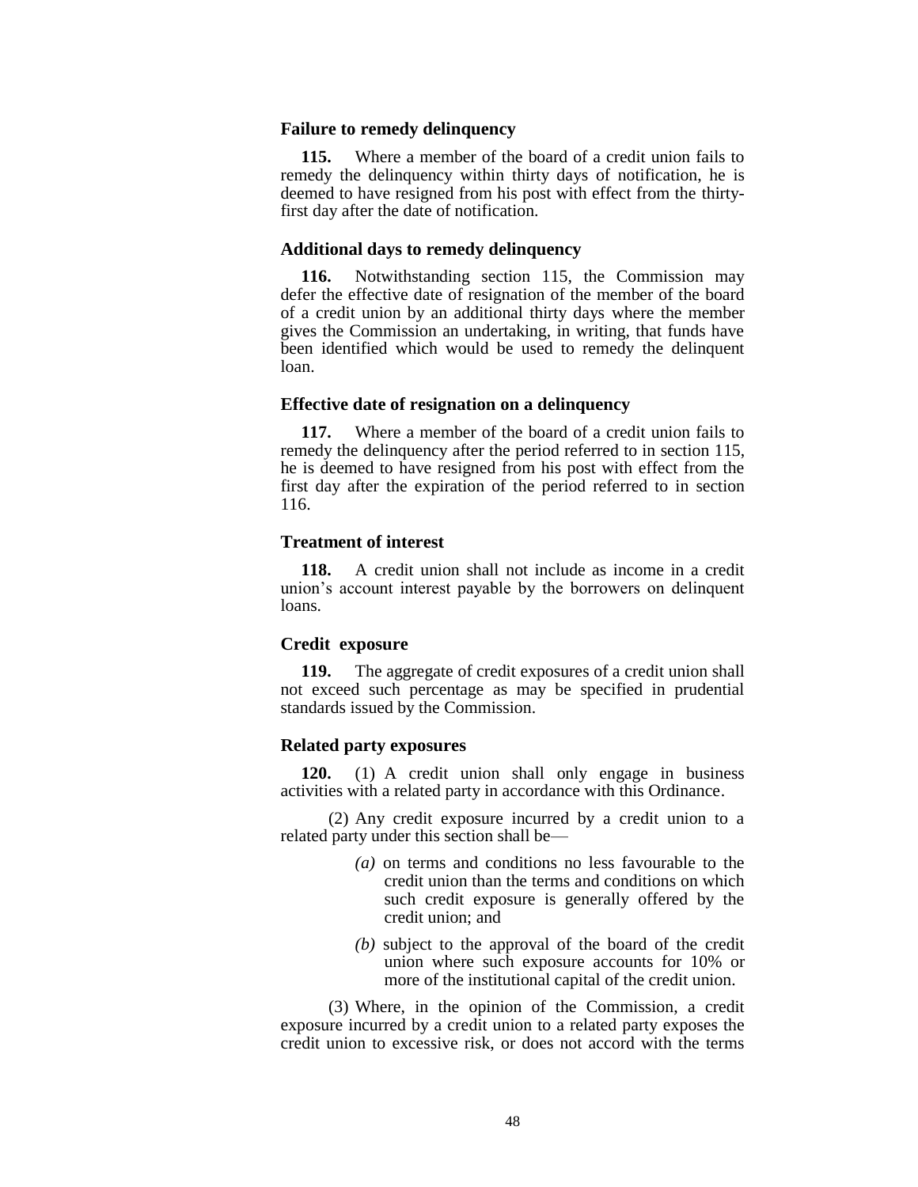### Failure to remedy delinquency

**115.** Where a member of the board of a credit union fails to remedy the delinquency within thirty days of notification, he is deemed to have resigned from his post with effect from the thirty-first day after the date of notification.

### Additional days to remedy delinquency

**116.** Notwithstanding section 115, the Commission may defer the effective date of resignation of the member of the board of a credit union by an additional thirty days where the member gives the Commission an undertaking, in writing, that funds have been identified which would be used to remedy the delinquent loan.

### Effective date of resignation on a delinquency

**117.** Where a member of the board of a credit union fails to remedy the delinquency after the period referred to in section 115, he is deemed to have resigned from his post with effect from the first day after the expiration of the period referred to in section 116.

### Treatment of interest

**118.** A credit union shall not include as income in a credit union's account interest payable by the borrowers on delinquent loans.

### Credit exposure

**119.** The aggregate of credit exposures of a credit union shall not exceed such percentage as may be specified in prudential standards issued by the Commission.

### Related party exposures

**120.** (1) A credit union shall only engage in business activities with a related party in accordance with this Ordinance.

(2) Any credit exposure incurred by a credit union to a related party under this section shall be—

- *(a)* on terms and conditions no less favourable to the credit union than the terms and conditions on which such credit exposure is generally offered by the credit union; and
- *(b)* subject to the approval of the board of the credit union where such exposure accounts for 10% or more of the institutional capital of the credit union.

(3) Where, in the opinion of the Commission, a credit exposure incurred by a credit union to a related party exposes the credit union to excessive risk, or does not accord with the terms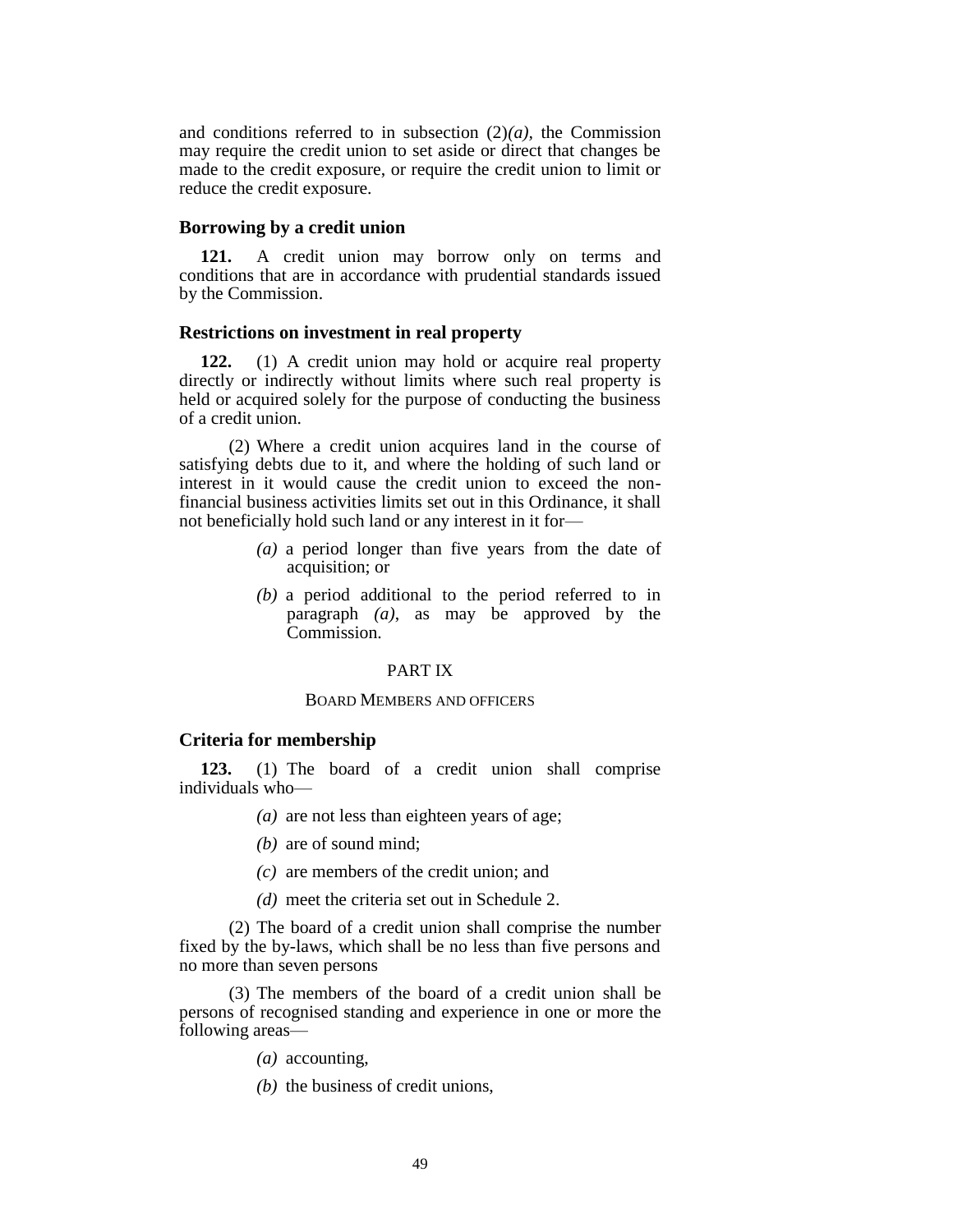and conditions referred to in subsection (2)*(a)*, the Commission may require the credit union to set aside or direct that changes be made to the credit exposure, or require the credit union to limit or reduce the credit exposure.

### Borrowing by a credit union

**121.** A credit union may borrow only on terms and conditions that are in accordance with prudential standards issued by the Commission.

### Restrictions on investment in real property

**122.** (1) A credit union may hold or acquire real property directly or indirectly without limits where such real property is held or acquired solely for the purpose of conducting the business of a credit union.

(2) Where a credit union acquires land in the course of satisfying debts due to it, and where the holding of such land or interest in it would cause the credit union to exceed the non-financial business activities limits set out in this Ordinance, it shall not beneficially hold such land or any interest in it for—

*(a)* a period longer than five years from the date of acquisition; or

*(b)* a period additional to the period referred to in paragraph *(a)*, as may be approved by the Commission.

## PART IX

## BOARD MEMBERS AND OFFICERS

### Criteria for membership

**123.** (1) The board of a credit union shall comprise individuals who—

*(a)* are not less than eighteen years of age;

*(b)* are of sound mind;

*(c)* are members of the credit union; and

*(d)* meet the criteria set out in Schedule 2.

(2) The board of a credit union shall comprise the number fixed by the by-laws, which shall be no less than five persons and no more than seven persons

(3) The members of the board of a credit union shall be persons of recognised standing and experience in one or more the following areas—

*(a)* accounting,

*(b)* the business of credit unions,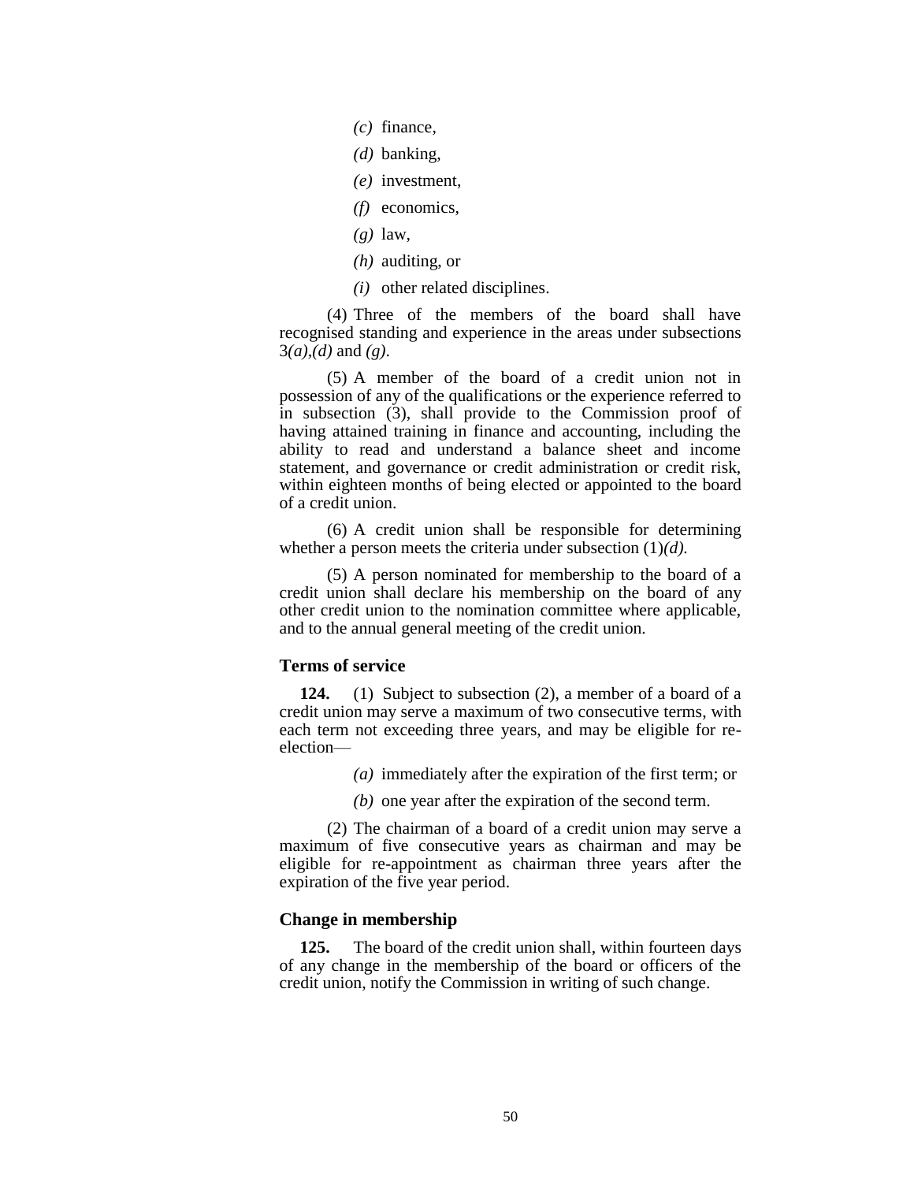*(c)* finance,

*(d)* banking,

*(e)* investment,

*(f)* economics,

*(g)* law,

*(h)* auditing, or

*(i)* other related disciplines.

(4) Three of the members of the board shall have recognised standing and experience in the areas under subsections 3*(a)*,*(d)* and *(g)*.

(5) A member of the board of a credit union not in possession of any of the qualifications or the experience referred to in subsection (3), shall provide to the Commission proof of having attained training in finance and accounting, including the ability to read and understand a balance sheet and income statement, and governance or credit administration or credit risk, within eighteen months of being elected or appointed to the board of a credit union.

(6) A credit union shall be responsible for determining whether a person meets the criteria under subsection (1)*(d)*.

(5) A person nominated for membership to the board of a credit union shall declare his membership on the board of any other credit union to the nomination committee where applicable, and to the annual general meeting of the credit union.

**Terms of service**

**124.** (1) Subject to subsection (2), a member of a board of a credit union may serve a maximum of two consecutive terms, with each term not exceeding three years, and may be eligible for re-election—

*(a)* immediately after the expiration of the first term; or

*(b)* one year after the expiration of the second term.

(2) The chairman of a board of a credit union may serve a maximum of five consecutive years as chairman and may be eligible for re-appointment as chairman three years after the expiration of the five year period.

**Change in membership**

**125.** The board of the credit union shall, within fourteen days of any change in the membership of the board or officers of the credit union, notify the Commission in writing of such change.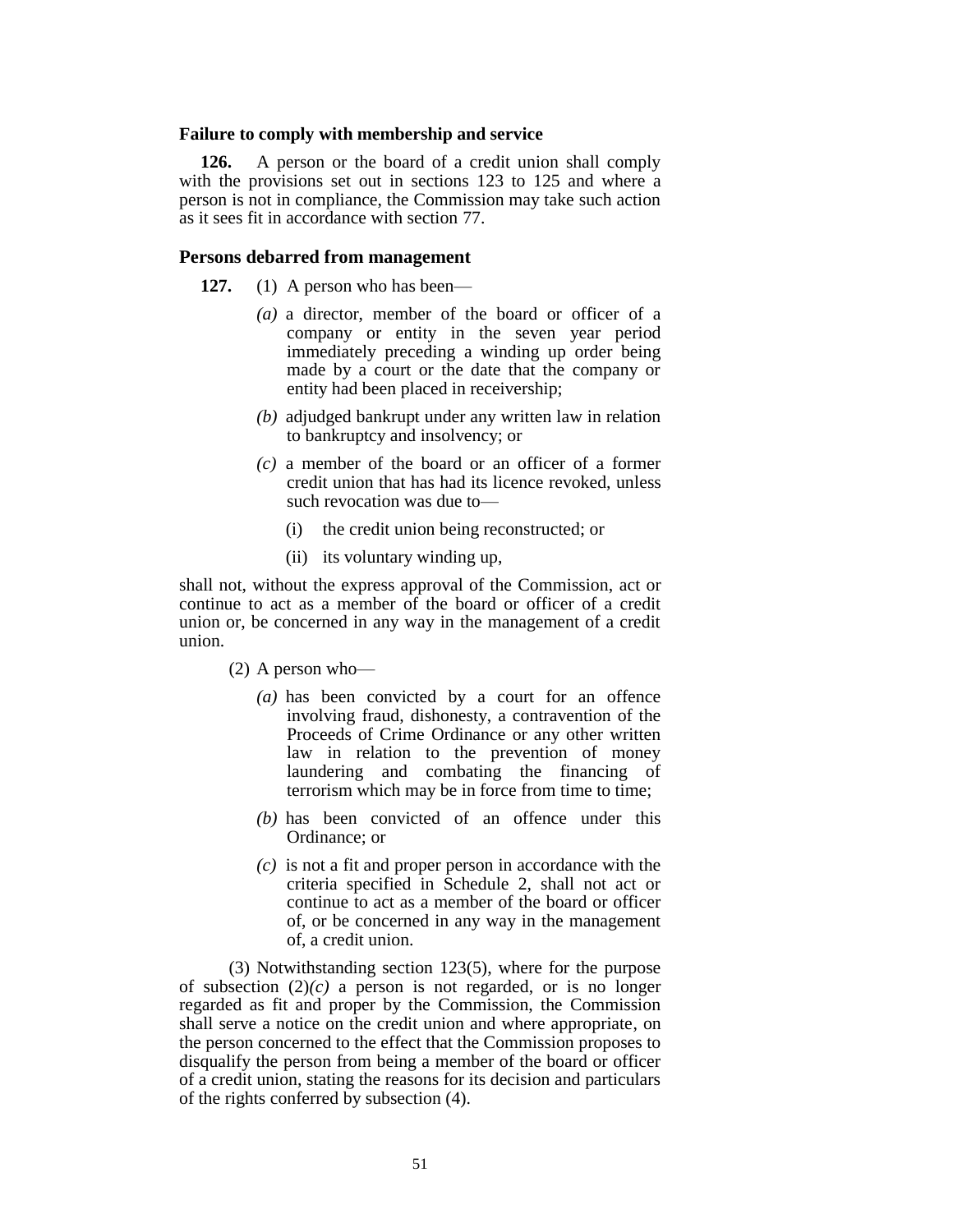### Failure to comply with membership and service

**126.** A person or the board of a credit union shall comply with the provisions set out in sections 123 to 125 and where a person is not in compliance, the Commission may take such action as it sees fit in accordance with section 77.

### Persons debarred from management

**127.** (1) A person who has been—

*(a)* a director, member of the board or officer of a company or entity in the seven year period immediately preceding a winding up order being made by a court or the date that the company or entity had been placed in receivership;

*(b)* adjudged bankrupt under any written law in relation to bankruptcy and insolvency; or

*(c)* a member of the board or an officer of a former credit union that has had its licence revoked, unless such revocation was due to—

(i) the credit union being reconstructed; or

(ii) its voluntary winding up,

shall not, without the express approval of the Commission, act or continue to act as a member of the board or officer of a credit union or, be concerned in any way in the management of a credit union.

(2) A person who—

*(a)* has been convicted by a court for an offence involving fraud, dishonesty, a contravention of the Proceeds of Crime Ordinance or any other written law in relation to the prevention of money laundering and combating the financing of terrorism which may be in force from time to time;

*(b)* has been convicted of an offence under this Ordinance; or

*(c)* is not a fit and proper person in accordance with the criteria specified in Schedule 2, shall not act or continue to act as a member of the board or officer of, or be concerned in any way in the management of, a credit union.

(3) Notwithstanding section 123(5), where for the purpose of subsection (2)*(c)* a person is not regarded, or is no longer regarded as fit and proper by the Commission, the Commission shall serve a notice on the credit union and where appropriate, on the person concerned to the effect that the Commission proposes to disqualify the person from being a member of the board or officer of a credit union, stating the reasons for its decision and particulars of the rights conferred by subsection (4).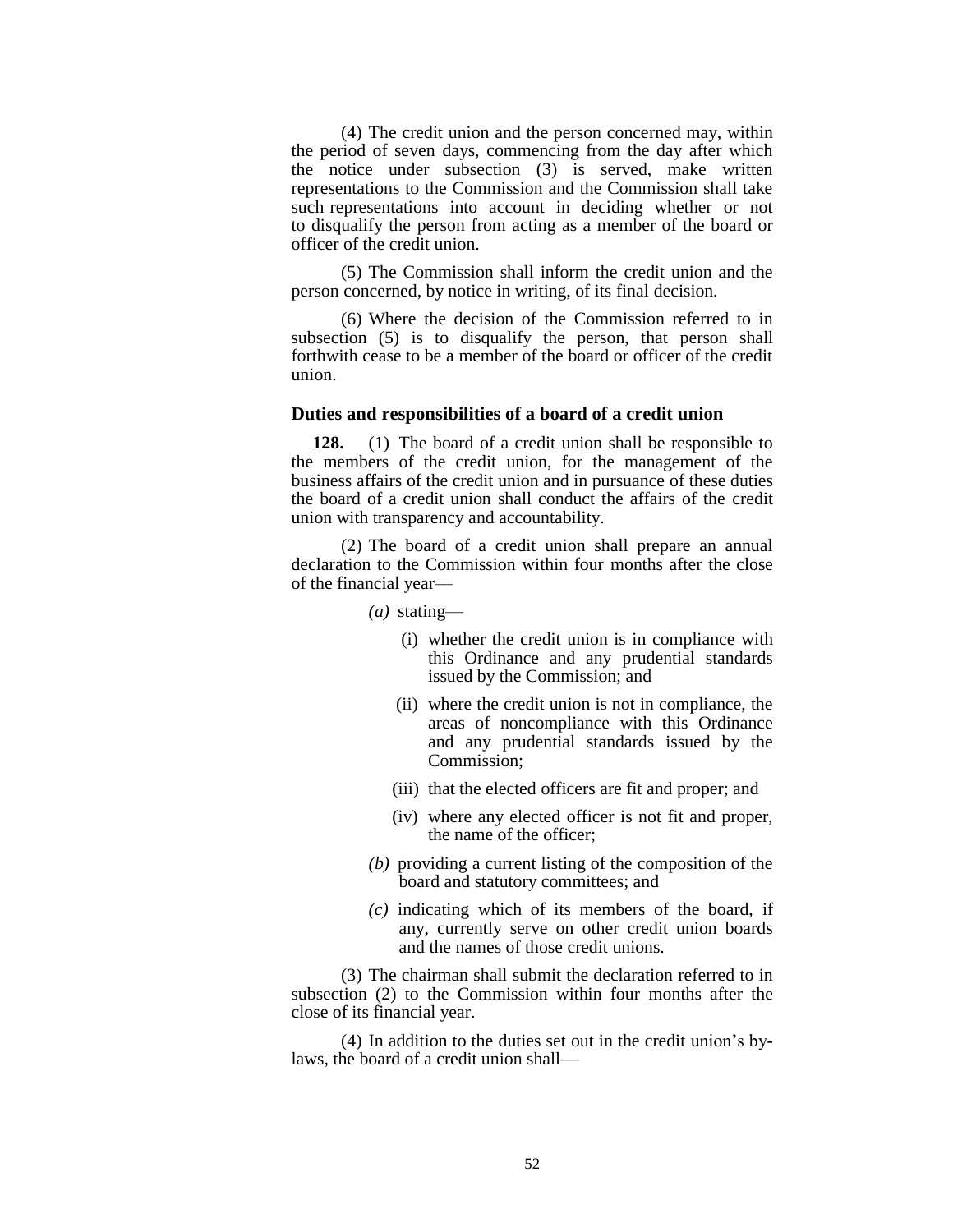(4) The credit union and the person concerned may, within the period of seven days, commencing from the day after which the notice under subsection (3) is served, make written representations to the Commission and the Commission shall take such representations into account in deciding whether or not to disqualify the person from acting as a member of the board or officer of the credit union.

(5) The Commission shall inform the credit union and the person concerned, by notice in writing, of its final decision.

(6) Where the decision of the Commission referred to in subsection (5) is to disqualify the person, that person shall forthwith cease to be a member of the board or officer of the credit union.

### Duties and responsibilities of a board of a credit union

**128.** (1) The board of a credit union shall be responsible to the members of the credit union, for the management of the business affairs of the credit union and in pursuance of these duties the board of a credit union shall conduct the affairs of the credit union with transparency and accountability.

(2) The board of a credit union shall prepare an annual declaration to the Commission within four months after the close of the financial year—

- *(a)* stating—
  - (i) whether the credit union is in compliance with this Ordinance and any prudential standards issued by the Commission; and
  - (ii) where the credit union is not in compliance, the areas of noncompliance with this Ordinance and any prudential standards issued by the Commission;
  - (iii) that the elected officers are fit and proper; and
  - (iv) where any elected officer is not fit and proper, the name of the officer;
- *(b)* providing a current listing of the composition of the board and statutory committees; and
- *(c)* indicating which of its members of the board, if any, currently serve on other credit union boards and the names of those credit unions.

(3) The chairman shall submit the declaration referred to in subsection (2) to the Commission within four months after the close of its financial year.

(4) In addition to the duties set out in the credit union's by-laws, the board of a credit union shall—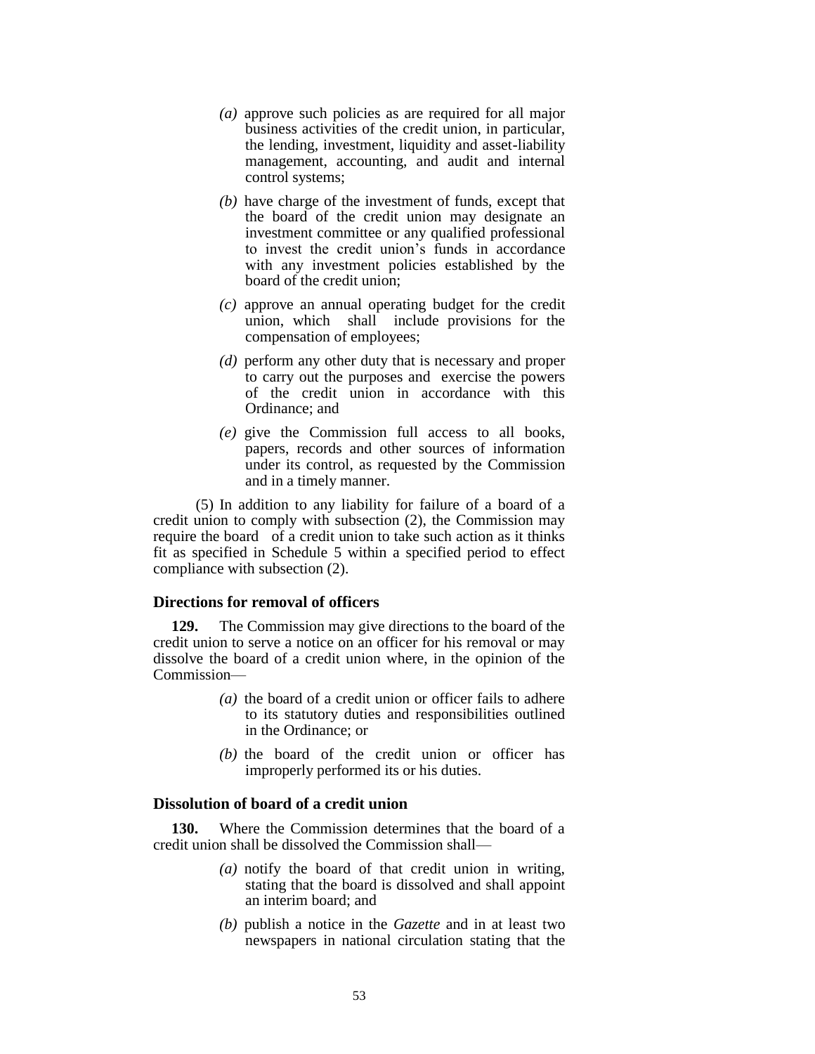(a) approve such policies as are required for all major business activities of the credit union, in particular, the lending, investment, liquidity and asset-liability management, accounting, and audit and internal control systems;

(b) have charge of the investment of funds, except that the board of the credit union may designate an investment committee or any qualified professional to invest the credit union's funds in accordance with any investment policies established by the board of the credit union;

(c) approve an annual operating budget for the credit union, which shall include provisions for the compensation of employees;

(d) perform any other duty that is necessary and proper to carry out the purposes and exercise the powers of the credit union in accordance with this Ordinance; and

(e) give the Commission full access to all books, papers, records and other sources of information under its control, as requested by the Commission and in a timely manner.

(5) In addition to any liability for failure of a board of a credit union to comply with subsection (2), the Commission may require the board of a credit union to take such action as it thinks fit as specified in Schedule 5 within a specified period to effect compliance with subsection (2).

### Directions for removal of officers

**129.** The Commission may give directions to the board of the credit union to serve a notice on an officer for his removal or may dissolve the board of a credit union where, in the opinion of the Commission—

(a) the board of a credit union or officer fails to adhere to its statutory duties and responsibilities outlined in the Ordinance; or

(b) the board of the credit union or officer has improperly performed its or his duties.

### Dissolution of board of a credit union

**130.** Where the Commission determines that the board of a credit union shall be dissolved the Commission shall—

(a) notify the board of that credit union in writing, stating that the board is dissolved and shall appoint an interim board; and

(b) publish a notice in the *Gazette* and in at least two newspapers in national circulation stating that the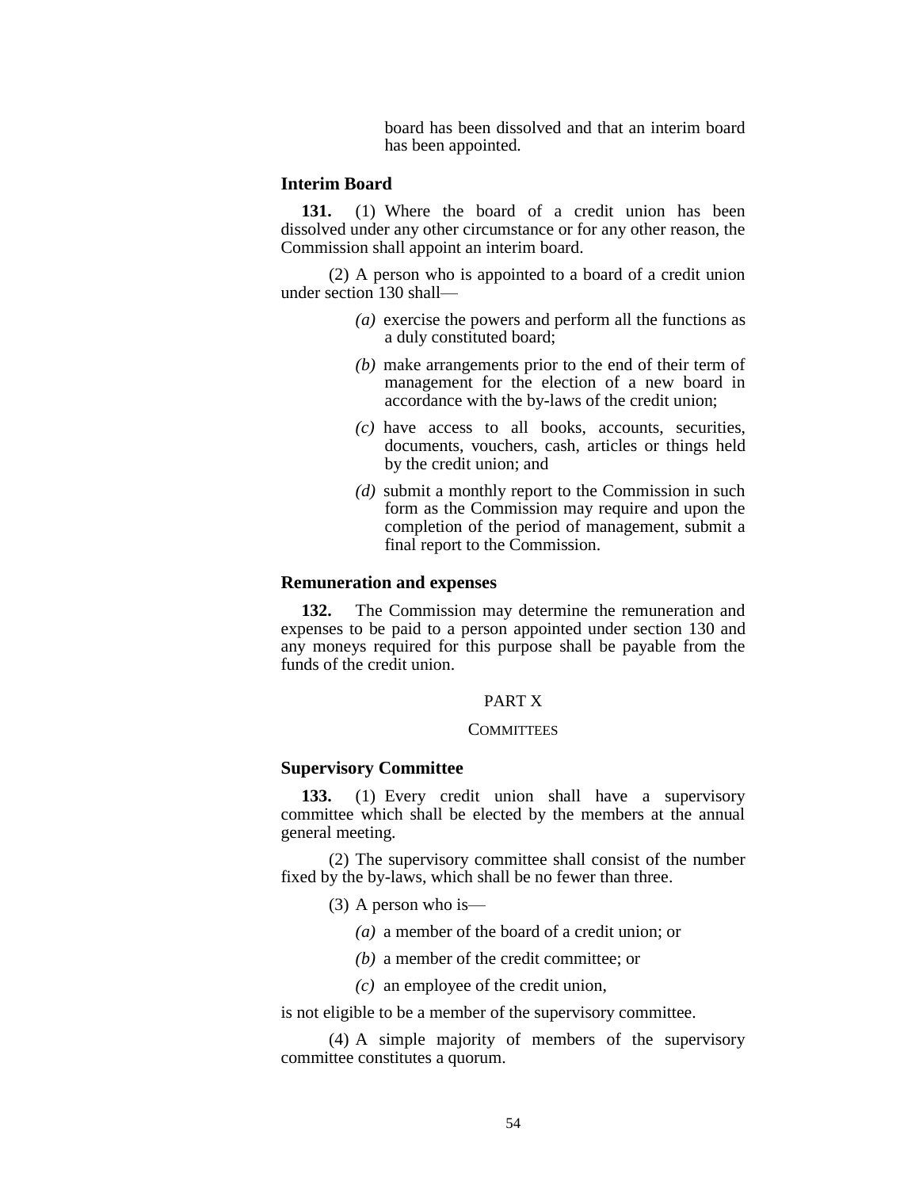board has been dissolved and that an interim board has been appointed.

### Interim Board

**131.** (1) Where the board of a credit union has been dissolved under any other circumstance or for any other reason, the Commission shall appoint an interim board.

(2) A person who is appointed to a board of a credit union under section 130 shall—

*(a)* exercise the powers and perform all the functions as a duly constituted board;

*(b)* make arrangements prior to the end of their term of management for the election of a new board in accordance with the by-laws of the credit union;

*(c)* have access to all books, accounts, securities, documents, vouchers, cash, articles or things held by the credit union; and

*(d)* submit a monthly report to the Commission in such form as the Commission may require and upon the completion of the period of management, submit a final report to the Commission.

### Remuneration and expenses

**132.** The Commission may determine the remuneration and expenses to be paid to a person appointed under section 130 and any moneys required for this purpose shall be payable from the funds of the credit union.

## PART X

## COMMITTEES

### Supervisory Committee

**133.** (1) Every credit union shall have a supervisory committee which shall be elected by the members at the annual general meeting.

(2) The supervisory committee shall consist of the number fixed by the by-laws, which shall be no fewer than three.

(3) A person who is—

*(a)* a member of the board of a credit union; or

*(b)* a member of the credit committee; or

*(c)* an employee of the credit union,

is not eligible to be a member of the supervisory committee.

(4) A simple majority of members of the supervisory committee constitutes a quorum.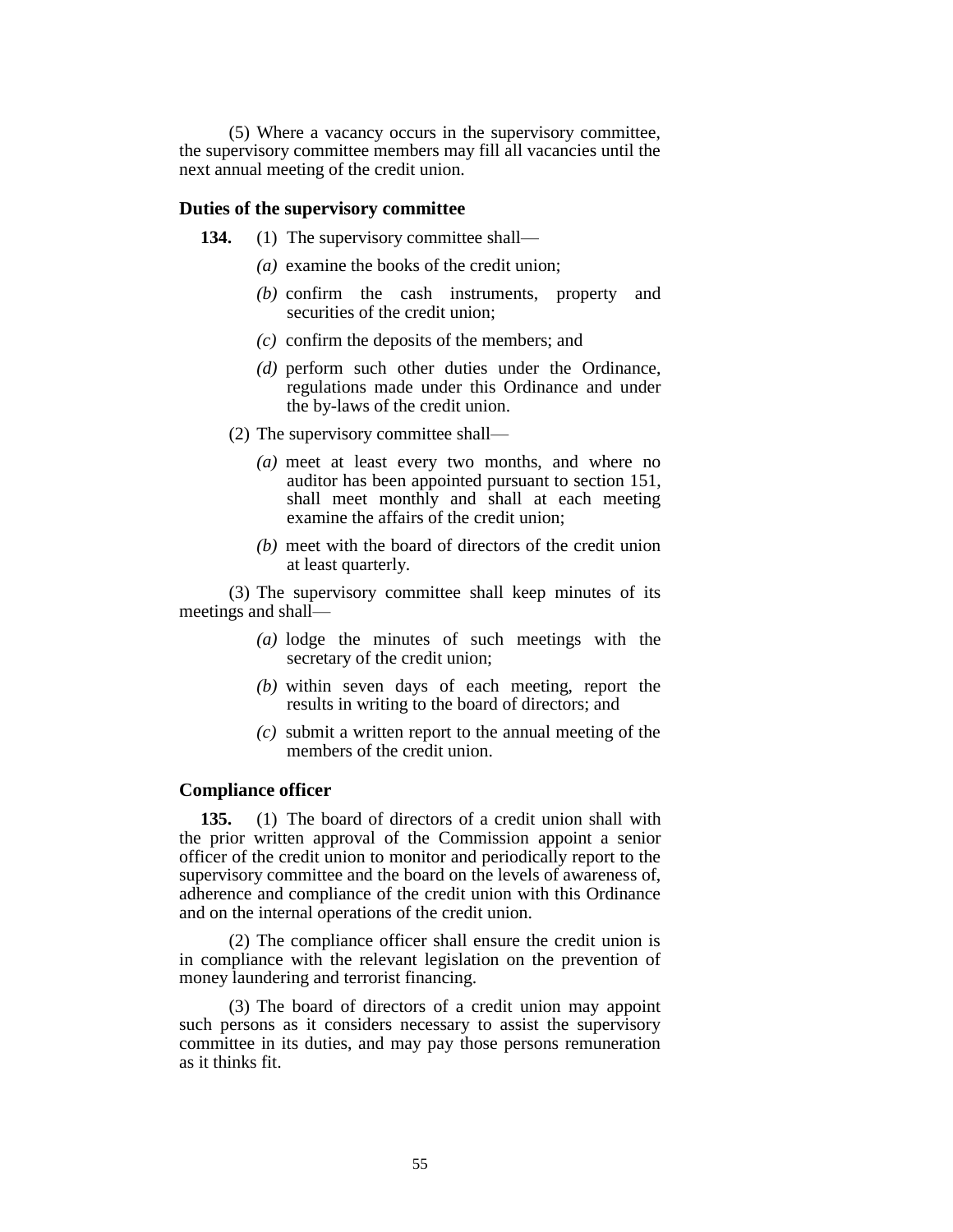(5) Where a vacancy occurs in the supervisory committee, the supervisory committee members may fill all vacancies until the next annual meeting of the credit union.

### Duties of the supervisory committee

**134.** (1) The supervisory committee shall—

*(a)* examine the books of the credit union;

*(b)* confirm the cash instruments, property and securities of the credit union;

*(c)* confirm the deposits of the members; and

*(d)* perform such other duties under the Ordinance, regulations made under this Ordinance and under the by-laws of the credit union.

(2) The supervisory committee shall—

*(a)* meet at least every two months, and where no auditor has been appointed pursuant to section 151, shall meet monthly and shall at each meeting examine the affairs of the credit union;

*(b)* meet with the board of directors of the credit union at least quarterly.

(3) The supervisory committee shall keep minutes of its meetings and shall—

*(a)* lodge the minutes of such meetings with the secretary of the credit union;

*(b)* within seven days of each meeting, report the results in writing to the board of directors; and

*(c)* submit a written report to the annual meeting of the members of the credit union.

### Compliance officer

**135.** (1) The board of directors of a credit union shall with the prior written approval of the Commission appoint a senior officer of the credit union to monitor and periodically report to the supervisory committee and the board on the levels of awareness of, adherence and compliance of the credit union with this Ordinance and on the internal operations of the credit union.

(2) The compliance officer shall ensure the credit union is in compliance with the relevant legislation on the prevention of money laundering and terrorist financing.

(3) The board of directors of a credit union may appoint such persons as it considers necessary to assist the supervisory committee in its duties, and may pay those persons remuneration as it thinks fit.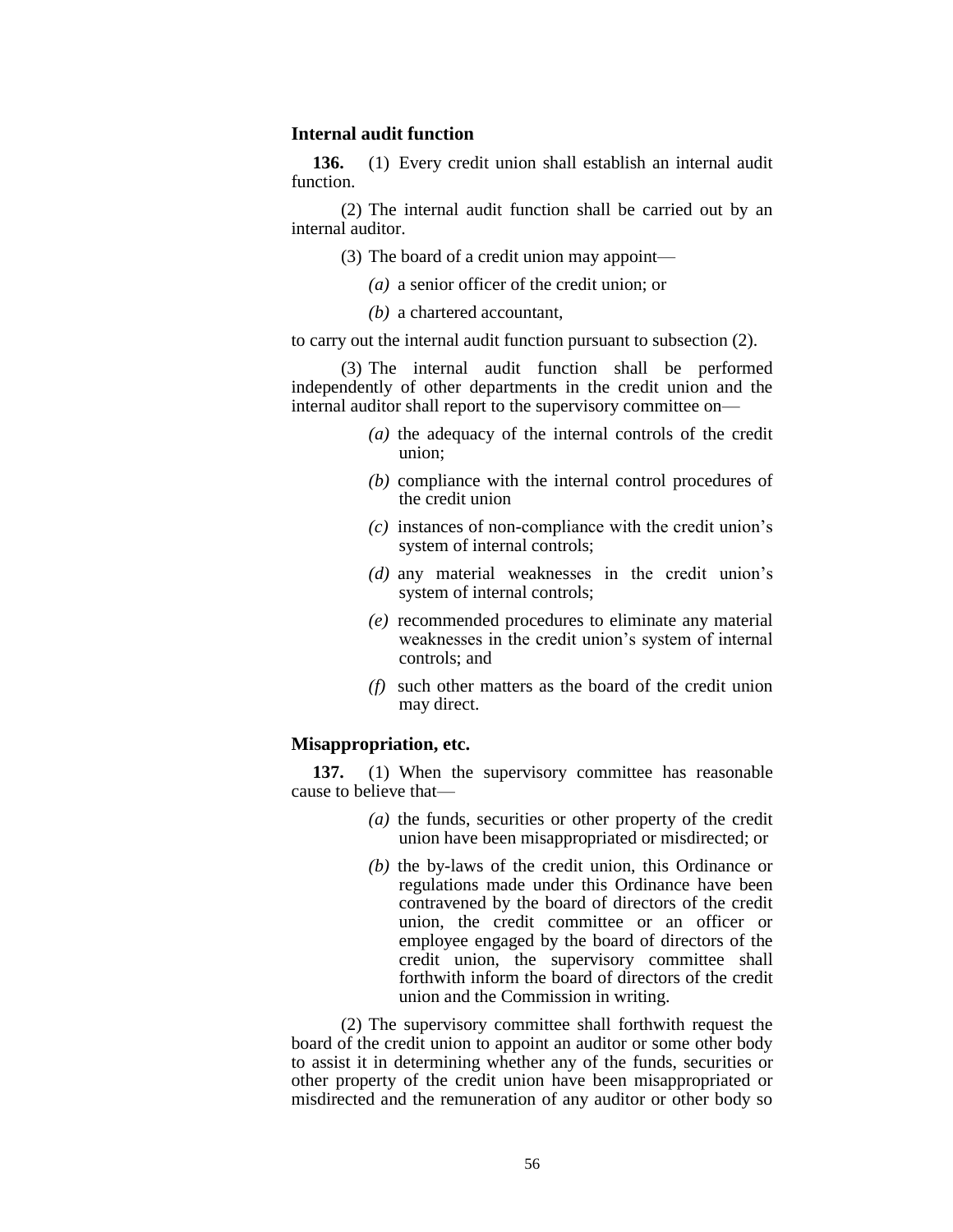### Internal audit function

**136.** (1) Every credit union shall establish an internal audit function.

(2) The internal audit function shall be carried out by an internal auditor.

(3) The board of a credit union may appoint—

*(a)* a senior officer of the credit union; or

*(b)* a chartered accountant,

to carry out the internal audit function pursuant to subsection (2).

(3) The internal audit function shall be performed independently of other departments in the credit union and the internal auditor shall report to the supervisory committee on—

*(a)* the adequacy of the internal controls of the credit union;

*(b)* compliance with the internal control procedures of the credit union

*(c)* instances of non-compliance with the credit union's system of internal controls;

*(d)* any material weaknesses in the credit union's system of internal controls;

*(e)* recommended procedures to eliminate any material weaknesses in the credit union's system of internal controls; and

*(f)* such other matters as the board of the credit union may direct.

### Misappropriation, etc.

**137.** (1) When the supervisory committee has reasonable cause to believe that—

*(a)* the funds, securities or other property of the credit union have been misappropriated or misdirected; or

*(b)* the by-laws of the credit union, this Ordinance or regulations made under this Ordinance have been contravened by the board of directors of the credit union, the credit committee or an officer or employee engaged by the board of directors of the credit union, the supervisory committee shall forthwith inform the board of directors of the credit union and the Commission in writing.

(2) The supervisory committee shall forthwith request the board of the credit union to appoint an auditor or some other body to assist it in determining whether any of the funds, securities or other property of the credit union have been misappropriated or misdirected and the remuneration of any auditor or other body so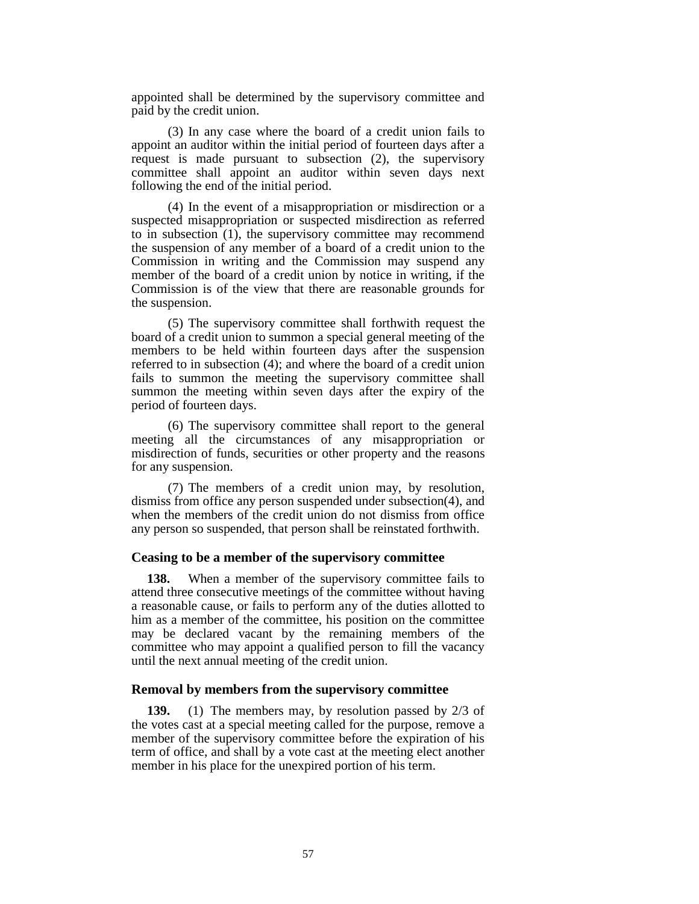appointed shall be determined by the supervisory committee and paid by the credit union.

(3) In any case where the board of a credit union fails to appoint an auditor within the initial period of fourteen days after a request is made pursuant to subsection (2), the supervisory committee shall appoint an auditor within seven days next following the end of the initial period.

(4) In the event of a misappropriation or misdirection or a suspected misappropriation or suspected misdirection as referred to in subsection (1), the supervisory committee may recommend the suspension of any member of a board of a credit union to the Commission in writing and the Commission may suspend any member of the board of a credit union by notice in writing, if the Commission is of the view that there are reasonable grounds for the suspension.

(5) The supervisory committee shall forthwith request the board of a credit union to summon a special general meeting of the members to be held within fourteen days after the suspension referred to in subsection (4); and where the board of a credit union fails to summon the meeting the supervisory committee shall summon the meeting within seven days after the expiry of the period of fourteen days.

(6) The supervisory committee shall report to the general meeting all the circumstances of any misappropriation or misdirection of funds, securities or other property and the reasons for any suspension.

(7) The members of a credit union may, by resolution, dismiss from office any person suspended under subsection(4), and when the members of the credit union do not dismiss from office any person so suspended, that person shall be reinstated forthwith.

### Ceasing to be a member of the supervisory committee

**138.** When a member of the supervisory committee fails to attend three consecutive meetings of the committee without having a reasonable cause, or fails to perform any of the duties allotted to him as a member of the committee, his position on the committee may be declared vacant by the remaining members of the committee who may appoint a qualified person to fill the vacancy until the next annual meeting of the credit union.

### Removal by members from the supervisory committee

**139.** (1) The members may, by resolution passed by 2/3 of the votes cast at a special meeting called for the purpose, remove a member of the supervisory committee before the expiration of his term of office, and shall by a vote cast at the meeting elect another member in his place for the unexpired portion of his term.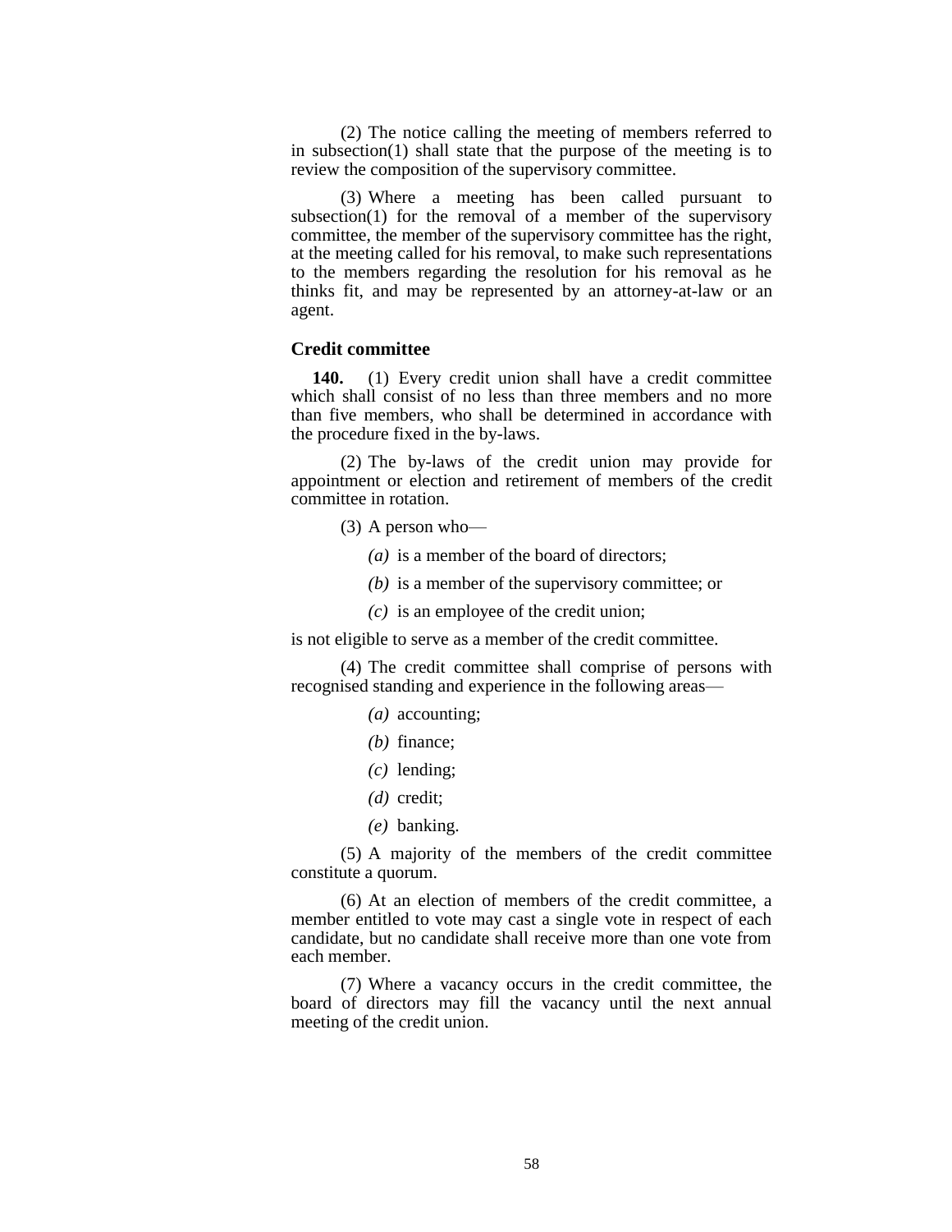(2) The notice calling the meeting of members referred to in subsection(1) shall state that the purpose of the meeting is to review the composition of the supervisory committee.

(3) Where a meeting has been called pursuant to subsection(1) for the removal of a member of the supervisory committee, the member of the supervisory committee has the right, at the meeting called for his removal, to make such representations to the members regarding the resolution for his removal as he thinks fit, and may be represented by an attorney-at-law or an agent.

**Credit committee**

**140.** (1) Every credit union shall have a credit committee which shall consist of no less than three members and no more than five members, who shall be determined in accordance with the procedure fixed in the by-laws.

(2) The by-laws of the credit union may provide for appointment or election and retirement of members of the credit committee in rotation.

(3) A person who—

*(a)* is a member of the board of directors;

*(b)* is a member of the supervisory committee; or

*(c)* is an employee of the credit union;

is not eligible to serve as a member of the credit committee.

(4) The credit committee shall comprise of persons with recognised standing and experience in the following areas—

*(a)* accounting;

*(b)* finance;

*(c)* lending;

*(d)* credit;

*(e)* banking.

(5) A majority of the members of the credit committee constitute a quorum.

(6) At an election of members of the credit committee, a member entitled to vote may cast a single vote in respect of each candidate, but no candidate shall receive more than one vote from each member.

(7) Where a vacancy occurs in the credit committee, the board of directors may fill the vacancy until the next annual meeting of the credit union.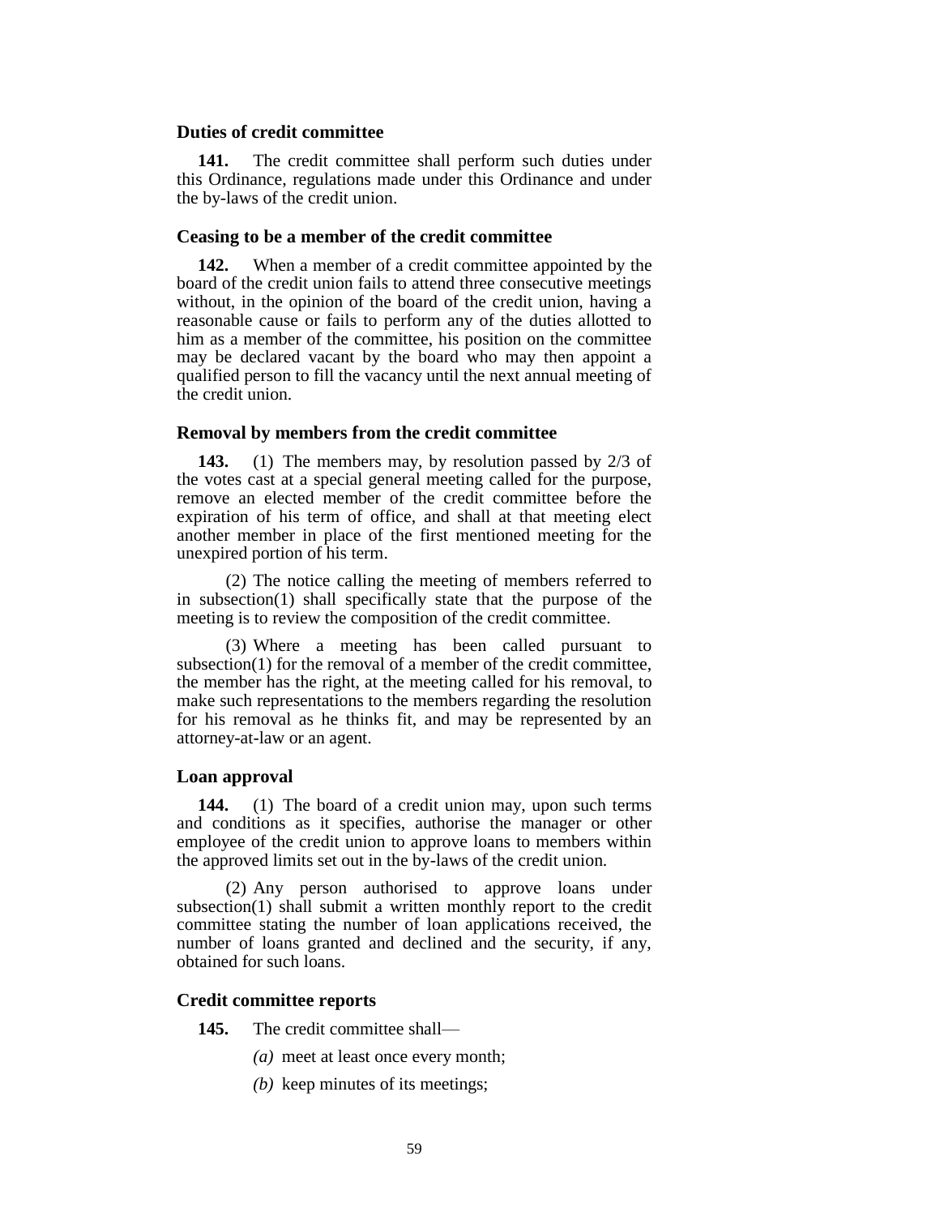### Duties of credit committee

**141.** The credit committee shall perform such duties under this Ordinance, regulations made under this Ordinance and under the by-laws of the credit union.

### Ceasing to be a member of the credit committee

**142.** When a member of a credit committee appointed by the board of the credit union fails to attend three consecutive meetings without, in the opinion of the board of the credit union, having a reasonable cause or fails to perform any of the duties allotted to him as a member of the committee, his position on the committee may be declared vacant by the board who may then appoint a qualified person to fill the vacancy until the next annual meeting of the credit union.

### Removal by members from the credit committee

**143.** (1) The members may, by resolution passed by 2/3 of the votes cast at a special general meeting called for the purpose, remove an elected member of the credit committee before the expiration of his term of office, and shall at that meeting elect another member in place of the first mentioned meeting for the unexpired portion of his term.

(2) The notice calling the meeting of members referred to in subsection(1) shall specifically state that the purpose of the meeting is to review the composition of the credit committee.

(3) Where a meeting has been called pursuant to subsection(1) for the removal of a member of the credit committee, the member has the right, at the meeting called for his removal, to make such representations to the members regarding the resolution for his removal as he thinks fit, and may be represented by an attorney-at-law or an agent.

### Loan approval

**144.** (1) The board of a credit union may, upon such terms and conditions as it specifies, authorise the manager or other employee of the credit union to approve loans to members within the approved limits set out in the by-laws of the credit union.

(2) Any person authorised to approve loans under subsection(1) shall submit a written monthly report to the credit committee stating the number of loan applications received, the number of loans granted and declined and the security, if any, obtained for such loans.

### Credit committee reports

**145.** The credit committee shall—

*(a)* meet at least once every month;

*(b)* keep minutes of its meetings;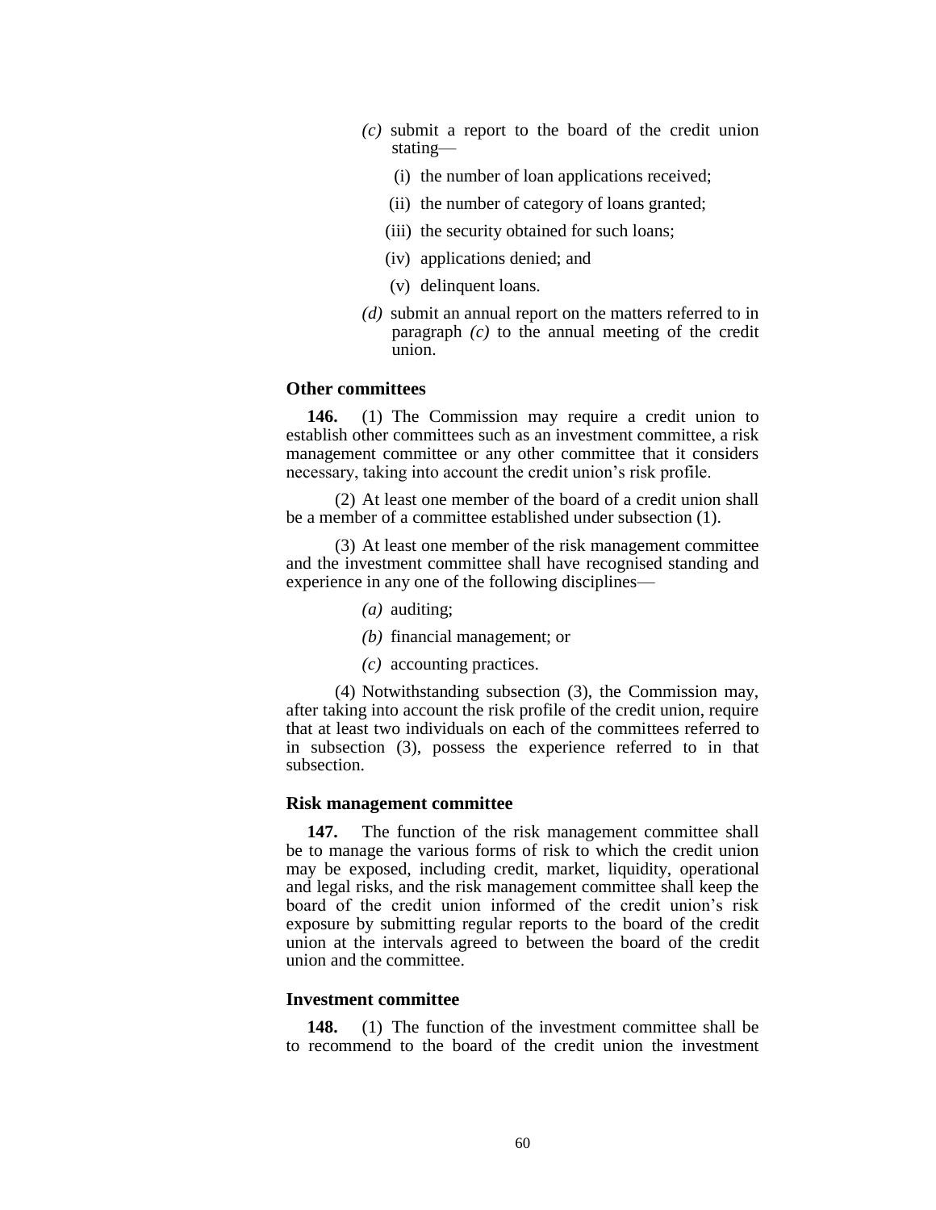*(c)* submit a report to the board of the credit union stating—

(i) the number of loan applications received;

(ii) the number of category of loans granted;

(iii) the security obtained for such loans;

(iv) applications denied; and

(v) delinquent loans.

*(d)* submit an annual report on the matters referred to in paragraph *(c)* to the annual meeting of the credit union.

**Other committees**

**146.** (1) The Commission may require a credit union to establish other committees such as an investment committee, a risk management committee or any other committee that it considers necessary, taking into account the credit union's risk profile.

(2) At least one member of the board of a credit union shall be a member of a committee established under subsection (1).

(3) At least one member of the risk management committee and the investment committee shall have recognised standing and experience in any one of the following disciplines—

*(a)* auditing;

*(b)* financial management; or

*(c)* accounting practices.

(4) Notwithstanding subsection (3), the Commission may, after taking into account the risk profile of the credit union, require that at least two individuals on each of the committees referred to in subsection (3), possess the experience referred to in that subsection.

**Risk management committee**

**147.** The function of the risk management committee shall be to manage the various forms of risk to which the credit union may be exposed, including credit, market, liquidity, operational and legal risks, and the risk management committee shall keep the board of the credit union informed of the credit union's risk exposure by submitting regular reports to the board of the credit union at the intervals agreed to between the board of the credit union and the committee.

**Investment committee**

**148.** (1) The function of the investment committee shall be to recommend to the board of the credit union the investment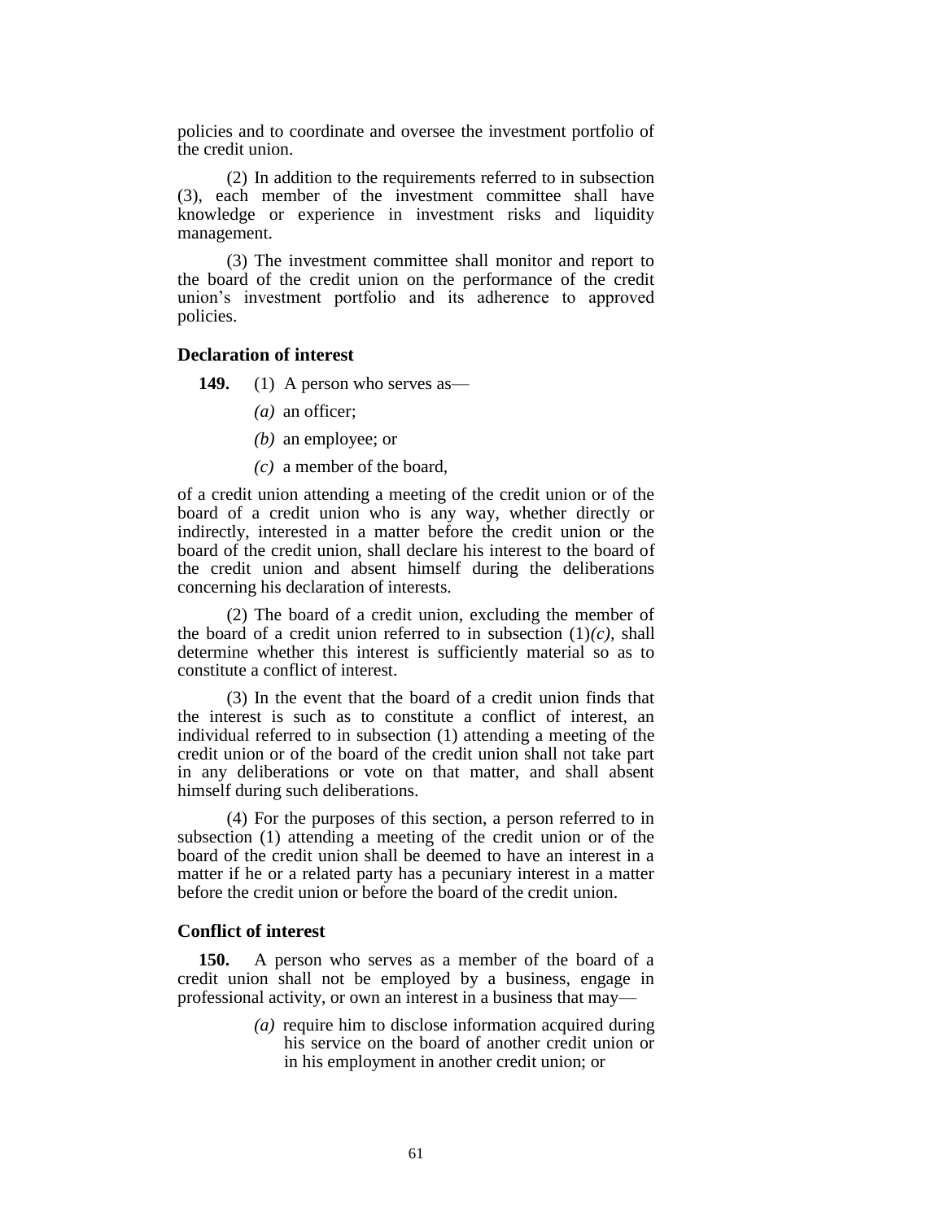policies and to coordinate and oversee the investment portfolio of the credit union.

(2) In addition to the requirements referred to in subsection (3), each member of the investment committee shall have knowledge or experience in investment risks and liquidity management.

(3) The investment committee shall monitor and report to the board of the credit union on the performance of the credit union's investment portfolio and its adherence to approved policies.

### Declaration of interest

**149.** (1) A person who serves as—

*(a)* an officer;

*(b)* an employee; or

*(c)* a member of the board,

of a credit union attending a meeting of the credit union or of the board of a credit union who is any way, whether directly or indirectly, interested in a matter before the credit union or the board of the credit union, shall declare his interest to the board of the credit union and absent himself during the deliberations concerning his declaration of interests.

(2) The board of a credit union, excluding the member of the board of a credit union referred to in subsection (1)*(c)*, shall determine whether this interest is sufficiently material so as to constitute a conflict of interest.

(3) In the event that the board of a credit union finds that the interest is such as to constitute a conflict of interest, an individual referred to in subsection (1) attending a meeting of the credit union or of the board of the credit union shall not take part in any deliberations or vote on that matter, and shall absent himself during such deliberations.

(4) For the purposes of this section, a person referred to in subsection (1) attending a meeting of the credit union or of the board of the credit union shall be deemed to have an interest in a matter if he or a related party has a pecuniary interest in a matter before the credit union or before the board of the credit union.

### Conflict of interest

**150.** A person who serves as a member of the board of a credit union shall not be employed by a business, engage in professional activity, or own an interest in a business that may—

*(a)* require him to disclose information acquired during his service on the board of another credit union or in his employment in another credit union; or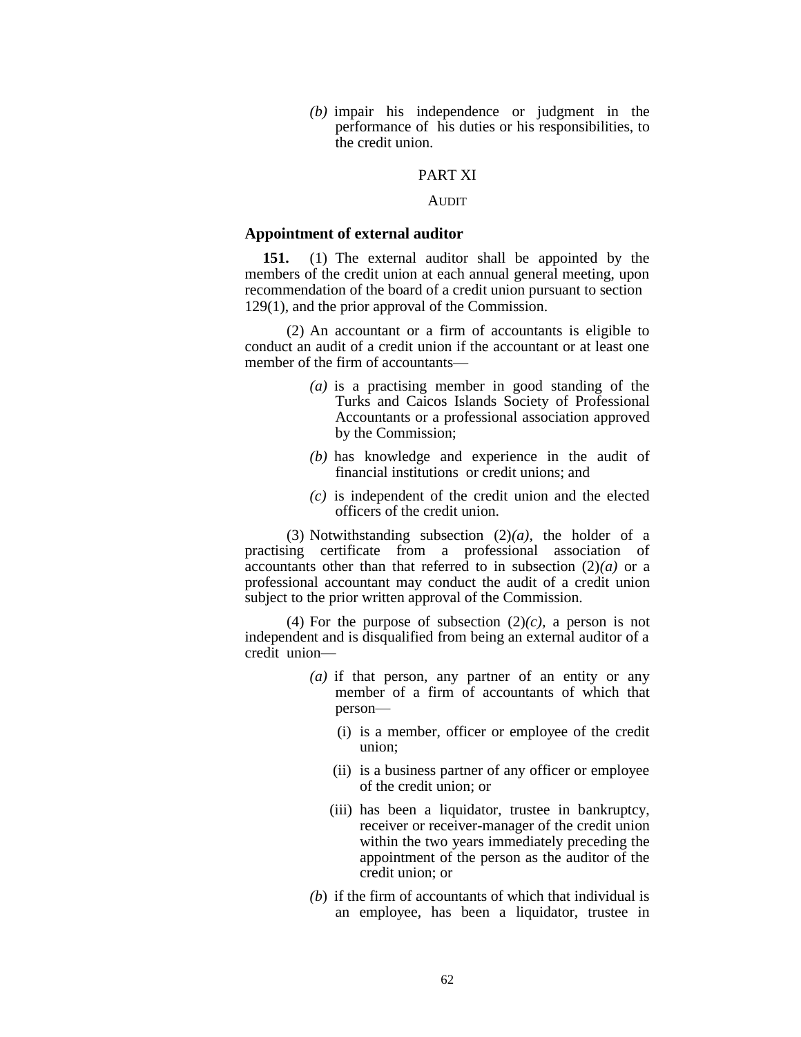*(b)* impair his independence or judgment in the performance of his duties or his responsibilities, to the credit union.

PART XI

AUDIT

### Appointment of external auditor

**151.** (1) The external auditor shall be appointed by the members of the credit union at each annual general meeting, upon recommendation of the board of a credit union pursuant to section 129(1), and the prior approval of the Commission.

(2) An accountant or a firm of accountants is eligible to conduct an audit of a credit union if the accountant or at least one member of the firm of accountants—

*(a)* is a practising member in good standing of the Turks and Caicos Islands Society of Professional Accountants or a professional association approved by the Commission;

*(b)* has knowledge and experience in the audit of financial institutions or credit unions; and

*(c)* is independent of the credit union and the elected officers of the credit union.

(3) Notwithstanding subsection (2)*(a)*, the holder of a practising certificate from a professional association of accountants other than that referred to in subsection (2)*(a)* or a professional accountant may conduct the audit of a credit union subject to the prior written approval of the Commission.

(4) For the purpose of subsection (2)*(c)*, a person is not independent and is disqualified from being an external auditor of a credit union—

*(a)* if that person, any partner of an entity or any member of a firm of accountants of which that person—

(i) is a member, officer or employee of the credit union;

(ii) is a business partner of any officer or employee of the credit union; or

(iii) has been a liquidator, trustee in bankruptcy, receiver or receiver-manager of the credit union within the two years immediately preceding the appointment of the person as the auditor of the credit union; or

*(b)* if the firm of accountants of which that individual is an employee, has been a liquidator, trustee in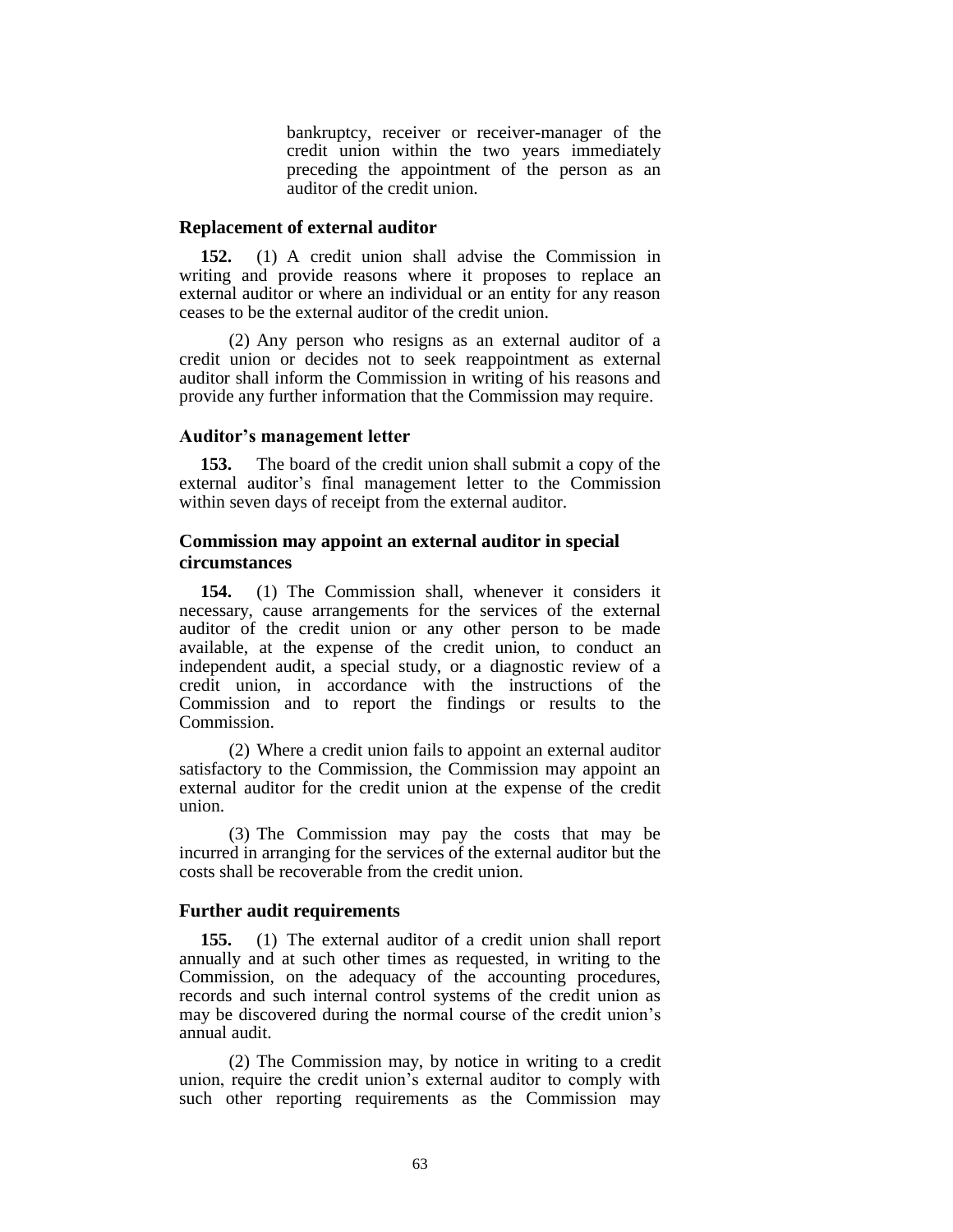bankruptcy, receiver or receiver-manager of the credit union within the two years immediately preceding the appointment of the person as an auditor of the credit union.

### Replacement of external auditor

**152.** (1) A credit union shall advise the Commission in writing and provide reasons where it proposes to replace an external auditor or where an individual or an entity for any reason ceases to be the external auditor of the credit union.

(2) Any person who resigns as an external auditor of a credit union or decides not to seek reappointment as external auditor shall inform the Commission in writing of his reasons and provide any further information that the Commission may require.

### Auditor's management letter

**153.** The board of the credit union shall submit a copy of the external auditor's final management letter to the Commission within seven days of receipt from the external auditor.

### Commission may appoint an external auditor in special circumstances

**154.** (1) The Commission shall, whenever it considers it necessary, cause arrangements for the services of the external auditor of the credit union or any other person to be made available, at the expense of the credit union, to conduct an independent audit, a special study, or a diagnostic review of a credit union, in accordance with the instructions of the Commission and to report the findings or results to the Commission.

(2) Where a credit union fails to appoint an external auditor satisfactory to the Commission, the Commission may appoint an external auditor for the credit union at the expense of the credit union.

(3) The Commission may pay the costs that may be incurred in arranging for the services of the external auditor but the costs shall be recoverable from the credit union.

### Further audit requirements

**155.** (1) The external auditor of a credit union shall report annually and at such other times as requested, in writing to the Commission, on the adequacy of the accounting procedures, records and such internal control systems of the credit union as may be discovered during the normal course of the credit union's annual audit.

(2) The Commission may, by notice in writing to a credit union, require the credit union's external auditor to comply with such other reporting requirements as the Commission may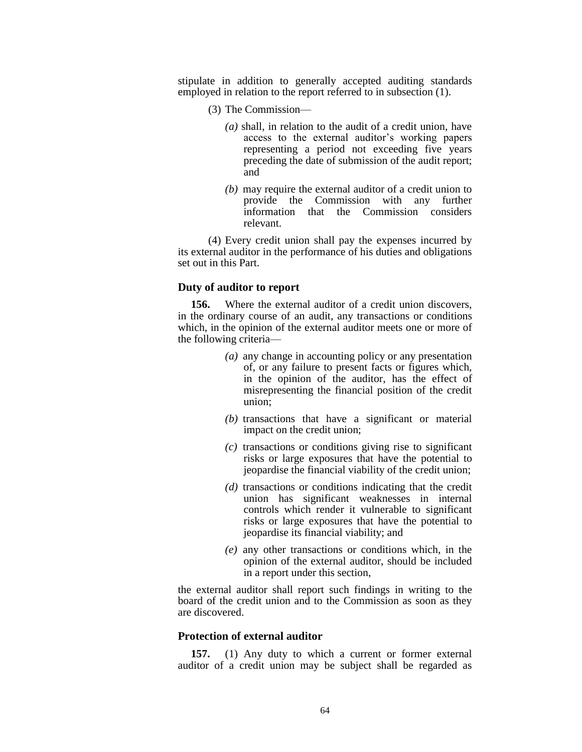stipulate in addition to generally accepted auditing standards employed in relation to the report referred to in subsection (1).

(3) The Commission—

*(a)* shall, in relation to the audit of a credit union, have access to the external auditor's working papers representing a period not exceeding five years preceding the date of submission of the audit report; and

*(b)* may require the external auditor of a credit union to provide the Commission with any further information that the Commission considers relevant.

(4) Every credit union shall pay the expenses incurred by its external auditor in the performance of his duties and obligations set out in this Part.

### Duty of auditor to report

**156.** Where the external auditor of a credit union discovers, in the ordinary course of an audit, any transactions or conditions which, in the opinion of the external auditor meets one or more of the following criteria—

*(a)* any change in accounting policy or any presentation of, or any failure to present facts or figures which, in the opinion of the auditor, has the effect of misrepresenting the financial position of the credit union;

*(b)* transactions that have a significant or material impact on the credit union;

*(c)* transactions or conditions giving rise to significant risks or large exposures that have the potential to jeopardise the financial viability of the credit union;

*(d)* transactions or conditions indicating that the credit union has significant weaknesses in internal controls which render it vulnerable to significant risks or large exposures that have the potential to jeopardise its financial viability; and

*(e)* any other transactions or conditions which, in the opinion of the external auditor, should be included in a report under this section,

the external auditor shall report such findings in writing to the board of the credit union and to the Commission as soon as they are discovered.

### Protection of external auditor

**157.** (1) Any duty to which a current or former external auditor of a credit union may be subject shall be regarded as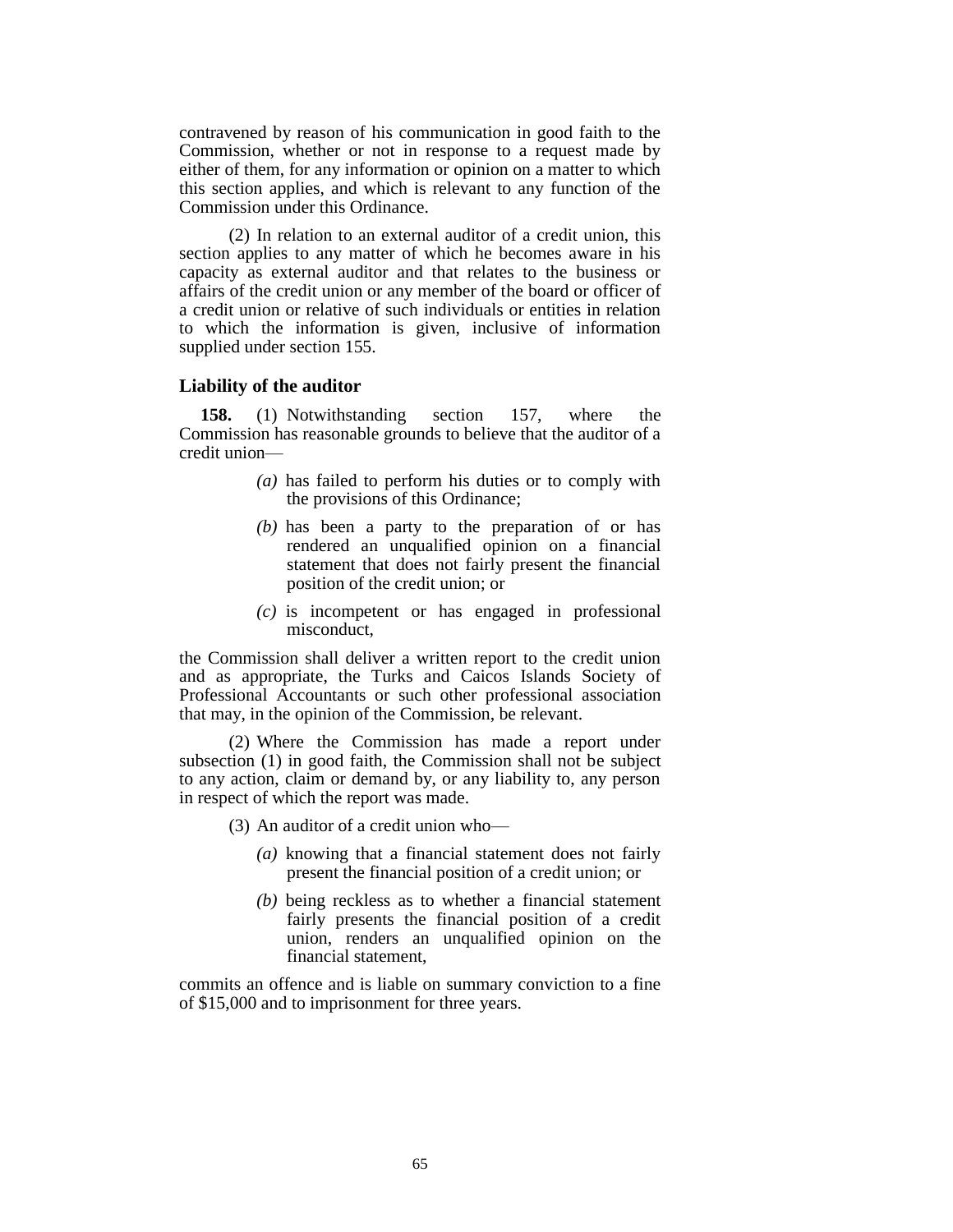contravened by reason of his communication in good faith to the Commission, whether or not in response to a request made by either of them, for any information or opinion on a matter to which this section applies, and which is relevant to any function of the Commission under this Ordinance.

(2) In relation to an external auditor of a credit union, this section applies to any matter of which he becomes aware in his capacity as external auditor and that relates to the business or affairs of the credit union or any member of the board or officer of a credit union or relative of such individuals or entities in relation to which the information is given, inclusive of information supplied under section 155.

### Liability of the auditor

**158.** (1) Notwithstanding section 157, where the Commission has reasonable grounds to believe that the auditor of a credit union—

*(a)* has failed to perform his duties or to comply with the provisions of this Ordinance;

*(b)* has been a party to the preparation of or has rendered an unqualified opinion on a financial statement that does not fairly present the financial position of the credit union; or

*(c)* is incompetent or has engaged in professional misconduct,

the Commission shall deliver a written report to the credit union and as appropriate, the Turks and Caicos Islands Society of Professional Accountants or such other professional association that may, in the opinion of the Commission, be relevant.

(2) Where the Commission has made a report under subsection (1) in good faith, the Commission shall not be subject to any action, claim or demand by, or any liability to, any person in respect of which the report was made.

(3) An auditor of a credit union who—

*(a)* knowing that a financial statement does not fairly present the financial position of a credit union; or

*(b)* being reckless as to whether a financial statement fairly presents the financial position of a credit union, renders an unqualified opinion on the financial statement,

commits an offence and is liable on summary conviction to a fine of $15,000 and to imprisonment for three years.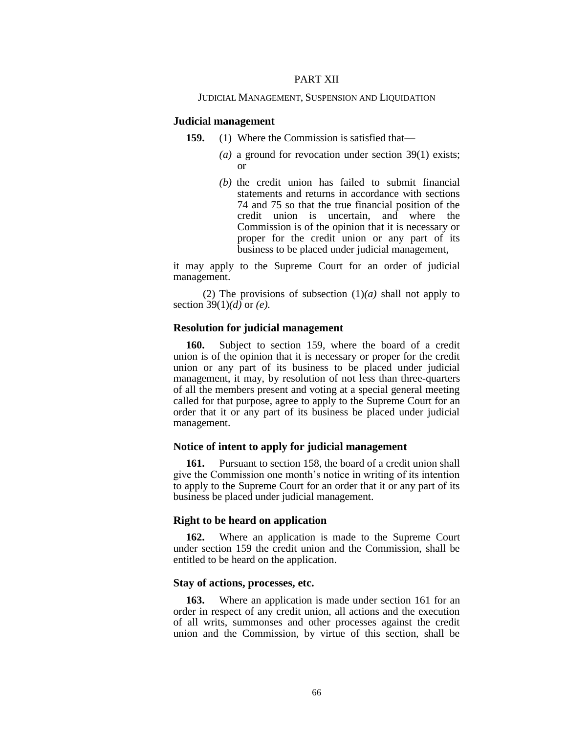## PART XII

### JUDICIAL MANAGEMENT, SUSPENSION AND LIQUIDATION

**Judicial management**

**159.** (1) Where the Commission is satisfied that—

*(a)* a ground for revocation under section 39(1) exists; or

*(b)* the credit union has failed to submit financial statements and returns in accordance with sections 74 and 75 so that the true financial position of the credit union is uncertain, and where the Commission is of the opinion that it is necessary or proper for the credit union or any part of its business to be placed under judicial management,

it may apply to the Supreme Court for an order of judicial management.

(2) The provisions of subsection (1)*(a)* shall not apply to section 39(1)*(d)* or *(e)*.

**Resolution for judicial management**

**160.** Subject to section 159, where the board of a credit union is of the opinion that it is necessary or proper for the credit union or any part of its business to be placed under judicial management, it may, by resolution of not less than three-quarters of all the members present and voting at a special general meeting called for that purpose, agree to apply to the Supreme Court for an order that it or any part of its business be placed under judicial management.

**Notice of intent to apply for judicial management**

**161.** Pursuant to section 158, the board of a credit union shall give the Commission one month's notice in writing of its intention to apply to the Supreme Court for an order that it or any part of its business be placed under judicial management.

**Right to be heard on application**

**162.** Where an application is made to the Supreme Court under section 159 the credit union and the Commission, shall be entitled to be heard on the application.

**Stay of actions, processes, etc.**

**163.** Where an application is made under section 161 for an order in respect of any credit union, all actions and the execution of all writs, summonses and other processes against the credit union and the Commission, by virtue of this section, shall be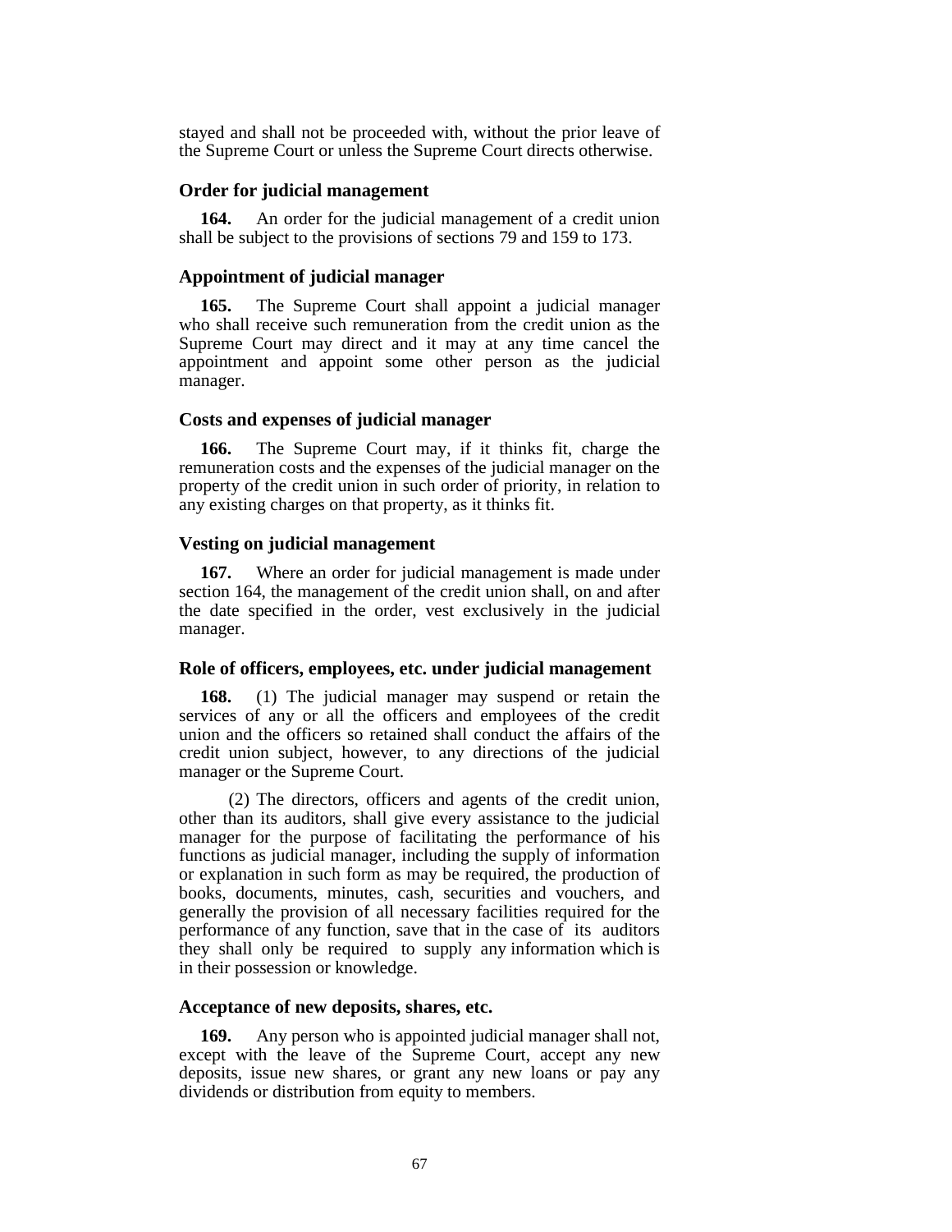stayed and shall not be proceeded with, without the prior leave of the Supreme Court or unless the Supreme Court directs otherwise.

### Order for judicial management

**164.** An order for the judicial management of a credit union shall be subject to the provisions of sections 79 and 159 to 173.

### Appointment of judicial manager

**165.** The Supreme Court shall appoint a judicial manager who shall receive such remuneration from the credit union as the Supreme Court may direct and it may at any time cancel the appointment and appoint some other person as the judicial manager.

### Costs and expenses of judicial manager

**166.** The Supreme Court may, if it thinks fit, charge the remuneration costs and the expenses of the judicial manager on the property of the credit union in such order of priority, in relation to any existing charges on that property, as it thinks fit.

### Vesting on judicial management

**167.** Where an order for judicial management is made under section 164, the management of the credit union shall, on and after the date specified in the order, vest exclusively in the judicial manager.

### Role of officers, employees, etc. under judicial management

**168.** (1) The judicial manager may suspend or retain the services of any or all the officers and employees of the credit union and the officers so retained shall conduct the affairs of the credit union subject, however, to any directions of the judicial manager or the Supreme Court.

(2) The directors, officers and agents of the credit union, other than its auditors, shall give every assistance to the judicial manager for the purpose of facilitating the performance of his functions as judicial manager, including the supply of information or explanation in such form as may be required, the production of books, documents, minutes, cash, securities and vouchers, and generally the provision of all necessary facilities required for the performance of any function, save that in the case of its auditors they shall only be required to supply any information which is in their possession or knowledge.

### Acceptance of new deposits, shares, etc.

**169.** Any person who is appointed judicial manager shall not, except with the leave of the Supreme Court, accept any new deposits, issue new shares, or grant any new loans or pay any dividends or distribution from equity to members.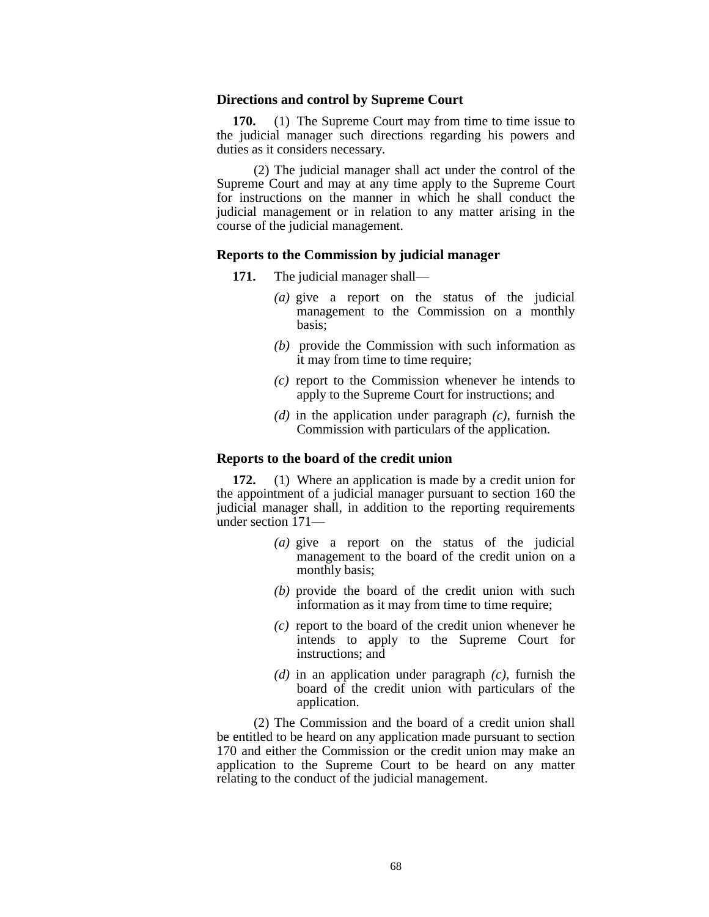### Directions and control by Supreme Court

**170.** (1) The Supreme Court may from time to time issue to the judicial manager such directions regarding his powers and duties as it considers necessary.

(2) The judicial manager shall act under the control of the Supreme Court and may at any time apply to the Supreme Court for instructions on the manner in which he shall conduct the judicial management or in relation to any matter arising in the course of the judicial management.

### Reports to the Commission by judicial manager

**171.** The judicial manager shall—

*(a)* give a report on the status of the judicial management to the Commission on a monthly basis;

*(b)* provide the Commission with such information as it may from time to time require;

*(c)* report to the Commission whenever he intends to apply to the Supreme Court for instructions; and

*(d)* in the application under paragraph *(c)*, furnish the Commission with particulars of the application.

### Reports to the board of the credit union

**172.** (1) Where an application is made by a credit union for the appointment of a judicial manager pursuant to section 160 the judicial manager shall, in addition to the reporting requirements under section 171—

*(a)* give a report on the status of the judicial management to the board of the credit union on a monthly basis;

*(b)* provide the board of the credit union with such information as it may from time to time require;

*(c)* report to the board of the credit union whenever he intends to apply to the Supreme Court for instructions; and

*(d)* in an application under paragraph *(c)*, furnish the board of the credit union with particulars of the application.

(2) The Commission and the board of a credit union shall be entitled to be heard on any application made pursuant to section 170 and either the Commission or the credit union may make an application to the Supreme Court to be heard on any matter relating to the conduct of the judicial management.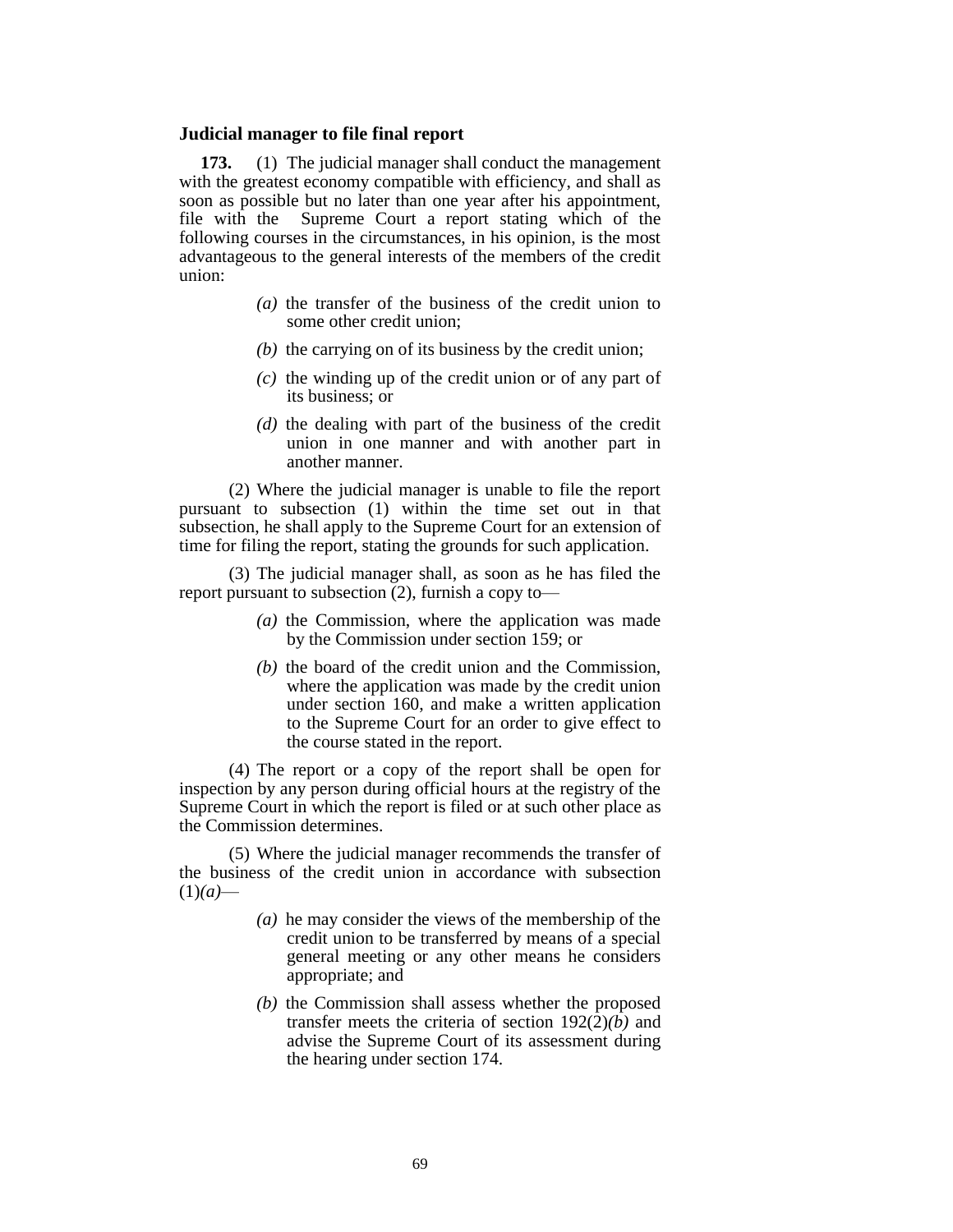### Judicial manager to file final report

**173.** (1) The judicial manager shall conduct the management with the greatest economy compatible with efficiency, and shall as soon as possible but no later than one year after his appointment, file with the Supreme Court a report stating which of the following courses in the circumstances, in his opinion, is the most advantageous to the general interests of the members of the credit union:

*(a)* the transfer of the business of the credit union to some other credit union;

*(b)* the carrying on of its business by the credit union;

*(c)* the winding up of the credit union or of any part of its business; or

*(d)* the dealing with part of the business of the credit union in one manner and with another part in another manner.

(2) Where the judicial manager is unable to file the report pursuant to subsection (1) within the time set out in that subsection, he shall apply to the Supreme Court for an extension of time for filing the report, stating the grounds for such application.

(3) The judicial manager shall, as soon as he has filed the report pursuant to subsection (2), furnish a copy to—

*(a)* the Commission, where the application was made by the Commission under section 159; or

*(b)* the board of the credit union and the Commission, where the application was made by the credit union under section 160, and make a written application to the Supreme Court for an order to give effect to the course stated in the report.

(4) The report or a copy of the report shall be open for inspection by any person during official hours at the registry of the Supreme Court in which the report is filed or at such other place as the Commission determines.

(5) Where the judicial manager recommends the transfer of the business of the credit union in accordance with subsection (1)*(a)*—

*(a)* he may consider the views of the membership of the credit union to be transferred by means of a special general meeting or any other means he considers appropriate; and

*(b)* the Commission shall assess whether the proposed transfer meets the criteria of section 192(2)*(b)* and advise the Supreme Court of its assessment during the hearing under section 174.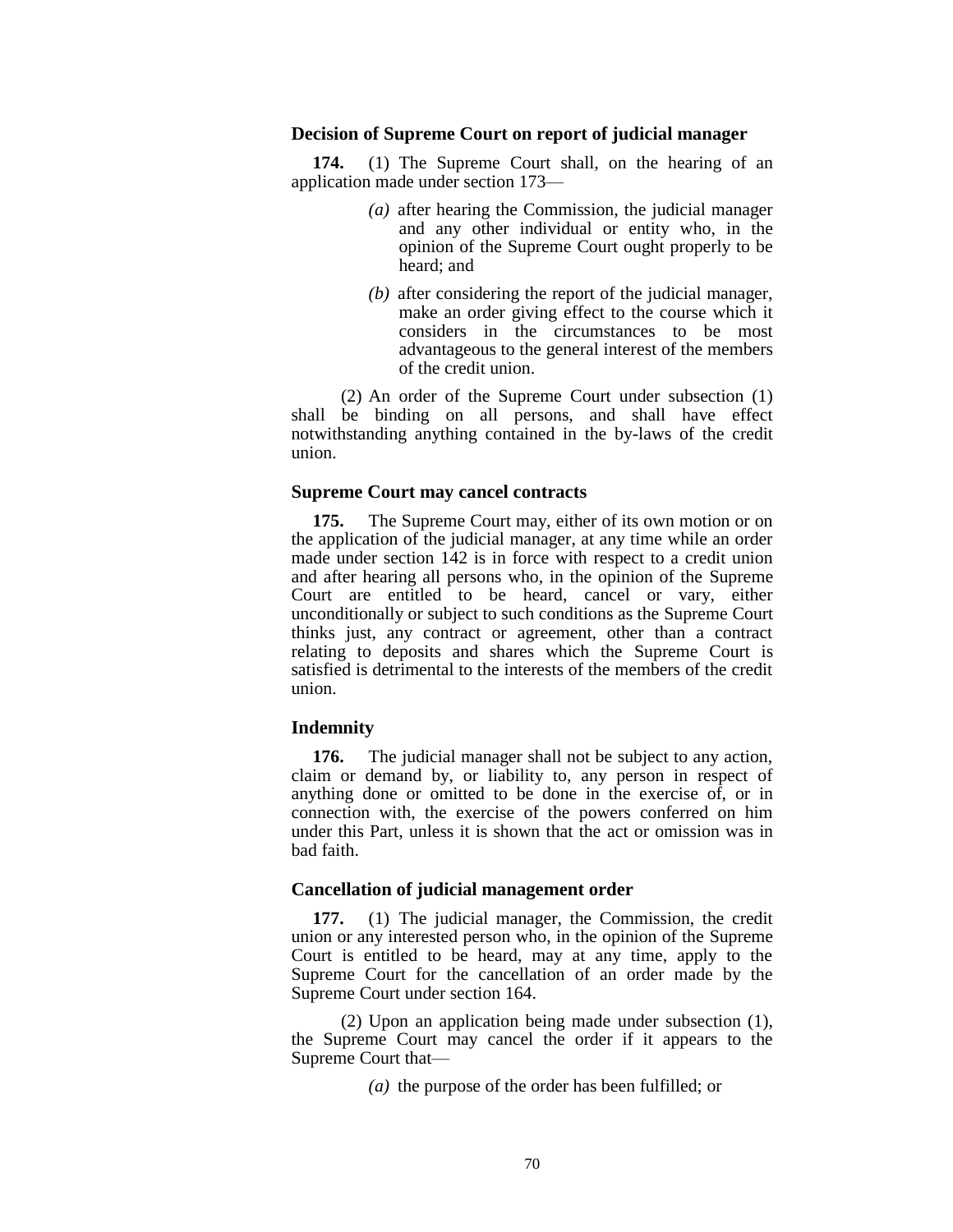### Decision of Supreme Court on report of judicial manager

**174.** (1) The Supreme Court shall, on the hearing of an application made under section 173—

*(a)* after hearing the Commission, the judicial manager and any other individual or entity who, in the opinion of the Supreme Court ought properly to be heard; and

*(b)* after considering the report of the judicial manager, make an order giving effect to the course which it considers in the circumstances to be most advantageous to the general interest of the members of the credit union.

(2) An order of the Supreme Court under subsection (1) shall be binding on all persons, and shall have effect notwithstanding anything contained in the by-laws of the credit union.

### Supreme Court may cancel contracts

**175.** The Supreme Court may, either of its own motion or on the application of the judicial manager, at any time while an order made under section 142 is in force with respect to a credit union and after hearing all persons who, in the opinion of the Supreme Court are entitled to be heard, cancel or vary, either unconditionally or subject to such conditions as the Supreme Court thinks just, any contract or agreement, other than a contract relating to deposits and shares which the Supreme Court is satisfied is detrimental to the interests of the members of the credit union.

### Indemnity

**176.** The judicial manager shall not be subject to any action, claim or demand by, or liability to, any person in respect of anything done or omitted to be done in the exercise of, or in connection with, the exercise of the powers conferred on him under this Part, unless it is shown that the act or omission was in bad faith.

### Cancellation of judicial management order

**177.** (1) The judicial manager, the Commission, the credit union or any interested person who, in the opinion of the Supreme Court is entitled to be heard, may at any time, apply to the Supreme Court for the cancellation of an order made by the Supreme Court under section 164.

(2) Upon an application being made under subsection (1), the Supreme Court may cancel the order if it appears to the Supreme Court that—

*(a)* the purpose of the order has been fulfilled; or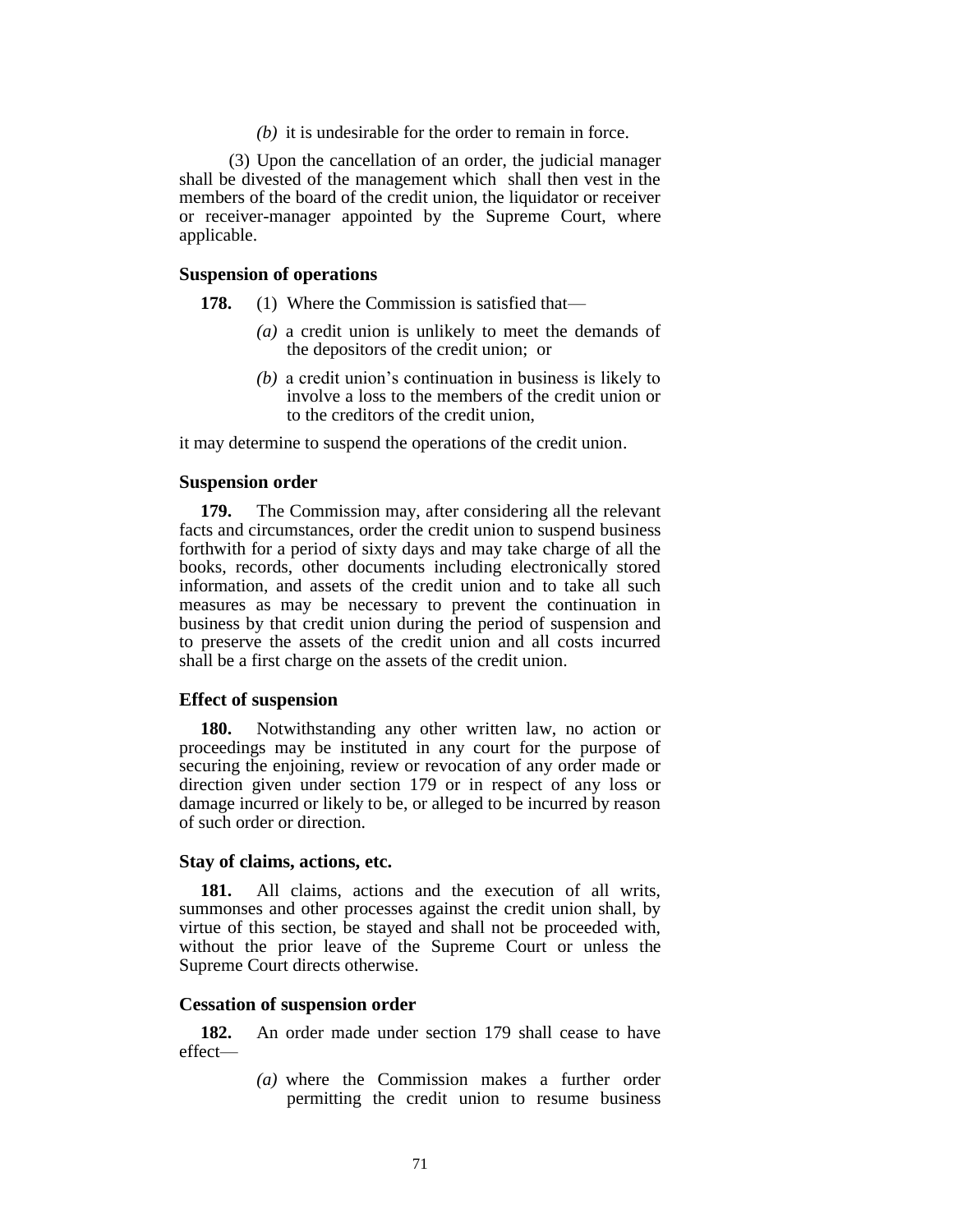*(b)* it is undesirable for the order to remain in force.

(3) Upon the cancellation of an order, the judicial manager shall be divested of the management which shall then vest in the members of the board of the credit union, the liquidator or receiver or receiver-manager appointed by the Supreme Court, where applicable.

### Suspension of operations

**178.** (1) Where the Commission is satisfied that—

*(a)* a credit union is unlikely to meet the demands of the depositors of the credit union; or

*(b)* a credit union's continuation in business is likely to involve a loss to the members of the credit union or to the creditors of the credit union,

it may determine to suspend the operations of the credit union.

### Suspension order

**179.** The Commission may, after considering all the relevant facts and circumstances, order the credit union to suspend business forthwith for a period of sixty days and may take charge of all the books, records, other documents including electronically stored information, and assets of the credit union and to take all such measures as may be necessary to prevent the continuation in business by that credit union during the period of suspension and to preserve the assets of the credit union and all costs incurred shall be a first charge on the assets of the credit union.

### Effect of suspension

**180.** Notwithstanding any other written law, no action or proceedings may be instituted in any court for the purpose of securing the enjoining, review or revocation of any order made or direction given under section 179 or in respect of any loss or damage incurred or likely to be, or alleged to be incurred by reason of such order or direction.

### Stay of claims, actions, etc.

**181.** All claims, actions and the execution of all writs, summonses and other processes against the credit union shall, by virtue of this section, be stayed and shall not be proceeded with, without the prior leave of the Supreme Court or unless the Supreme Court directs otherwise.

### Cessation of suspension order

**182.** An order made under section 179 shall cease to have effect—

*(a)* where the Commission makes a further order permitting the credit union to resume business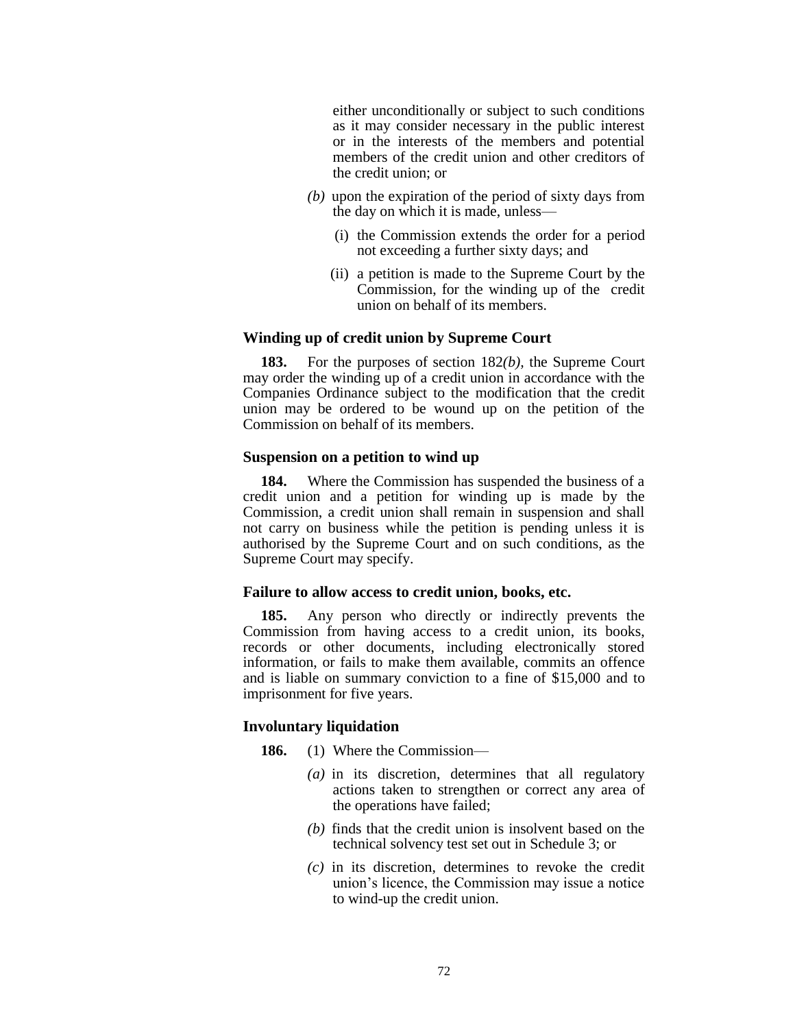either unconditionally or subject to such conditions as it may consider necessary in the public interest or in the interests of the members and potential members of the credit union and other creditors of the credit union; or

*(b)* upon the expiration of the period of sixty days from the day on which it is made, unless—

(i) the Commission extends the order for a period not exceeding a further sixty days; and

(ii) a petition is made to the Supreme Court by the Commission, for the winding up of the credit union on behalf of its members.

**Winding up of credit union by Supreme Court**

**183.** For the purposes of section 182*(b)*, the Supreme Court may order the winding up of a credit union in accordance with the Companies Ordinance subject to the modification that the credit union may be ordered to be wound up on the petition of the Commission on behalf of its members.

**Suspension on a petition to wind up**

**184.** Where the Commission has suspended the business of a credit union and a petition for winding up is made by the Commission, a credit union shall remain in suspension and shall not carry on business while the petition is pending unless it is authorised by the Supreme Court and on such conditions, as the Supreme Court may specify.

**Failure to allow access to credit union, books, etc.**

**185.** Any person who directly or indirectly prevents the Commission from having access to a credit union, its books, records or other documents, including electronically stored information, or fails to make them available, commits an offence and is liable on summary conviction to a fine of $15,000 and to imprisonment for five years.

**Involuntary liquidation**

**186.** (1) Where the Commission—

*(a)* in its discretion, determines that all regulatory actions taken to strengthen or correct any area of the operations have failed;

*(b)* finds that the credit union is insolvent based on the technical solvency test set out in Schedule 3; or

*(c)* in its discretion, determines to revoke the credit union's licence, the Commission may issue a notice to wind-up the credit union.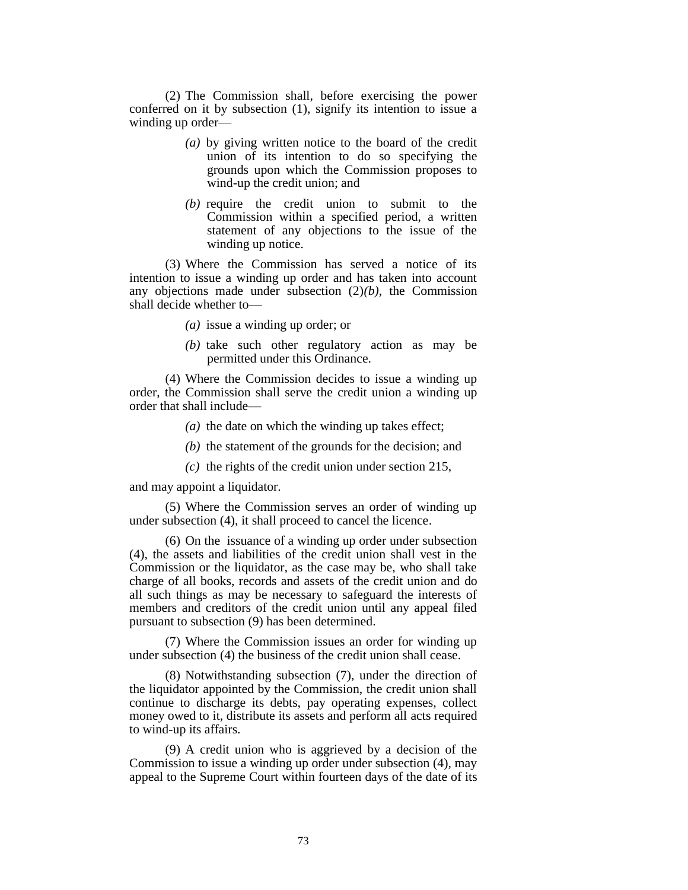(2) The Commission shall, before exercising the power conferred on it by subsection (1), signify its intention to issue a winding up order—

*(a)* by giving written notice to the board of the credit union of its intention to do so specifying the grounds upon which the Commission proposes to wind-up the credit union; and

*(b)* require the credit union to submit to the Commission within a specified period, a written statement of any objections to the issue of the winding up notice.

(3) Where the Commission has served a notice of its intention to issue a winding up order and has taken into account any objections made under subsection (2)*(b)*, the Commission shall decide whether to—

*(a)* issue a winding up order; or

*(b)* take such other regulatory action as may be permitted under this Ordinance.

(4) Where the Commission decides to issue a winding up order, the Commission shall serve the credit union a winding up order that shall include—

*(a)* the date on which the winding up takes effect;

*(b)* the statement of the grounds for the decision; and

*(c)* the rights of the credit union under section 215,

and may appoint a liquidator.

(5) Where the Commission serves an order of winding up under subsection (4), it shall proceed to cancel the licence.

(6) On the issuance of a winding up order under subsection (4), the assets and liabilities of the credit union shall vest in the Commission or the liquidator, as the case may be, who shall take charge of all books, records and assets of the credit union and do all such things as may be necessary to safeguard the interests of members and creditors of the credit union until any appeal filed pursuant to subsection (9) has been determined.

(7) Where the Commission issues an order for winding up under subsection (4) the business of the credit union shall cease.

(8) Notwithstanding subsection (7), under the direction of the liquidator appointed by the Commission, the credit union shall continue to discharge its debts, pay operating expenses, collect money owed to it, distribute its assets and perform all acts required to wind-up its affairs.

(9) A credit union who is aggrieved by a decision of the Commission to issue a winding up order under subsection (4), may appeal to the Supreme Court within fourteen days of the date of its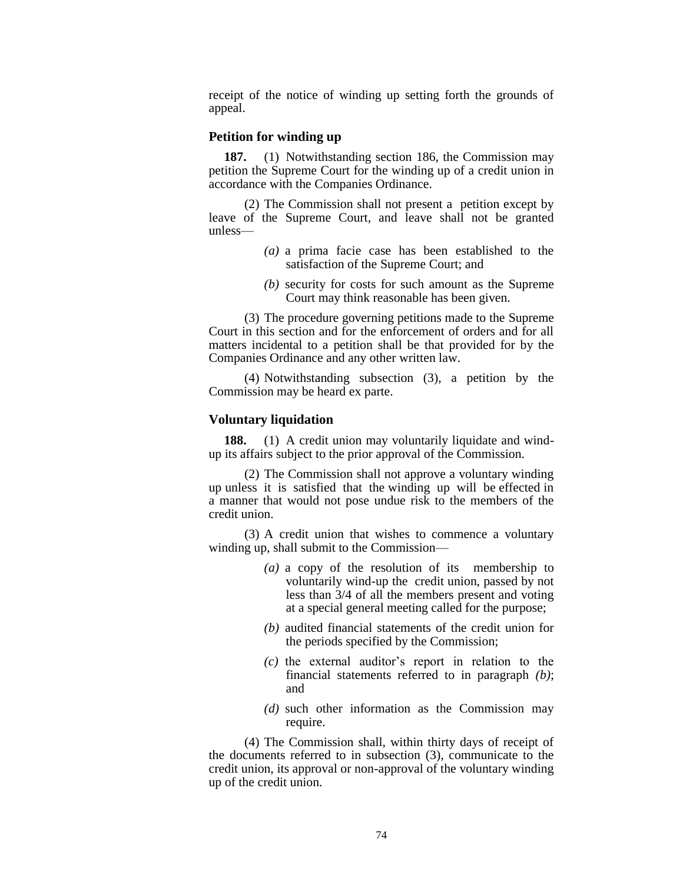receipt of the notice of winding up setting forth the grounds of appeal.

### Petition for winding up

**187.** (1) Notwithstanding section 186, the Commission may petition the Supreme Court for the winding up of a credit union in accordance with the Companies Ordinance.

(2) The Commission shall not present a petition except by leave of the Supreme Court, and leave shall not be granted unless—

> *(a)* a prima facie case has been established to the satisfaction of the Supreme Court; and
>
> *(b)* security for costs for such amount as the Supreme Court may think reasonable has been given.

(3) The procedure governing petitions made to the Supreme Court in this section and for the enforcement of orders and for all matters incidental to a petition shall be that provided for by the Companies Ordinance and any other written law.

(4) Notwithstanding subsection (3), a petition by the Commission may be heard ex parte.

### Voluntary liquidation

**188.** (1) A credit union may voluntarily liquidate and wind-up its affairs subject to the prior approval of the Commission.

(2) The Commission shall not approve a voluntary winding up unless it is satisfied that the winding up will be effected in a manner that would not pose undue risk to the members of the credit union.

(3) A credit union that wishes to commence a voluntary winding up, shall submit to the Commission—

> *(a)* a copy of the resolution of its membership to voluntarily wind-up the credit union, passed by not less than 3/4 of all the members present and voting at a special general meeting called for the purpose;
>
> *(b)* audited financial statements of the credit union for the periods specified by the Commission;
>
> *(c)* the external auditor's report in relation to the financial statements referred to in paragraph *(b)*; and
>
> *(d)* such other information as the Commission may require.

(4) The Commission shall, within thirty days of receipt of the documents referred to in subsection (3), communicate to the credit union, its approval or non-approval of the voluntary winding up of the credit union.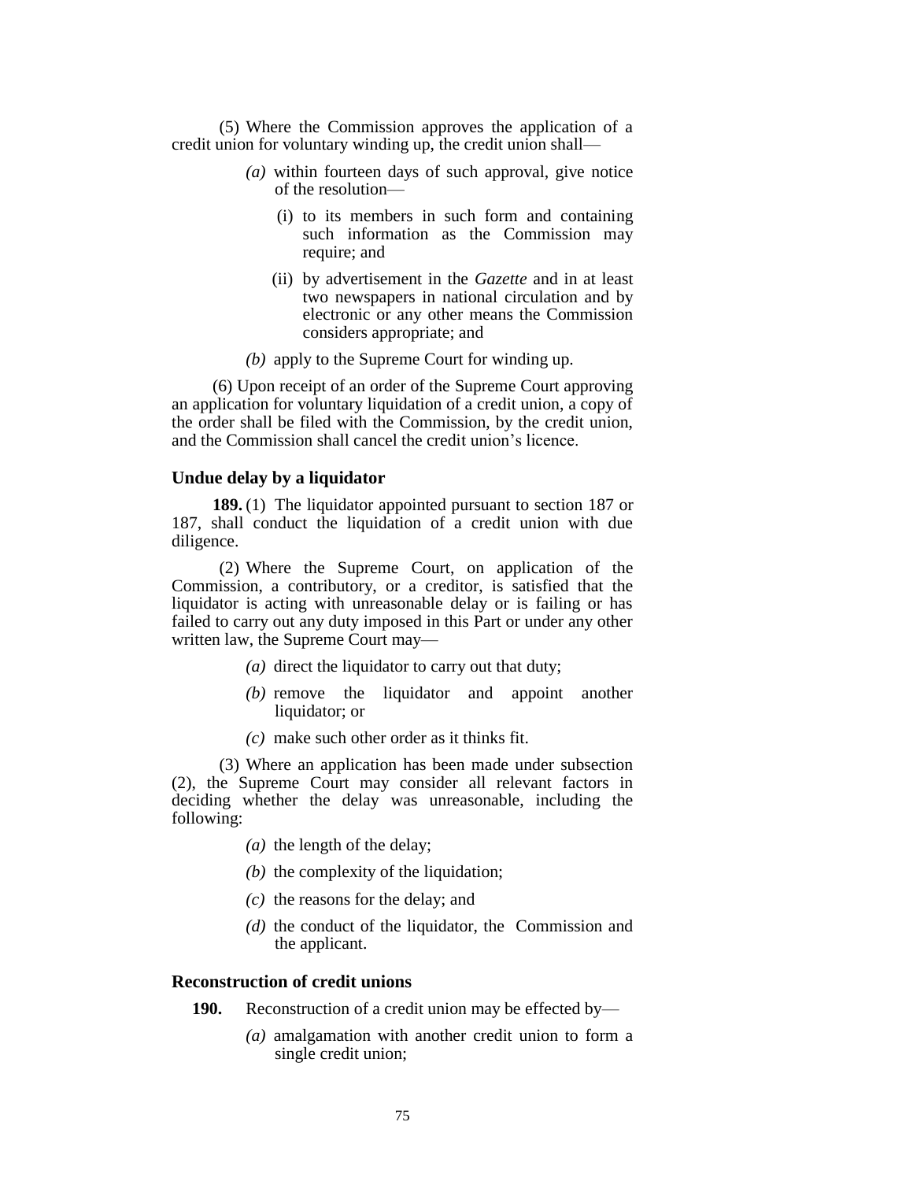(5) Where the Commission approves the application of a credit union for voluntary winding up, the credit union shall—

*(a)* within fourteen days of such approval, give notice of the resolution—

(i) to its members in such form and containing such information as the Commission may require; and

(ii) by advertisement in the *Gazette* and in at least two newspapers in national circulation and by electronic or any other means the Commission considers appropriate; and

*(b)* apply to the Supreme Court for winding up.

(6) Upon receipt of an order of the Supreme Court approving an application for voluntary liquidation of a credit union, a copy of the order shall be filed with the Commission, by the credit union, and the Commission shall cancel the credit union's licence.

**Undue delay by a liquidator**

**189.** (1) The liquidator appointed pursuant to section 187 or 187, shall conduct the liquidation of a credit union with due diligence.

(2) Where the Supreme Court, on application of the Commission, a contributory, or a creditor, is satisfied that the liquidator is acting with unreasonable delay or is failing or has failed to carry out any duty imposed in this Part or under any other written law, the Supreme Court may—

*(a)* direct the liquidator to carry out that duty;

*(b)* remove the liquidator and appoint another liquidator; or

*(c)* make such other order as it thinks fit.

(3) Where an application has been made under subsection (2), the Supreme Court may consider all relevant factors in deciding whether the delay was unreasonable, including the following:

*(a)* the length of the delay;

*(b)* the complexity of the liquidation;

*(c)* the reasons for the delay; and

*(d)* the conduct of the liquidator, the Commission and the applicant.

**Reconstruction of credit unions**

**190.** Reconstruction of a credit union may be effected by—

*(a)* amalgamation with another credit union to form a single credit union;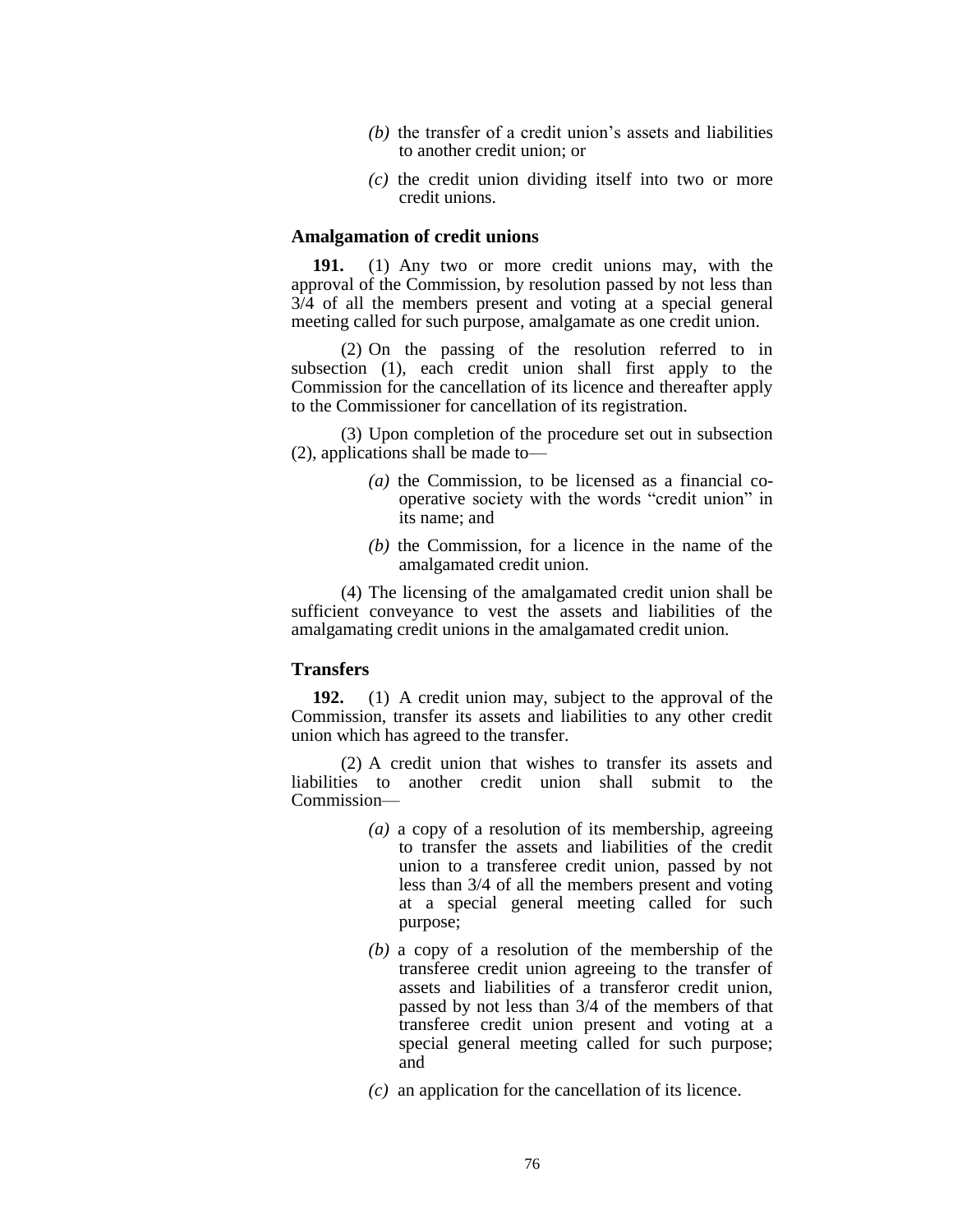*(b)* the transfer of a credit union's assets and liabilities to another credit union; or

*(c)* the credit union dividing itself into two or more credit unions.

**Amalgamation of credit unions**

**191.** (1) Any two or more credit unions may, with the approval of the Commission, by resolution passed by not less than 3/4 of all the members present and voting at a special general meeting called for such purpose, amalgamate as one credit union.

(2) On the passing of the resolution referred to in subsection (1), each credit union shall first apply to the Commission for the cancellation of its licence and thereafter apply to the Commissioner for cancellation of its registration.

(3) Upon completion of the procedure set out in subsection (2), applications shall be made to—

*(a)* the Commission, to be licensed as a financial co-operative society with the words "credit union" in its name; and

*(b)* the Commission, for a licence in the name of the amalgamated credit union.

(4) The licensing of the amalgamated credit union shall be sufficient conveyance to vest the assets and liabilities of the amalgamating credit unions in the amalgamated credit union.

**Transfers**

**192.** (1) A credit union may, subject to the approval of the Commission, transfer its assets and liabilities to any other credit union which has agreed to the transfer.

(2) A credit union that wishes to transfer its assets and liabilities to another credit union shall submit to the Commission—

*(a)* a copy of a resolution of its membership, agreeing to transfer the assets and liabilities of the credit union to a transferee credit union, passed by not less than 3/4 of all the members present and voting at a special general meeting called for such purpose;

*(b)* a copy of a resolution of the membership of the transferee credit union agreeing to the transfer of assets and liabilities of a transferor credit union, passed by not less than 3/4 of the members of that transferee credit union present and voting at a special general meeting called for such purpose; and

*(c)* an application for the cancellation of its licence.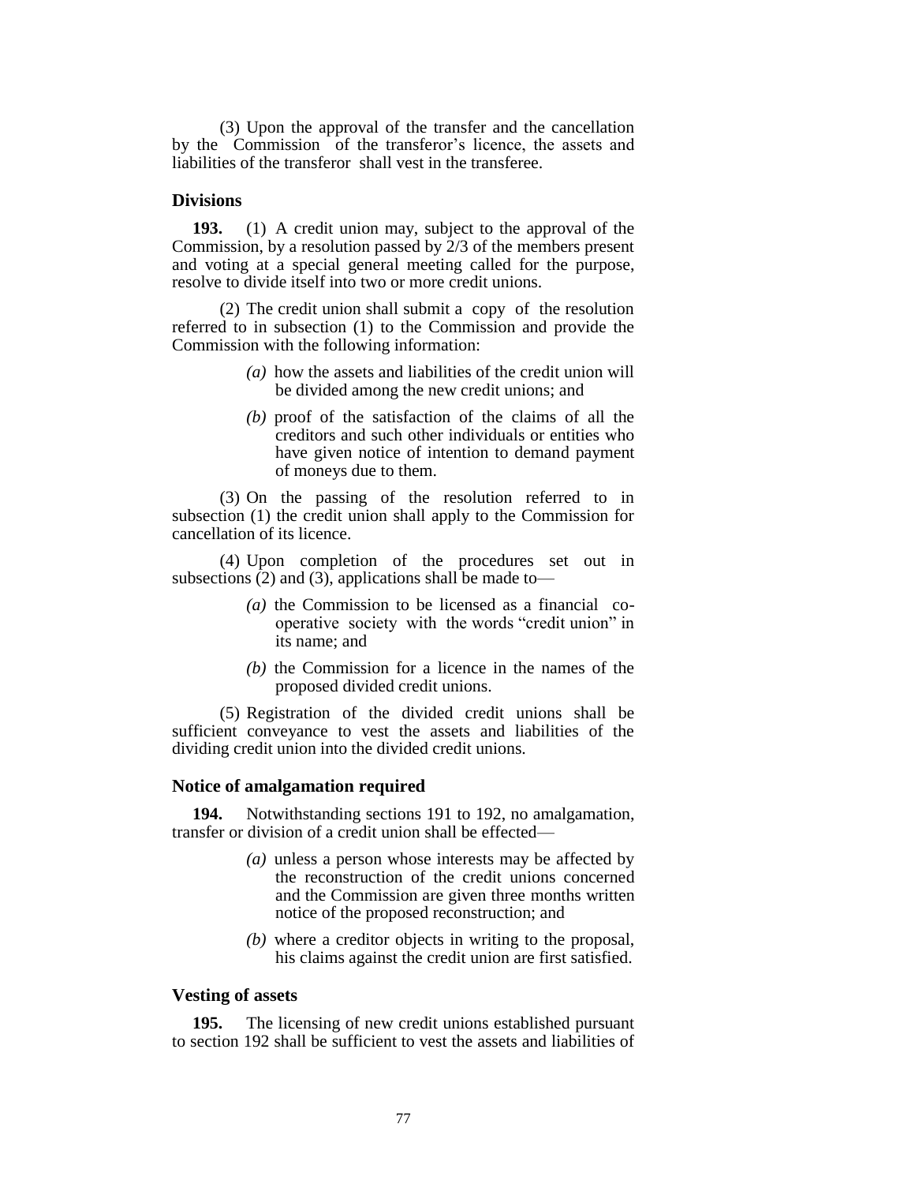(3) Upon the approval of the transfer and the cancellation by the Commission of the transferor's licence, the assets and liabilities of the transferor shall vest in the transferee.

### Divisions

**193.** (1) A credit union may, subject to the approval of the Commission, by a resolution passed by 2/3 of the members present and voting at a special general meeting called for the purpose, resolve to divide itself into two or more credit unions.

(2) The credit union shall submit a copy of the resolution referred to in subsection (1) to the Commission and provide the Commission with the following information:

*(a)* how the assets and liabilities of the credit union will be divided among the new credit unions; and

*(b)* proof of the satisfaction of the claims of all the creditors and such other individuals or entities who have given notice of intention to demand payment of moneys due to them.

(3) On the passing of the resolution referred to in subsection (1) the credit union shall apply to the Commission for cancellation of its licence.

(4) Upon completion of the procedures set out in subsections (2) and (3), applications shall be made to—

*(a)* the Commission to be licensed as a financial co-operative society with the words "credit union" in its name; and

*(b)* the Commission for a licence in the names of the proposed divided credit unions.

(5) Registration of the divided credit unions shall be sufficient conveyance to vest the assets and liabilities of the dividing credit union into the divided credit unions.

### Notice of amalgamation required

**194.** Notwithstanding sections 191 to 192, no amalgamation, transfer or division of a credit union shall be effected—

*(a)* unless a person whose interests may be affected by the reconstruction of the credit unions concerned and the Commission are given three months written notice of the proposed reconstruction; and

*(b)* where a creditor objects in writing to the proposal, his claims against the credit union are first satisfied.

### Vesting of assets

**195.** The licensing of new credit unions established pursuant to section 192 shall be sufficient to vest the assets and liabilities of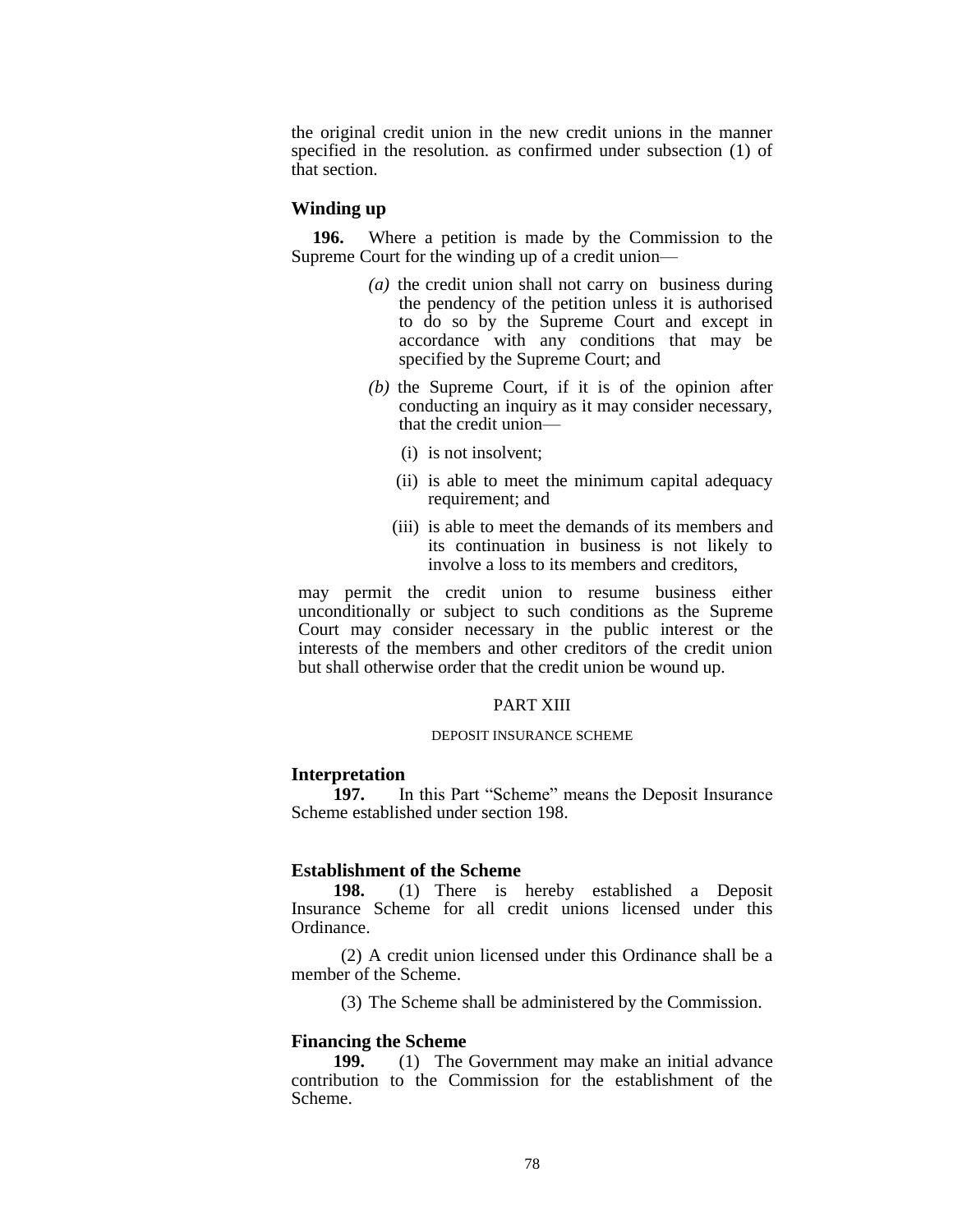the original credit union in the new credit unions in the manner specified in the resolution. as confirmed under subsection (1) of that section.

### Winding up

**196.** Where a petition is made by the Commission to the Supreme Court for the winding up of a credit union—

*(a)* the credit union shall not carry on business during the pendency of the petition unless it is authorised to do so by the Supreme Court and except in accordance with any conditions that may be specified by the Supreme Court; and

*(b)* the Supreme Court, if it is of the opinion after conducting an inquiry as it may consider necessary, that the credit union—

(i) is not insolvent;

(ii) is able to meet the minimum capital adequacy requirement; and

(iii) is able to meet the demands of its members and its continuation in business is not likely to involve a loss to its members and creditors,

may permit the credit union to resume business either unconditionally or subject to such conditions as the Supreme Court may consider necessary in the public interest or the interests of the members and other creditors of the credit union but shall otherwise order that the credit union be wound up.

## PART XIII

## DEPOSIT INSURANCE SCHEME

### Interpretation

**197.** In this Part "Scheme" means the Deposit Insurance Scheme established under section 198.

### Establishment of the Scheme

**198.** (1) There is hereby established a Deposit Insurance Scheme for all credit unions licensed under this Ordinance.

(2) A credit union licensed under this Ordinance shall be a member of the Scheme.

(3) The Scheme shall be administered by the Commission.

### Financing the Scheme

**199.** (1) The Government may make an initial advance contribution to the Commission for the establishment of the Scheme.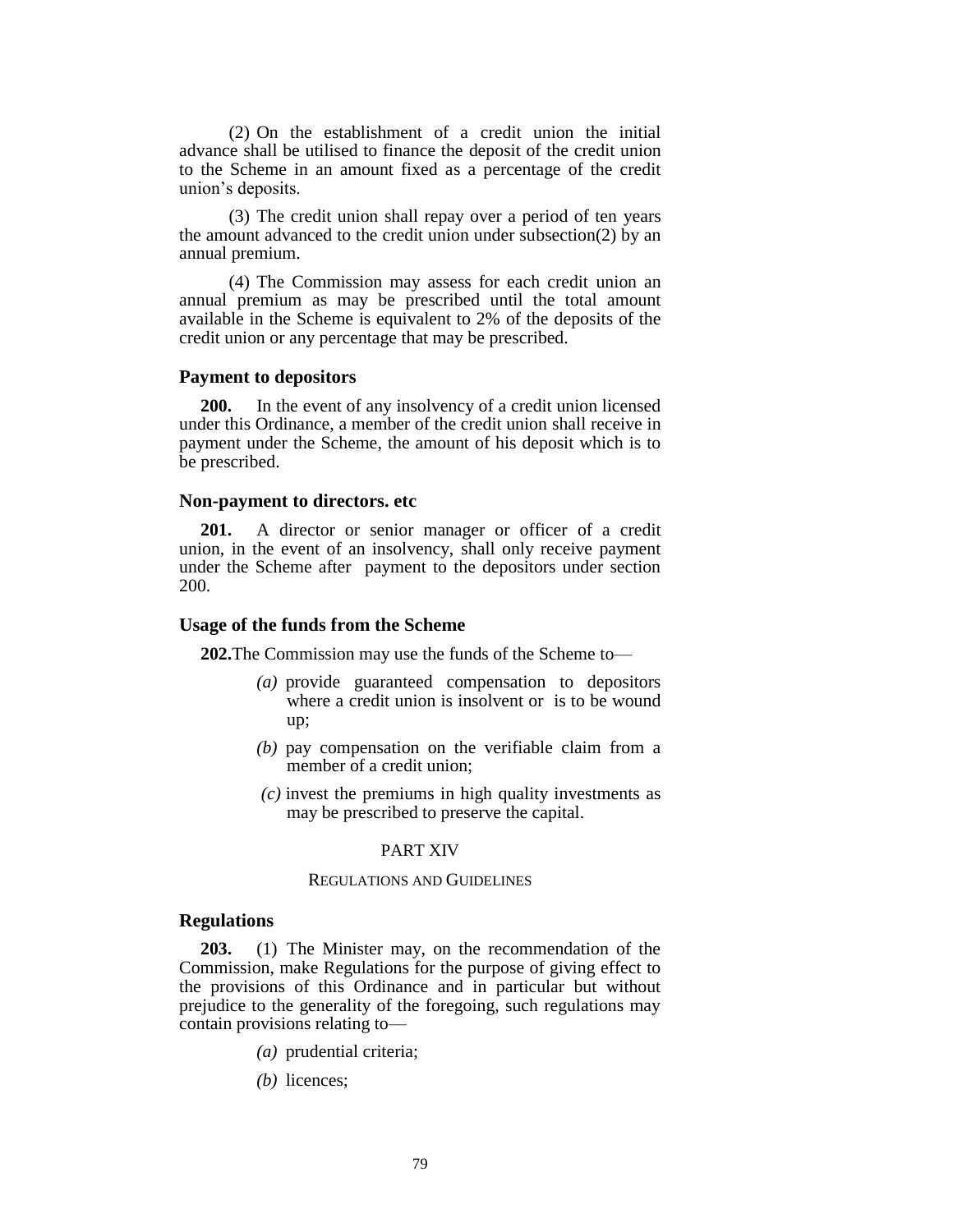(2) On the establishment of a credit union the initial advance shall be utilised to finance the deposit of the credit union to the Scheme in an amount fixed as a percentage of the credit union's deposits.

(3) The credit union shall repay over a period of ten years the amount advanced to the credit union under subsection(2) by an annual premium.

(4) The Commission may assess for each credit union an annual premium as may be prescribed until the total amount available in the Scheme is equivalent to 2% of the deposits of the credit union or any percentage that may be prescribed.

### Payment to depositors

**200.** In the event of any insolvency of a credit union licensed under this Ordinance, a member of the credit union shall receive in payment under the Scheme, the amount of his deposit which is to be prescribed.

### Non-payment to directors. etc

**201.** A director or senior manager or officer of a credit union, in the event of an insolvency, shall only receive payment under the Scheme after payment to the depositors under section 200.

### Usage of the funds from the Scheme

**202.**The Commission may use the funds of the Scheme to—

*(a)* provide guaranteed compensation to depositors where a credit union is insolvent or is to be wound up;

*(b)* pay compensation on the verifiable claim from a member of a credit union;

*(c)* invest the premiums in high quality investments as may be prescribed to preserve the capital.

## PART XIV

## REGULATIONS AND GUIDELINES

### Regulations

**203.** (1) The Minister may, on the recommendation of the Commission, make Regulations for the purpose of giving effect to the provisions of this Ordinance and in particular but without prejudice to the generality of the foregoing, such regulations may contain provisions relating to—

*(a)* prudential criteria;

*(b)* licences;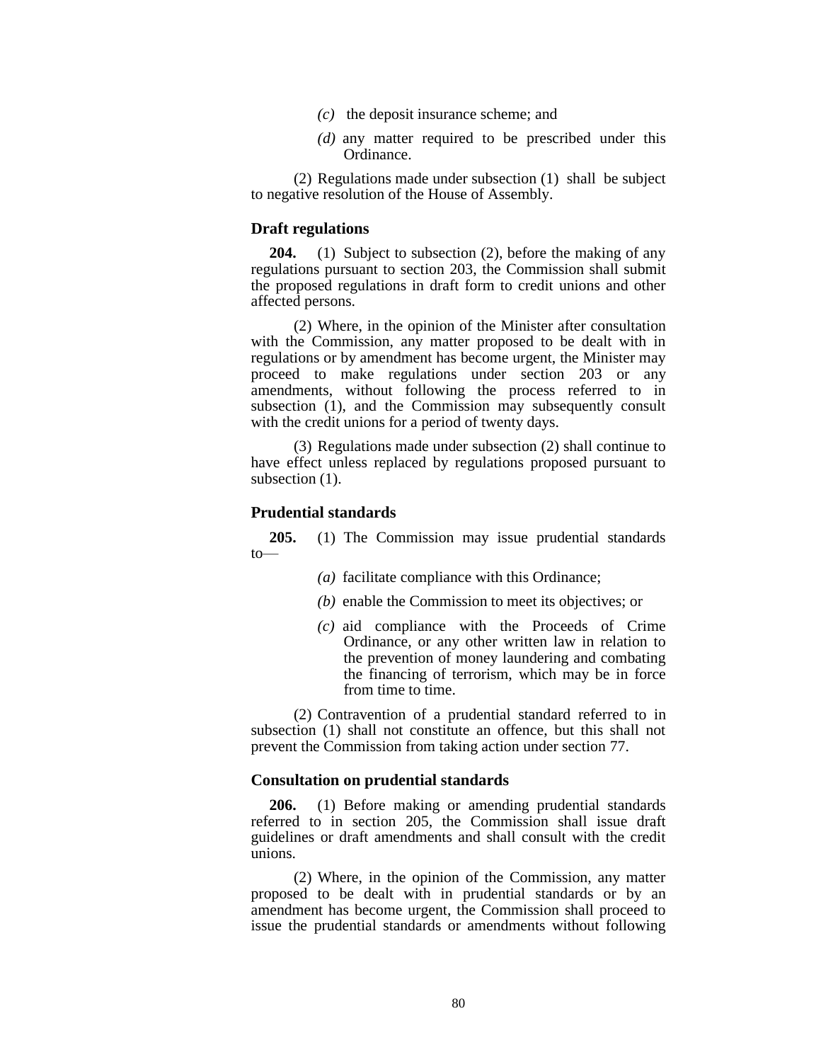*(c)* the deposit insurance scheme; and

*(d)* any matter required to be prescribed under this Ordinance.

(2) Regulations made under subsection (1) shall be subject to negative resolution of the House of Assembly.

### Draft regulations

**204.** (1) Subject to subsection (2), before the making of any regulations pursuant to section 203, the Commission shall submit the proposed regulations in draft form to credit unions and other affected persons.

(2) Where, in the opinion of the Minister after consultation with the Commission, any matter proposed to be dealt with in regulations or by amendment has become urgent, the Minister may proceed to make regulations under section 203 or any amendments, without following the process referred to in subsection (1), and the Commission may subsequently consult with the credit unions for a period of twenty days.

(3) Regulations made under subsection (2) shall continue to have effect unless replaced by regulations proposed pursuant to subsection (1).

### Prudential standards

**205.** (1) The Commission may issue prudential standards to—

*(a)* facilitate compliance with this Ordinance;

*(b)* enable the Commission to meet its objectives; or

*(c)* aid compliance with the Proceeds of Crime Ordinance, or any other written law in relation to the prevention of money laundering and combating the financing of terrorism, which may be in force from time to time.

(2) Contravention of a prudential standard referred to in subsection (1) shall not constitute an offence, but this shall not prevent the Commission from taking action under section 77.

### Consultation on prudential standards

**206.** (1) Before making or amending prudential standards referred to in section 205, the Commission shall issue draft guidelines or draft amendments and shall consult with the credit unions.

(2) Where, in the opinion of the Commission, any matter proposed to be dealt with in prudential standards or by an amendment has become urgent, the Commission shall proceed to issue the prudential standards or amendments without following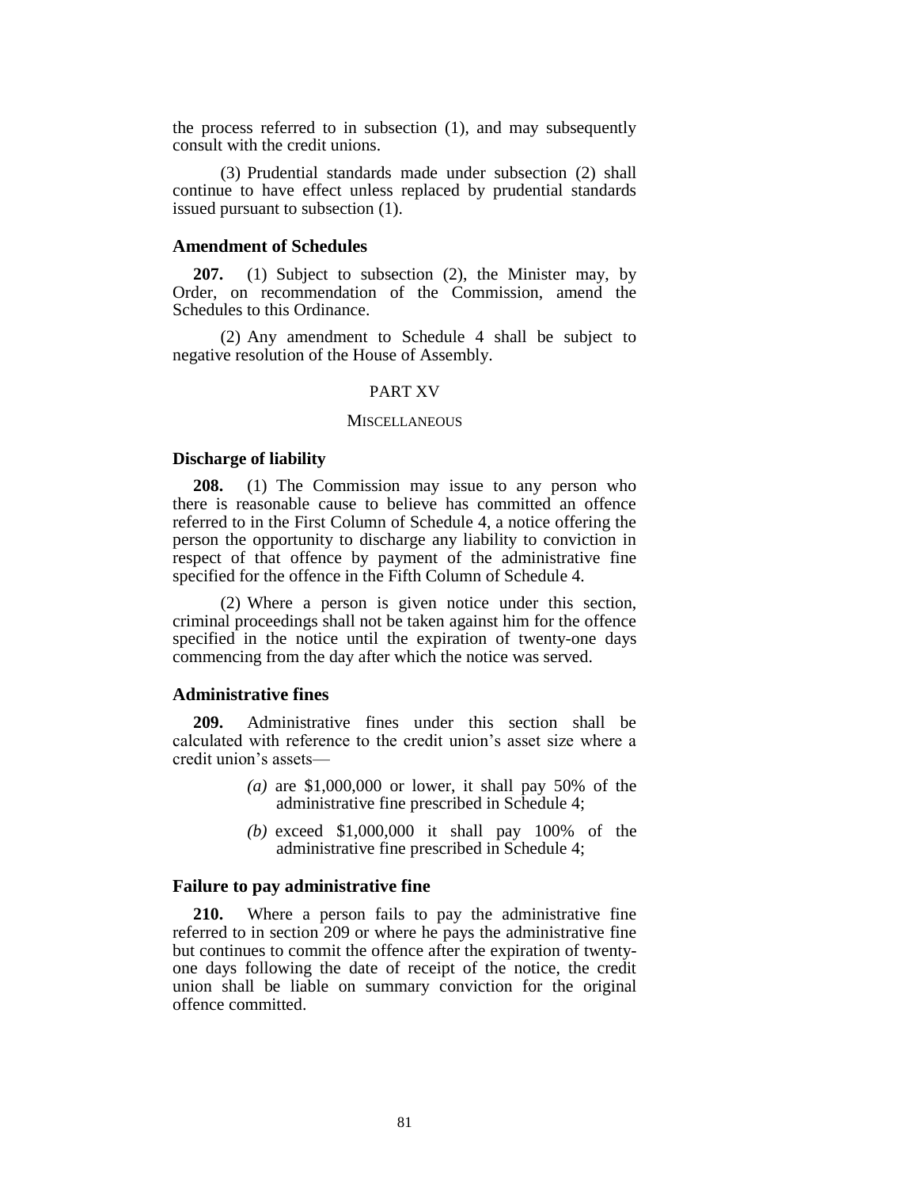the process referred to in subsection (1), and may subsequently consult with the credit unions.

(3) Prudential standards made under subsection (2) shall continue to have effect unless replaced by prudential standards issued pursuant to subsection (1).

### Amendment of Schedules

**207.** (1) Subject to subsection (2), the Minister may, by Order, on recommendation of the Commission, amend the Schedules to this Ordinance.

(2) Any amendment to Schedule 4 shall be subject to negative resolution of the House of Assembly.

## PART XV

## MISCELLANEOUS

### Discharge of liability

**208.** (1) The Commission may issue to any person who there is reasonable cause to believe has committed an offence referred to in the First Column of Schedule 4, a notice offering the person the opportunity to discharge any liability to conviction in respect of that offence by payment of the administrative fine specified for the offence in the Fifth Column of Schedule 4.

(2) Where a person is given notice under this section, criminal proceedings shall not be taken against him for the offence specified in the notice until the expiration of twenty-one days commencing from the day after which the notice was served.

### Administrative fines

**209.** Administrative fines under this section shall be calculated with reference to the credit union's asset size where a credit union's assets—

*(a)* are $1,000,000 or lower, it shall pay 50% of the administrative fine prescribed in Schedule 4;

*(b)* exceed $1,000,000 it shall pay 100% of the administrative fine prescribed in Schedule 4;

### Failure to pay administrative fine

**210.** Where a person fails to pay the administrative fine referred to in section 209 or where he pays the administrative fine but continues to commit the offence after the expiration of twenty-one days following the date of receipt of the notice, the credit union shall be liable on summary conviction for the original offence committed.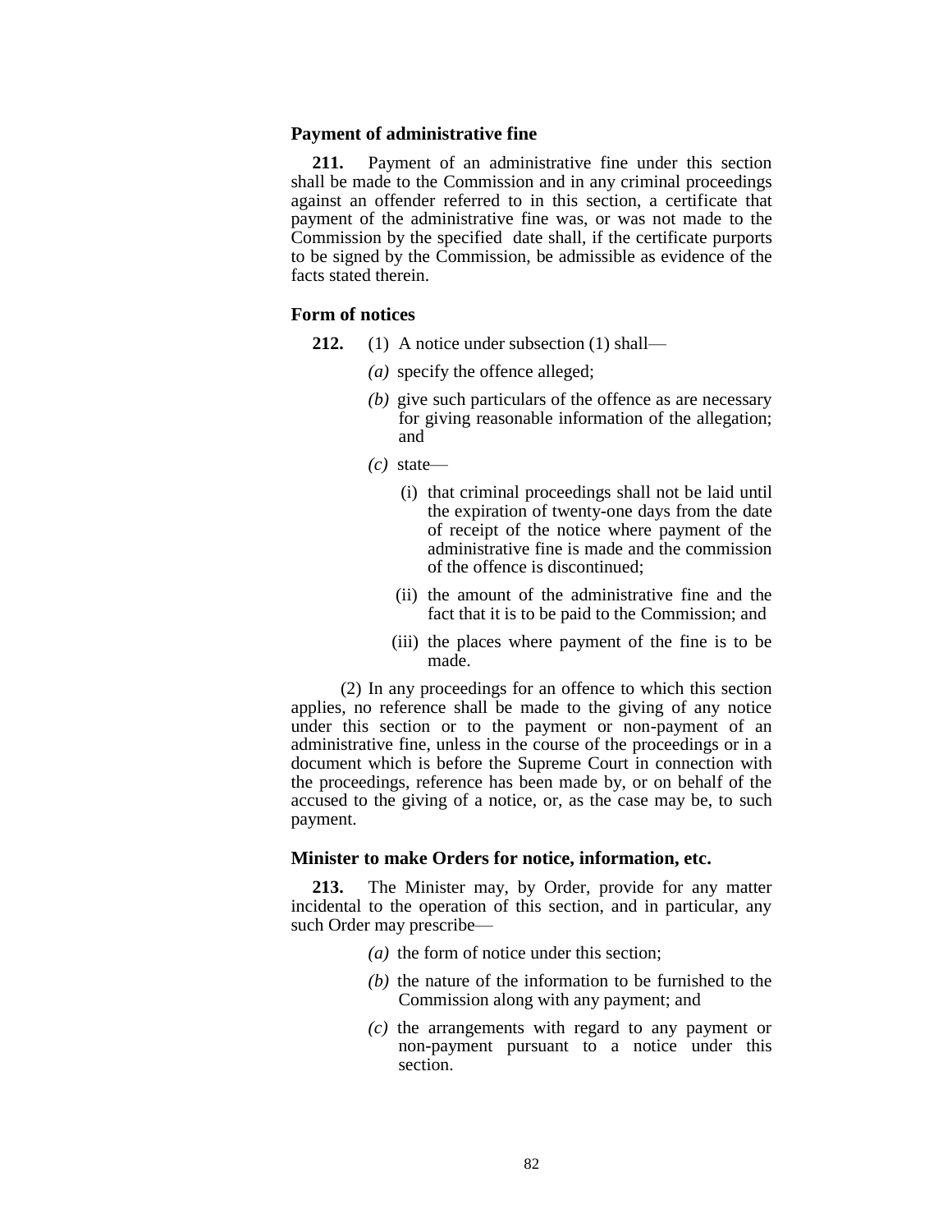### Payment of administrative fine

**211.** Payment of an administrative fine under this section shall be made to the Commission and in any criminal proceedings against an offender referred to in this section, a certificate that payment of the administrative fine was, or was not made to the Commission by the specified date shall, if the certificate purports to be signed by the Commission, be admissible as evidence of the facts stated therein.

### Form of notices

**212.** (1) A notice under subsection (1) shall—

*(a)* specify the offence alleged;

*(b)* give such particulars of the offence as are necessary for giving reasonable information of the allegation; and

*(c)* state—

(i) that criminal proceedings shall not be laid until the expiration of twenty-one days from the date of receipt of the notice where payment of the administrative fine is made and the commission of the offence is discontinued;

(ii) the amount of the administrative fine and the fact that it is to be paid to the Commission; and

(iii) the places where payment of the fine is to be made.

(2) In any proceedings for an offence to which this section applies, no reference shall be made to the giving of any notice under this section or to the payment or non-payment of an administrative fine, unless in the course of the proceedings or in a document which is before the Supreme Court in connection with the proceedings, reference has been made by, or on behalf of the accused to the giving of a notice, or, as the case may be, to such payment.

### Minister to make Orders for notice, information, etc.

**213.** The Minister may, by Order, provide for any matter incidental to the operation of this section, and in particular, any such Order may prescribe—

*(a)* the form of notice under this section;

*(b)* the nature of the information to be furnished to the Commission along with any payment; and

*(c)* the arrangements with regard to any payment or non-payment pursuant to a notice under this section.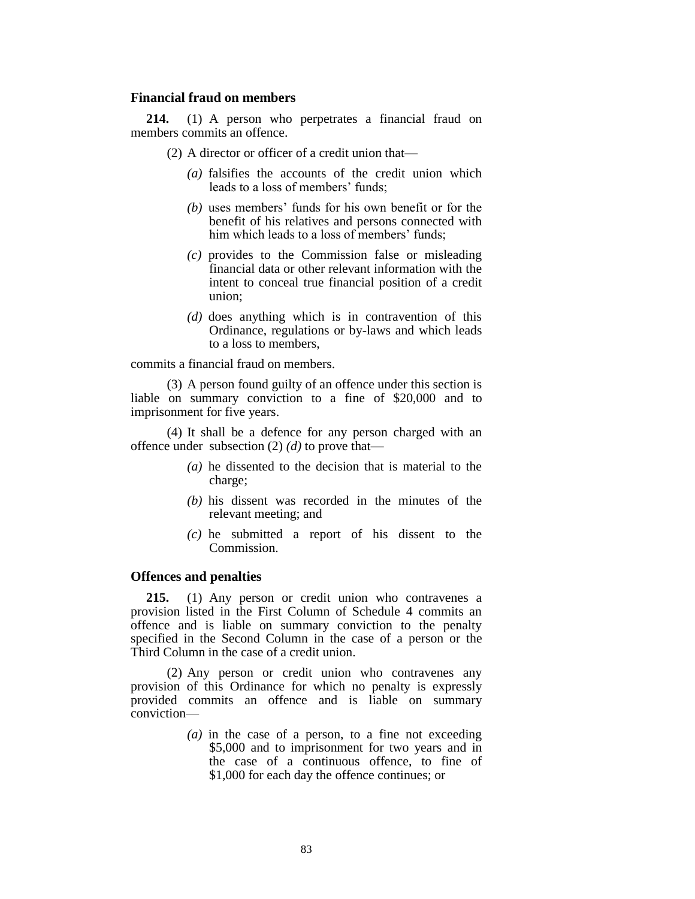### Financial fraud on members

**214.** (1) A person who perpetrates a financial fraud on members commits an offence.

(2) A director or officer of a credit union that—

*(a)* falsifies the accounts of the credit union which leads to a loss of members' funds;

*(b)* uses members' funds for his own benefit or for the benefit of his relatives and persons connected with him which leads to a loss of members' funds;

*(c)* provides to the Commission false or misleading financial data or other relevant information with the intent to conceal true financial position of a credit union;

*(d)* does anything which is in contravention of this Ordinance, regulations or by-laws and which leads to a loss to members,

commits a financial fraud on members.

(3) A person found guilty of an offence under this section is liable on summary conviction to a fine of $20,000 and to imprisonment for five years.

(4) It shall be a defence for any person charged with an offence under subsection (2) *(d)* to prove that—

*(a)* he dissented to the decision that is material to the charge;

*(b)* his dissent was recorded in the minutes of the relevant meeting; and

*(c)* he submitted a report of his dissent to the Commission.

### Offences and penalties

**215.** (1) Any person or credit union who contravenes a provision listed in the First Column of Schedule 4 commits an offence and is liable on summary conviction to the penalty specified in the Second Column in the case of a person or the Third Column in the case of a credit union.

(2) Any person or credit union who contravenes any provision of this Ordinance for which no penalty is expressly provided commits an offence and is liable on summary conviction—

*(a)* in the case of a person, to a fine not exceeding $5,000 and to imprisonment for two years and in the case of a continuous offence, to fine of $1,000 for each day the offence continues; or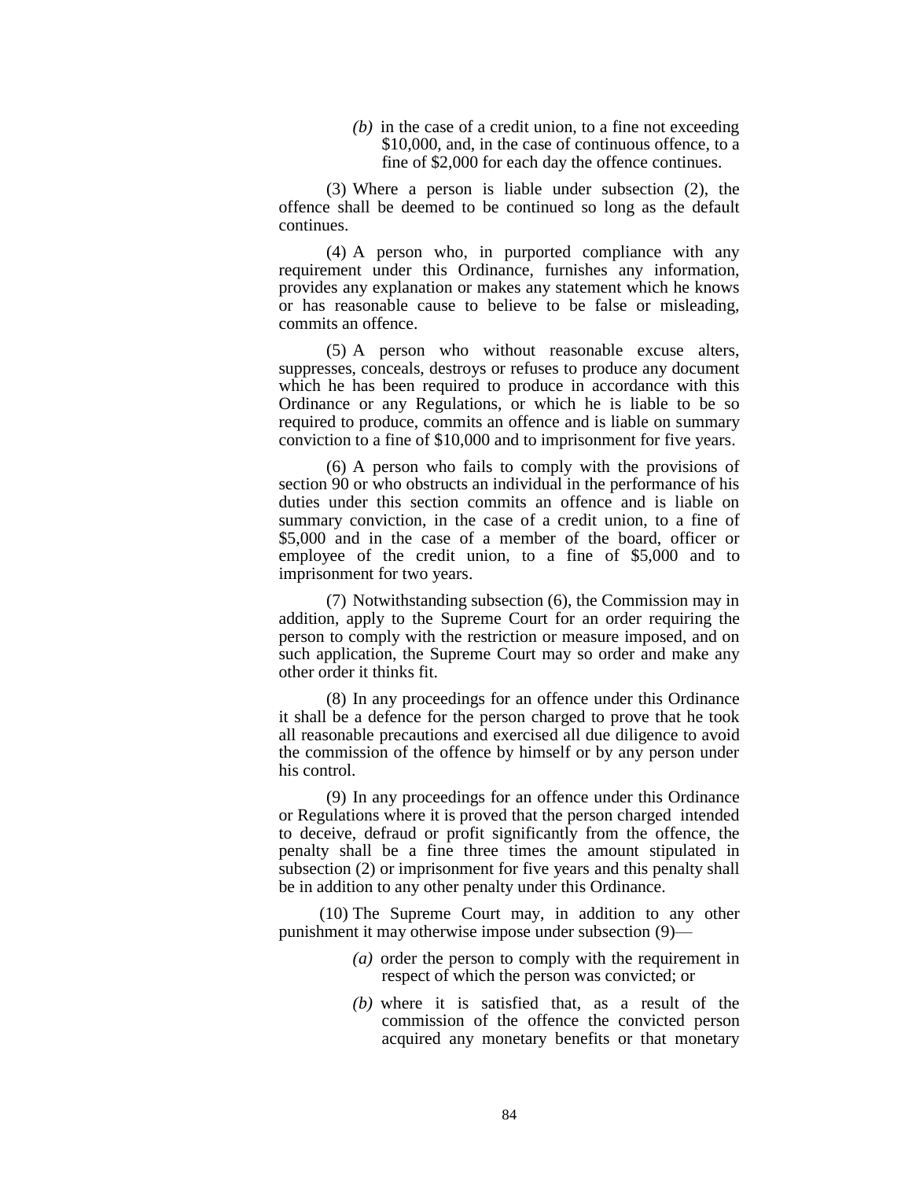*(b)* in the case of a credit union, to a fine not exceeding $10,000, and, in the case of continuous offence, to a fine of $2,000 for each day the offence continues.

(3) Where a person is liable under subsection (2), the offence shall be deemed to be continued so long as the default continues.

(4) A person who, in purported compliance with any requirement under this Ordinance, furnishes any information, provides any explanation or makes any statement which he knows or has reasonable cause to believe to be false or misleading, commits an offence.

(5) A person who without reasonable excuse alters, suppresses, conceals, destroys or refuses to produce any document which he has been required to produce in accordance with this Ordinance or any Regulations, or which he is liable to be so required to produce, commits an offence and is liable on summary conviction to a fine of $10,000 and to imprisonment for five years.

(6) A person who fails to comply with the provisions of section 90 or who obstructs an individual in the performance of his duties under this section commits an offence and is liable on summary conviction, in the case of a credit union, to a fine of $5,000 and in the case of a member of the board, officer or employee of the credit union, to a fine of $5,000 and to imprisonment for two years.

(7) Notwithstanding subsection (6), the Commission may in addition, apply to the Supreme Court for an order requiring the person to comply with the restriction or measure imposed, and on such application, the Supreme Court may so order and make any other order it thinks fit.

(8) In any proceedings for an offence under this Ordinance it shall be a defence for the person charged to prove that he took all reasonable precautions and exercised all due diligence to avoid the commission of the offence by himself or by any person under his control.

(9) In any proceedings for an offence under this Ordinance or Regulations where it is proved that the person charged intended to deceive, defraud or profit significantly from the offence, the penalty shall be a fine three times the amount stipulated in subsection (2) or imprisonment for five years and this penalty shall be in addition to any other penalty under this Ordinance.

(10) The Supreme Court may, in addition to any other punishment it may otherwise impose under subsection (9)—

*(a)* order the person to comply with the requirement in respect of which the person was convicted; or

*(b)* where it is satisfied that, as a result of the commission of the offence the convicted person acquired any monetary benefits or that monetary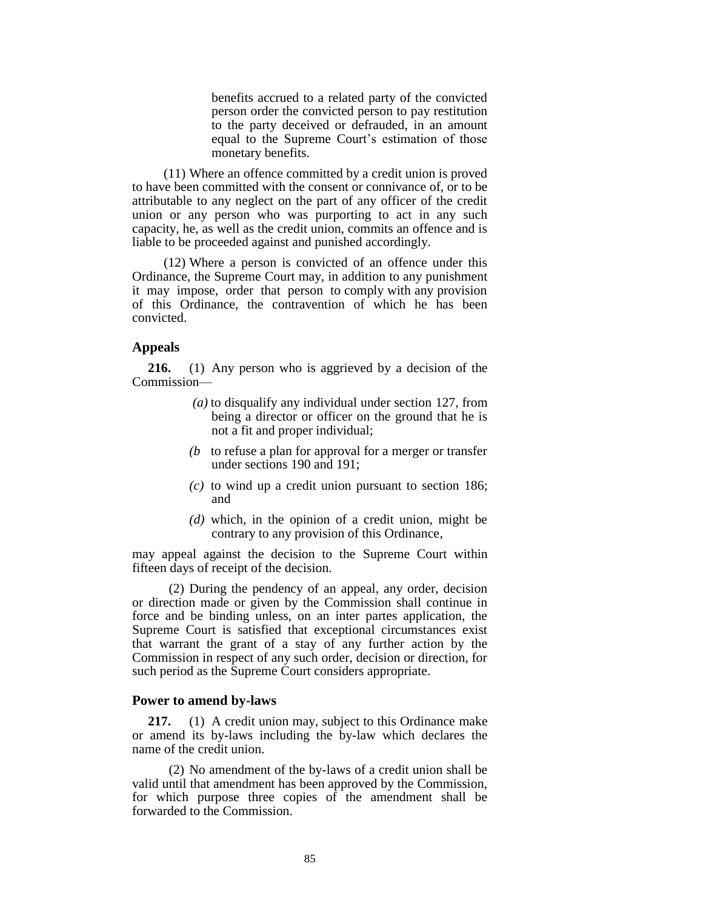benefits accrued to a related party of the convicted person order the convicted person to pay restitution to the party deceived or defrauded, in an amount equal to the Supreme Court's estimation of those monetary benefits.

(11) Where an offence committed by a credit union is proved to have been committed with the consent or connivance of, or to be attributable to any neglect on the part of any officer of the credit union or any person who was purporting to act in any such capacity, he, as well as the credit union, commits an offence and is liable to be proceeded against and punished accordingly.

(12) Where a person is convicted of an offence under this Ordinance, the Supreme Court may, in addition to any punishment it may impose, order that person to comply with any provision of this Ordinance, the contravention of which he has been convicted.

### Appeals

**216.** (1) Any person who is aggrieved by a decision of the Commission—

*(a)* to disqualify any individual under section 127, from being a director or officer on the ground that he is not a fit and proper individual;

*(b* to refuse a plan for approval for a merger or transfer under sections 190 and 191;

*(c)* to wind up a credit union pursuant to section 186; and

*(d)* which, in the opinion of a credit union, might be contrary to any provision of this Ordinance,

may appeal against the decision to the Supreme Court within fifteen days of receipt of the decision.

(2) During the pendency of an appeal, any order, decision or direction made or given by the Commission shall continue in force and be binding unless, on an inter partes application, the Supreme Court is satisfied that exceptional circumstances exist that warrant the grant of a stay of any further action by the Commission in respect of any such order, decision or direction, for such period as the Supreme Court considers appropriate.

### Power to amend by-laws

**217.** (1) A credit union may, subject to this Ordinance make or amend its by-laws including the by-law which declares the name of the credit union.

(2) No amendment of the by-laws of a credit union shall be valid until that amendment has been approved by the Commission, for which purpose three copies of the amendment shall be forwarded to the Commission.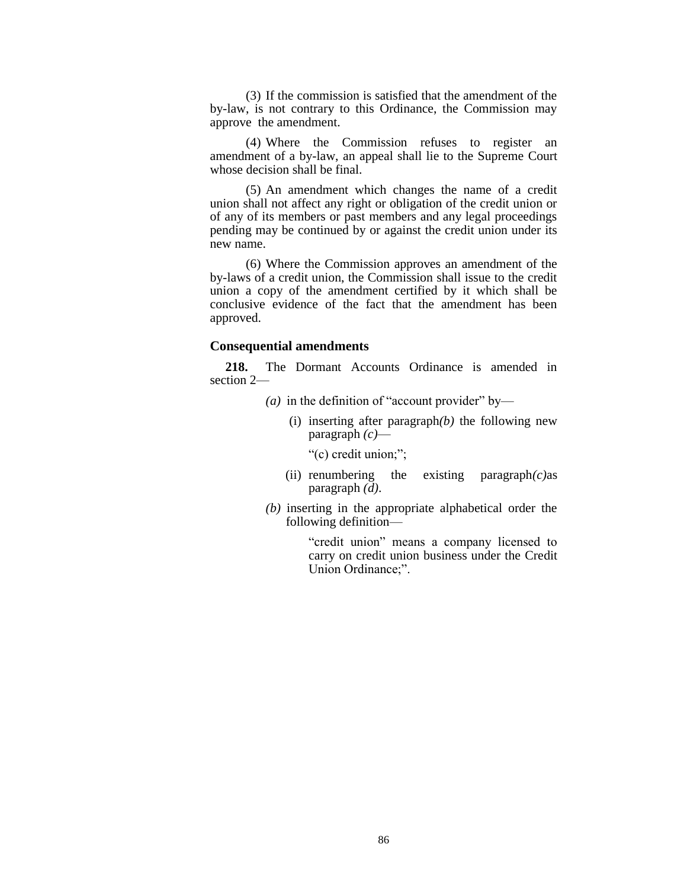(3) If the commission is satisfied that the amendment of the by-law, is not contrary to this Ordinance, the Commission may approve the amendment.

(4) Where the Commission refuses to register an amendment of a by-law, an appeal shall lie to the Supreme Court whose decision shall be final.

(5) An amendment which changes the name of a credit union shall not affect any right or obligation of the credit union or of any of its members or past members and any legal proceedings pending may be continued by or against the credit union under its new name.

(6) Where the Commission approves an amendment of the by-laws of a credit union, the Commission shall issue to the credit union a copy of the amendment certified by it which shall be conclusive evidence of the fact that the amendment has been approved.

### Consequential amendments

**218.** The Dormant Accounts Ordinance is amended in section 2—

*(a)* in the definition of "account provider" by—

(i) inserting after paragraph*(b)* the following new paragraph *(c)*—

"(c) credit union;";

(ii) renumbering the existing paragraph*(c)*as paragraph *(d)*.

*(b)* inserting in the appropriate alphabetical order the following definition—

"credit union" means a company licensed to carry on credit union business under the Credit Union Ordinance;".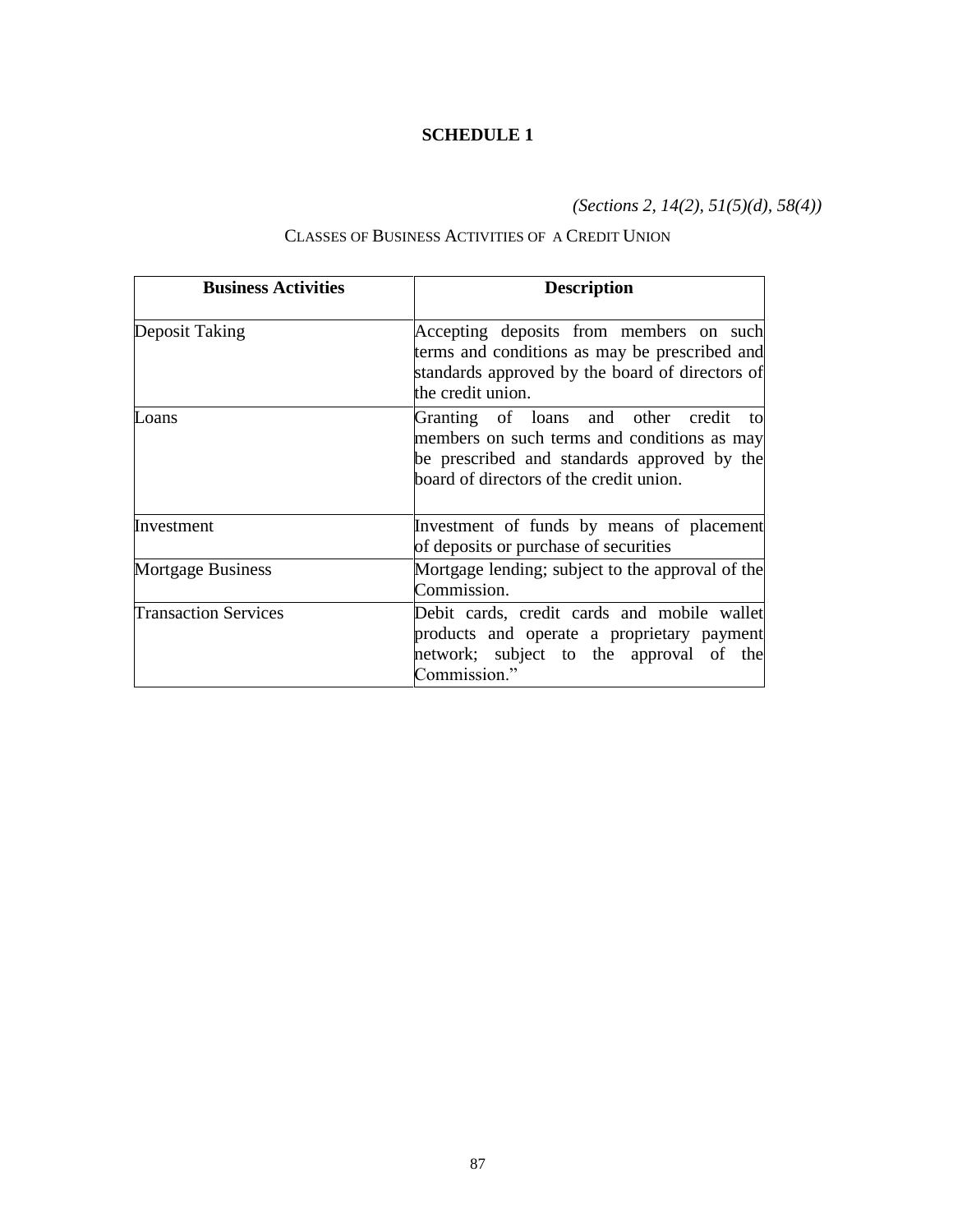## SCHEDULE 1

*(Sections 2, 14(2), 51(5)(d), 58(4))*

CLASSES OF BUSINESS ACTIVITIES OF A CREDIT UNION

| Business Activities | Description |
|---|---|
| Deposit Taking | Accepting deposits from members on such terms and conditions as may be prescribed and standards approved by the board of directors of the credit union. |
| Loans | Granting of loans and other credit to members on such terms and conditions as may be prescribed and standards approved by the board of directors of the credit union. |
| Investment | Investment of funds by means of placement of deposits or purchase of securities |
| Mortgage Business | Mortgage lending; subject to the approval of the Commission. |
| Transaction Services | Debit cards, credit cards and mobile wallet products and operate a proprietary payment network; subject to the approval of the Commission." |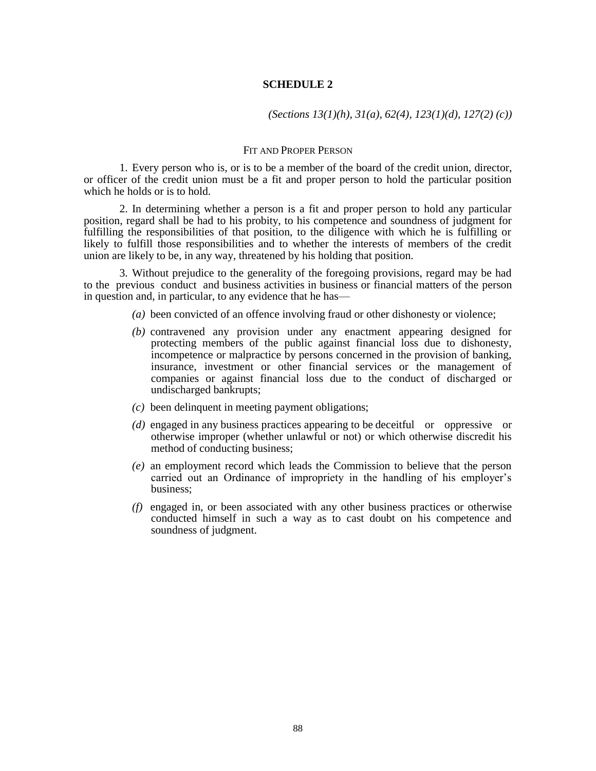# SCHEDULE 2

*(Sections 13(1)(h), 31(a), 62(4), 123(1)(d), 127(2) (c))*

## FIT AND PROPER PERSON

1. Every person who is, or is to be a member of the board of the credit union, director, or officer of the credit union must be a fit and proper person to hold the particular position which he holds or is to hold.

2. In determining whether a person is a fit and proper person to hold any particular position, regard shall be had to his probity, to his competence and soundness of judgment for fulfilling the responsibilities of that position, to the diligence with which he is fulfilling or likely to fulfill those responsibilities and to whether the interests of members of the credit union are likely to be, in any way, threatened by his holding that position.

3. Without prejudice to the generality of the foregoing provisions, regard may be had to the previous conduct and business activities in business or financial matters of the person in question and, in particular, to any evidence that he has—

*(a)* been convicted of an offence involving fraud or other dishonesty or violence;

*(b)* contravened any provision under any enactment appearing designed for protecting members of the public against financial loss due to dishonesty, incompetence or malpractice by persons concerned in the provision of banking, insurance, investment or other financial services or the management of companies or against financial loss due to the conduct of discharged or undischarged bankrupts;

*(c)* been delinquent in meeting payment obligations;

*(d)* engaged in any business practices appearing to be deceitful or oppressive or otherwise improper (whether unlawful or not) or which otherwise discredit his method of conducting business;

*(e)* an employment record which leads the Commission to believe that the person carried out an Ordinance of impropriety in the handling of his employer's business;

*(f)* engaged in, or been associated with any other business practices or otherwise conducted himself in such a way as to cast doubt on his competence and soundness of judgment.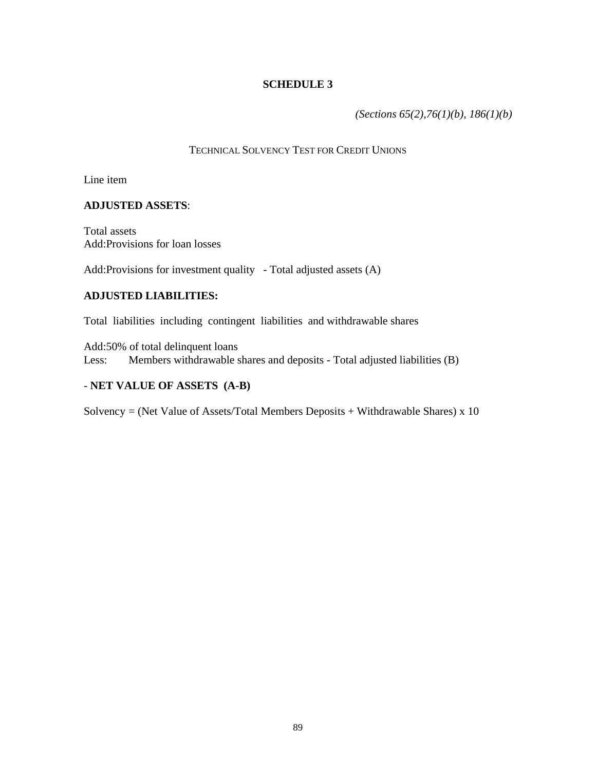## SCHEDULE 3

*(Sections 65(2),76(1)(b), 186(1)(b)*

TECHNICAL SOLVENCY TEST FOR CREDIT UNIONS

Line item

**ADJUSTED ASSETS**:

Total assets  
Add:Provisions for loan losses

Add:Provisions for investment quality - Total adjusted assets (A)

**ADJUSTED LIABILITIES:**

Total liabilities including contingent liabilities and withdrawable shares

Add:50% of total delinquent loans  
Less: Members withdrawable shares and deposits - Total adjusted liabilities (B)

- **NET VALUE OF ASSETS (A-B)**

Solvency = (Net Value of Assets/Total Members Deposits + Withdrawable Shares) x 10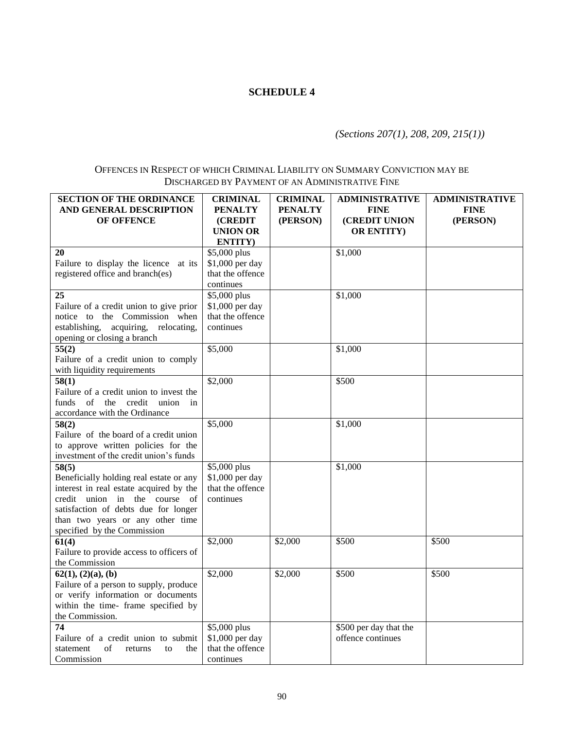# SCHEDULE 4

*(Sections 207(1), 208, 209, 215(1))*

OFFENCES IN RESPECT OF WHICH CRIMINAL LIABILITY ON SUMMARY CONVICTION MAY BE DISCHARGED BY PAYMENT OF AN ADMINISTRATIVE FINE

| SECTION OF THE ORDINANCE AND GENERAL DESCRIPTION OF OFFENCE | CRIMINAL PENALTY (CREDIT UNION OR ENTITY) | CRIMINAL PENALTY (PERSON) | ADMINISTRATIVE FINE (CREDIT UNION OR ENTITY) | ADMINISTRATIVE FINE (PERSON) |
|---|---|---|---|---|
| **20**<br>Failure to display the licence at its registered office and branch(es) | \$5,000 plus \$1,000 per day that the offence continues | | \$1,000 | |
| **25**<br>Failure of a credit union to give prior notice to the Commission when establishing, acquiring, relocating, opening or closing a branch | \$5,000 plus \$1,000 per day that the offence continues | | \$1,000 | |
| **55(2)**<br>Failure of a credit union to comply with liquidity requirements | \$5,000 | | \$1,000 | |
| **58(1)**<br>Failure of a credit union to invest the funds of the credit union in accordance with the Ordinance | \$2,000 | | \$500 | |
| **58(2)**<br>Failure of the board of a credit union to approve written policies for the investment of the credit union's funds | \$5,000 | | \$1,000 | |
| **58(5)**<br>Beneficially holding real estate or any interest in real estate acquired by the credit union in the course of satisfaction of debts due for longer than two years or any other time specified by the Commission | \$5,000 plus \$1,000 per day that the offence continues | | \$1,000 | |
| **61(4)**<br>Failure to provide access to officers of the Commission | \$2,000 | \$2,000 | \$500 | \$500 |
| **62(1), (2)(a), (b)**<br>Failure of a person to supply, produce or verify information or documents within the time- frame specified by the Commission. | \$2,000 | \$2,000 | \$500 | \$500 |
| **74**<br>Failure of a credit union to submit statement of returns to the Commission | \$5,000 plus \$1,000 per day that the offence continues | | \$500 per day that the offence continues | |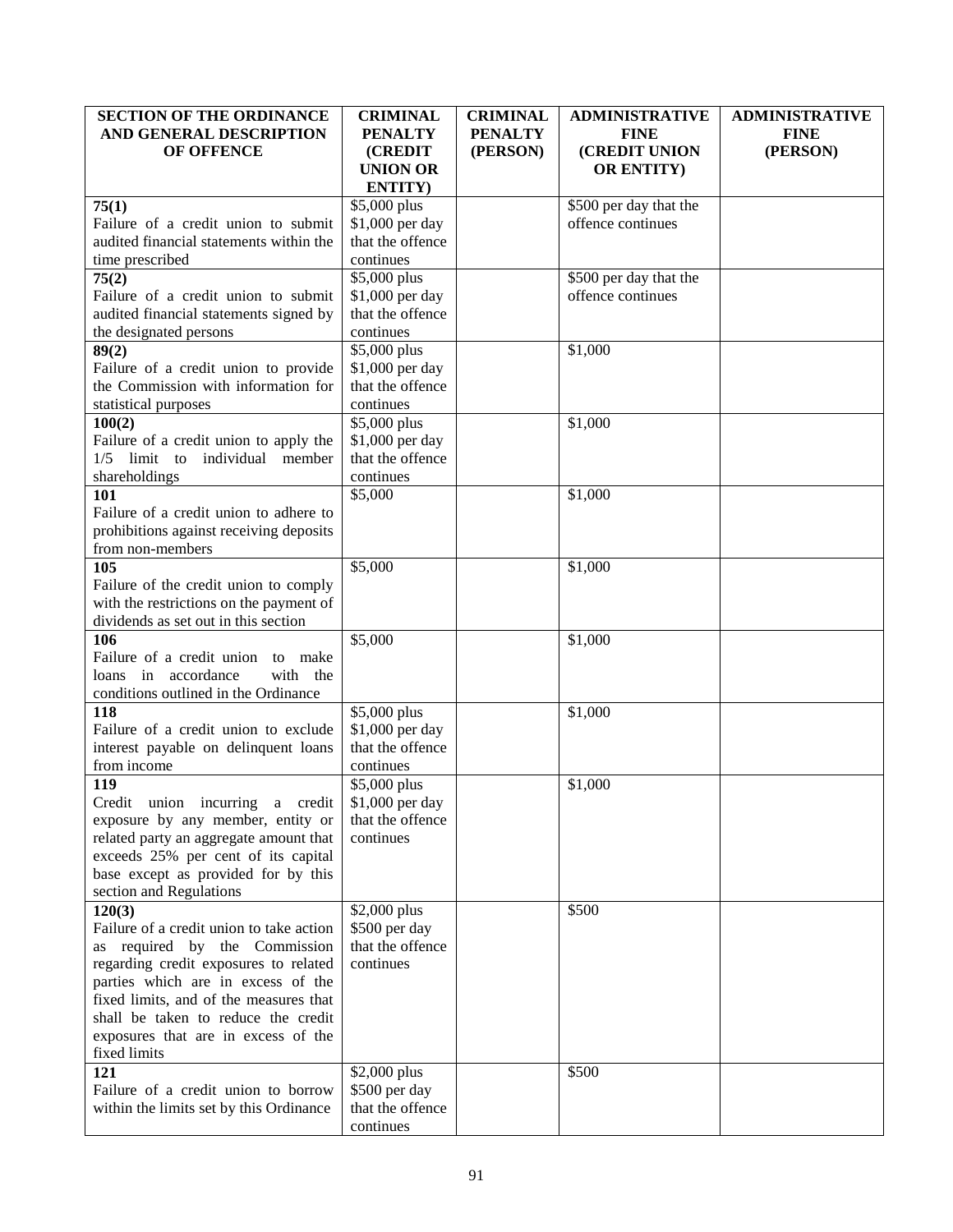| SECTION OF THE ORDINANCE AND GENERAL DESCRIPTION OF OFFENCE | CRIMINAL PENALTY (CREDIT UNION OR ENTITY) | CRIMINAL PENALTY (PERSON) | ADMINISTRATIVE FINE (CREDIT UNION OR ENTITY) | ADMINISTRATIVE FINE (PERSON) |
|---|---|---|---|---|
| **75(1)** Failure of a credit union to submit audited financial statements within the time prescribed | $5,000 plus $1,000 per day that the offence continues | | $500 per day that the offence continues | |
| **75(2)** Failure of a credit union to submit audited financial statements signed by the designated persons | $5,000 plus $1,000 per day that the offence continues | | $500 per day that the offence continues | |
| **89(2)** Failure of a credit union to provide the Commission with information for statistical purposes | $5,000 plus $1,000 per day that the offence continues | | $1,000 | |
| **100(2)** Failure of a credit union to apply the 1/5 limit to individual member shareholdings | $5,000 plus $1,000 per day that the offence continues | | $1,000 | |
| **101** Failure of a credit union to adhere to prohibitions against receiving deposits from non-members | $5,000 | | $1,000 | |
| **105** Failure of the credit union to comply with the restrictions on the payment of dividends as set out in this section | $5,000 | | $1,000 | |
| **106** Failure of a credit union to make loans in accordance with the conditions outlined in the Ordinance | $5,000 | | $1,000 | |
| **118** Failure of a credit union to exclude interest payable on delinquent loans from income | $5,000 plus $1,000 per day that the offence continues | | $1,000 | |
| **119** Credit union incurring a credit exposure by any member, entity or related party an aggregate amount that exceeds 25% per cent of its capital base except as provided for by this section and Regulations | $5,000 plus $1,000 per day that the offence continues | | $1,000 | |
| **120(3)** Failure of a credit union to take action as required by the Commission regarding credit exposures to related parties which are in excess of the fixed limits, and of the measures that shall be taken to reduce the credit exposures that are in excess of the fixed limits | $2,000 plus $500 per day that the offence continues | | $500 | |
| **121** Failure of a credit union to borrow within the limits set by this Ordinance | $2,000 plus $500 per day that the offence continues | | $500 | |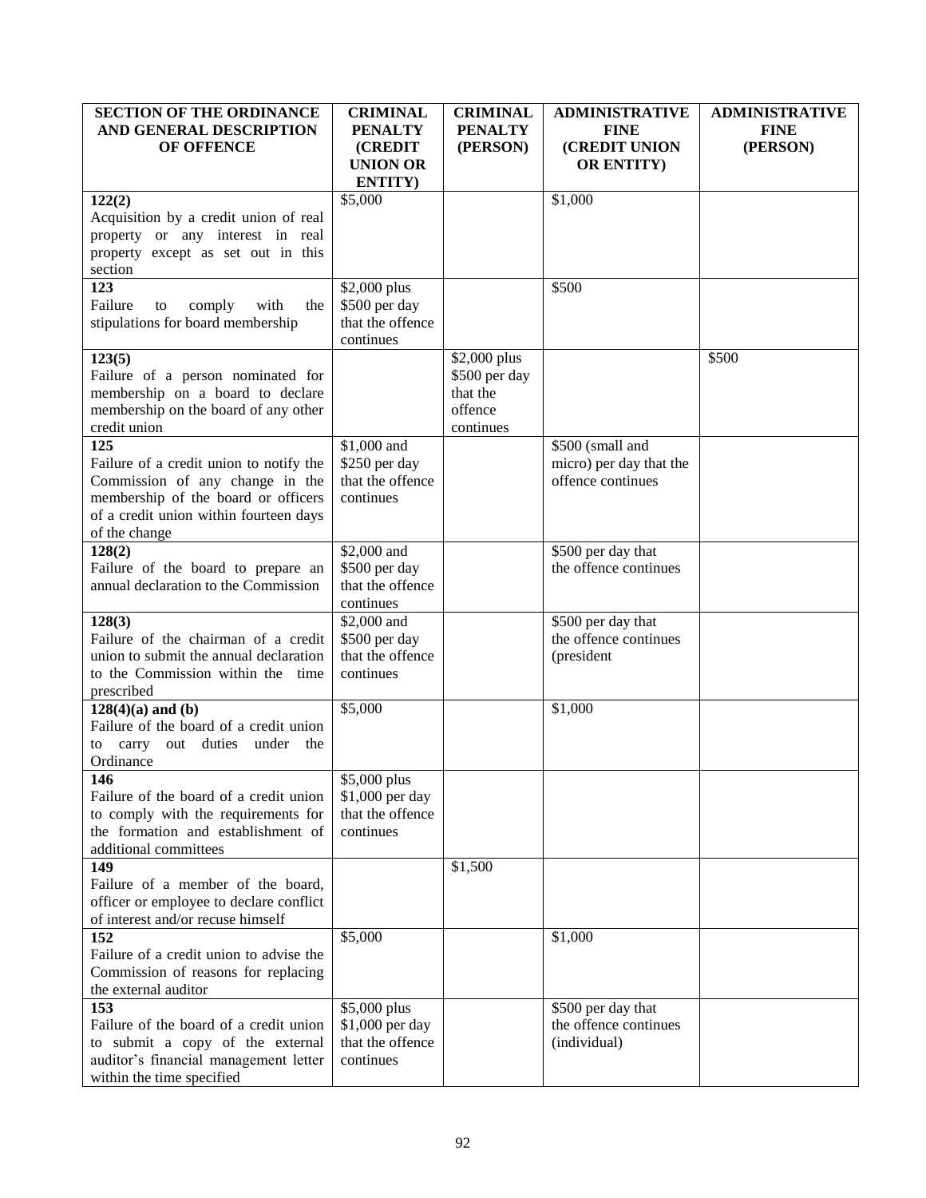| SECTION OF THE ORDINANCE AND GENERAL DESCRIPTION OF OFFENCE | CRIMINAL PENALTY (CREDIT UNION OR ENTITY) | CRIMINAL PENALTY (PERSON) | ADMINISTRATIVE FINE (CREDIT UNION OR ENTITY) | ADMINISTRATIVE FINE (PERSON) |
|---|---|---|---|---|
| **122(2)** Acquisition by a credit union of real property or any interest in real property except as set out in this section | $5,000 | | $1,000 | |
| **123** Failure to comply with the stipulations for board membership | $2,000 plus $500 per day that the offence continues | | $500 | |
| **123(5)** Failure of a person nominated for membership on a board to declare membership on the board of any other credit union | | $2,000 plus $500 per day that the offence continues | | $500 |
| **125** Failure of a credit union to notify the Commission of any change in the membership of the board or officers of a credit union within fourteen days of the change | $1,000 and $250 per day that the offence continues | | $500 (small and micro) per day that the offence continues | |
| **128(2)** Failure of the board to prepare an annual declaration to the Commission | $2,000 and $500 per day that the offence continues | | $500 per day that the offence continues | |
| **128(3)** Failure of the chairman of a credit union to submit the annual declaration to the Commission within the time prescribed | $2,000 and $500 per day that the offence continues | | $500 per day that the offence continues (president | |
| **128(4)(a) and (b)** Failure of the board of a credit union to carry out duties under the Ordinance | $5,000 | | $1,000 | |
| **146** Failure of the board of a credit union to comply with the requirements for the formation and establishment of additional committees | $5,000 plus $1,000 per day that the offence continues | | | |
| **149** Failure of a member of the board, officer or employee to declare conflict of interest and/or recuse himself | | $1,500 | | |
| **152** Failure of a credit union to advise the Commission of reasons for replacing the external auditor | $5,000 | | $1,000 | |
| **153** Failure of the board of a credit union to submit a copy of the external auditor's financial management letter within the time specified | $5,000 plus $1,000 per day that the offence continues | | $500 per day that the offence continues (individual) | |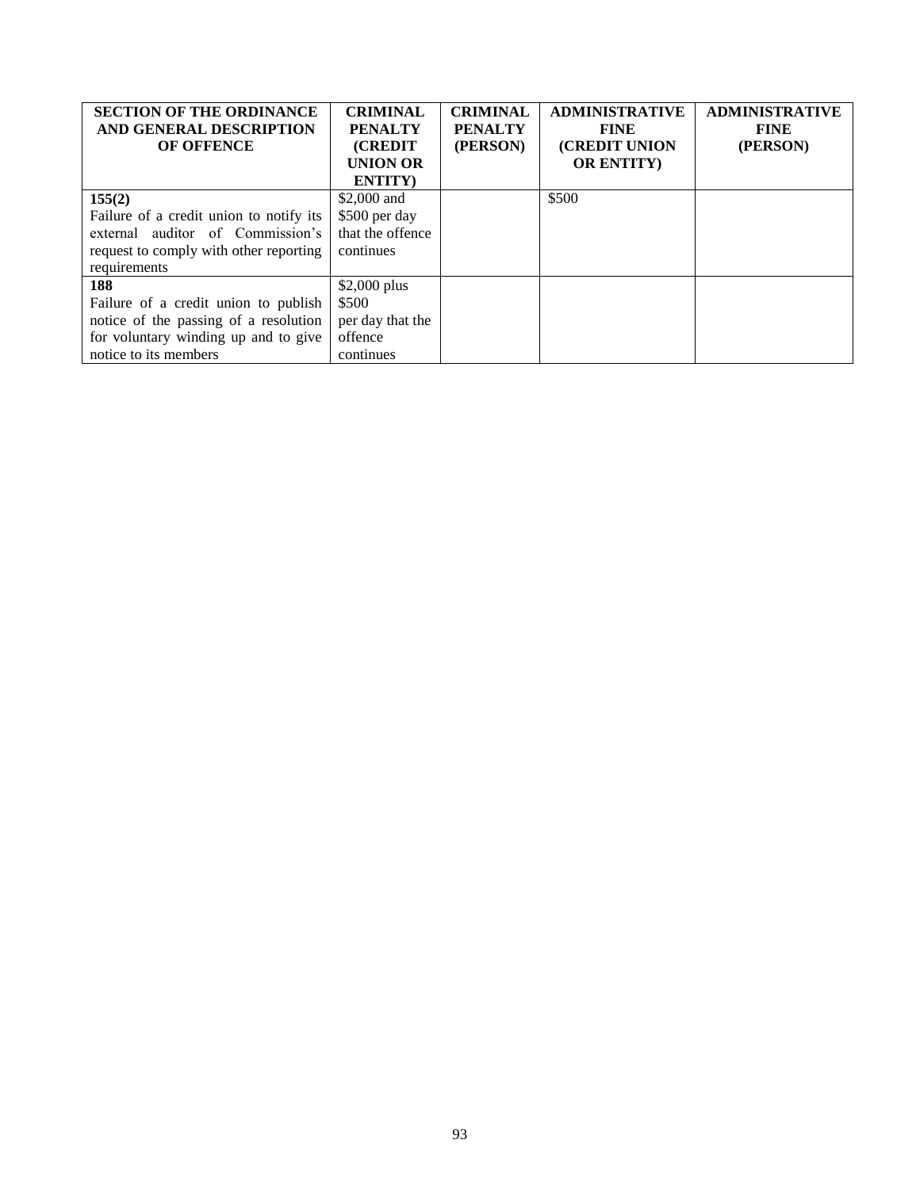| SECTION OF THE ORDINANCE AND GENERAL DESCRIPTION OF OFFENCE | CRIMINAL PENALTY (CREDIT UNION OR ENTITY) | CRIMINAL PENALTY (PERSON) | ADMINISTRATIVE FINE (CREDIT UNION OR ENTITY) | ADMINISTRATIVE FINE (PERSON) |
|---|---|---|---|---|
| **155(2)** Failure of a credit union to notify its external auditor of Commission's request to comply with other reporting requirements | $2,000 and $500 per day that the offence continues | | $500 | |
| **188** Failure of a credit union to publish notice of the passing of a resolution for voluntary winding up and to give notice to its members | $2,000 plus $500 per day that the offence continues | | | |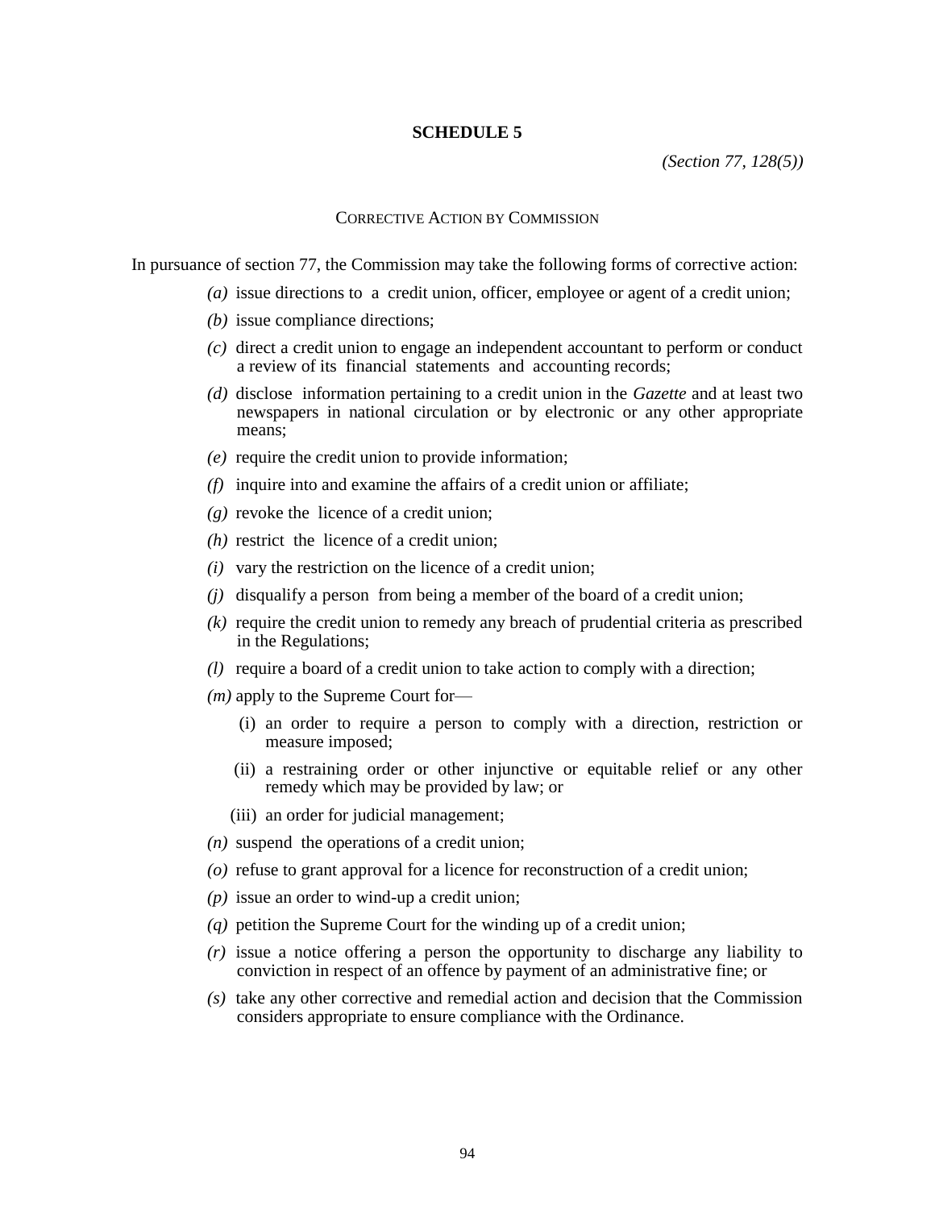# SCHEDULE 5

*(Section 77, 128(5))*

## CORRECTIVE ACTION BY COMMISSION

In pursuance of section 77, the Commission may take the following forms of corrective action:

*(a)* issue directions to a credit union, officer, employee or agent of a credit union;

*(b)* issue compliance directions;

*(c)* direct a credit union to engage an independent accountant to perform or conduct a review of its financial statements and accounting records;

*(d)* disclose information pertaining to a credit union in the *Gazette* and at least two newspapers in national circulation or by electronic or any other appropriate means;

*(e)* require the credit union to provide information;

*(f)* inquire into and examine the affairs of a credit union or affiliate;

*(g)* revoke the licence of a credit union;

*(h)* restrict the licence of a credit union;

*(i)* vary the restriction on the licence of a credit union;

*(j)* disqualify a person from being a member of the board of a credit union;

*(k)* require the credit union to remedy any breach of prudential criteria as prescribed in the Regulations;

*(l)* require a board of a credit union to take action to comply with a direction;

*(m)* apply to the Supreme Court for—

(i) an order to require a person to comply with a direction, restriction or measure imposed;

(ii) a restraining order or other injunctive or equitable relief or any other remedy which may be provided by law; or

(iii) an order for judicial management;

*(n)* suspend the operations of a credit union;

*(o)* refuse to grant approval for a licence for reconstruction of a credit union;

*(p)* issue an order to wind-up a credit union;

*(q)* petition the Supreme Court for the winding up of a credit union;

*(r)* issue a notice offering a person the opportunity to discharge any liability to conviction in respect of an offence by payment of an administrative fine; or

*(s)* take any other corrective and remedial action and decision that the Commission considers appropriate to ensure compliance with the Ordinance.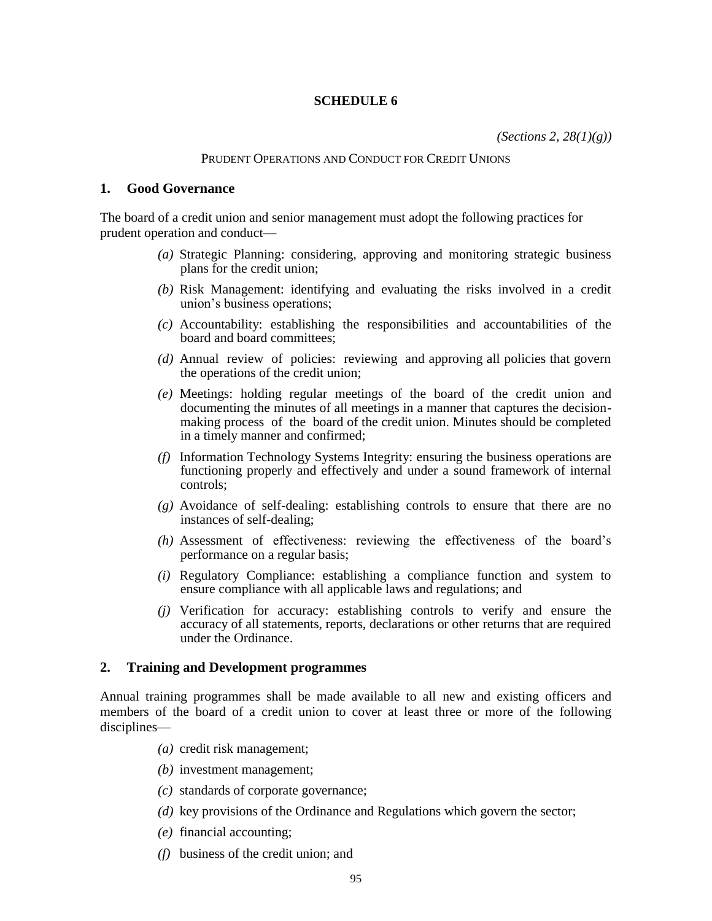# SCHEDULE 6

*(Sections 2, 28(1)(g))*

PRUDENT OPERATIONS AND CONDUCT FOR CREDIT UNIONS

## 1. Good Governance

The board of a credit union and senior management must adopt the following practices for prudent operation and conduct—

*(a)* Strategic Planning: considering, approving and monitoring strategic business plans for the credit union;

*(b)* Risk Management: identifying and evaluating the risks involved in a credit union's business operations;

*(c)* Accountability: establishing the responsibilities and accountabilities of the board and board committees;

*(d)* Annual review of policies: reviewing and approving all policies that govern the operations of the credit union;

*(e)* Meetings: holding regular meetings of the board of the credit union and documenting the minutes of all meetings in a manner that captures the decision-making process of the board of the credit union. Minutes should be completed in a timely manner and confirmed;

*(f)* Information Technology Systems Integrity: ensuring the business operations are functioning properly and effectively and under a sound framework of internal controls;

*(g)* Avoidance of self-dealing: establishing controls to ensure that there are no instances of self-dealing;

*(h)* Assessment of effectiveness: reviewing the effectiveness of the board's performance on a regular basis;

*(i)* Regulatory Compliance: establishing a compliance function and system to ensure compliance with all applicable laws and regulations; and

*(j)* Verification for accuracy: establishing controls to verify and ensure the accuracy of all statements, reports, declarations or other returns that are required under the Ordinance.

## 2. Training and Development programmes

Annual training programmes shall be made available to all new and existing officers and members of the board of a credit union to cover at least three or more of the following disciplines—

*(a)* credit risk management;

*(b)* investment management;

*(c)* standards of corporate governance;

*(d)* key provisions of the Ordinance and Regulations which govern the sector;

*(e)* financial accounting;

*(f)* business of the credit union; and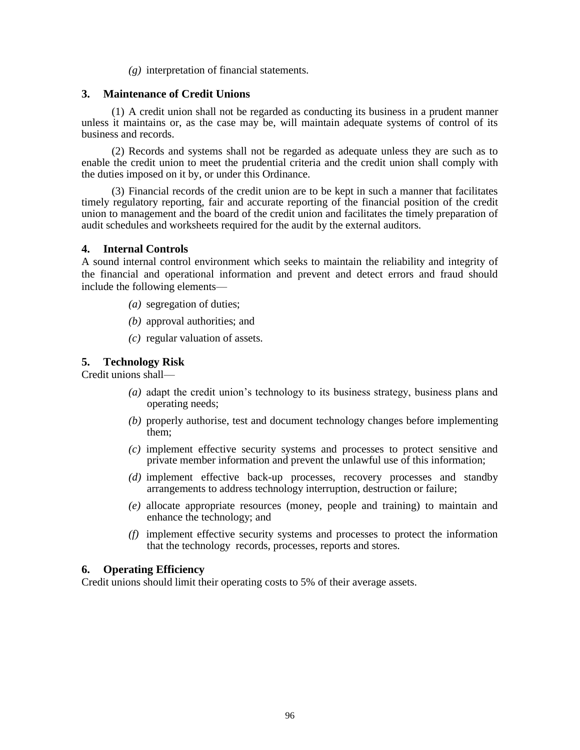*(g)* interpretation of financial statements.

## 3. Maintenance of Credit Unions

(1) A credit union shall not be regarded as conducting its business in a prudent manner unless it maintains or, as the case may be, will maintain adequate systems of control of its business and records.

(2) Records and systems shall not be regarded as adequate unless they are such as to enable the credit union to meet the prudential criteria and the credit union shall comply with the duties imposed on it by, or under this Ordinance.

(3) Financial records of the credit union are to be kept in such a manner that facilitates timely regulatory reporting, fair and accurate reporting of the financial position of the credit union to management and the board of the credit union and facilitates the timely preparation of audit schedules and worksheets required for the audit by the external auditors.

## 4. Internal Controls

A sound internal control environment which seeks to maintain the reliability and integrity of the financial and operational information and prevent and detect errors and fraud should include the following elements—

*(a)* segregation of duties;

*(b)* approval authorities; and

*(c)* regular valuation of assets.

## 5. Technology Risk

Credit unions shall—

*(a)* adapt the credit union's technology to its business strategy, business plans and operating needs;

*(b)* properly authorise, test and document technology changes before implementing them;

*(c)* implement effective security systems and processes to protect sensitive and private member information and prevent the unlawful use of this information;

*(d)* implement effective back-up processes, recovery processes and standby arrangements to address technology interruption, destruction or failure;

*(e)* allocate appropriate resources (money, people and training) to maintain and enhance the technology; and

*(f)* implement effective security systems and processes to protect the information that the technology records, processes, reports and stores.

## 6. Operating Efficiency

Credit unions should limit their operating costs to 5% of their average assets.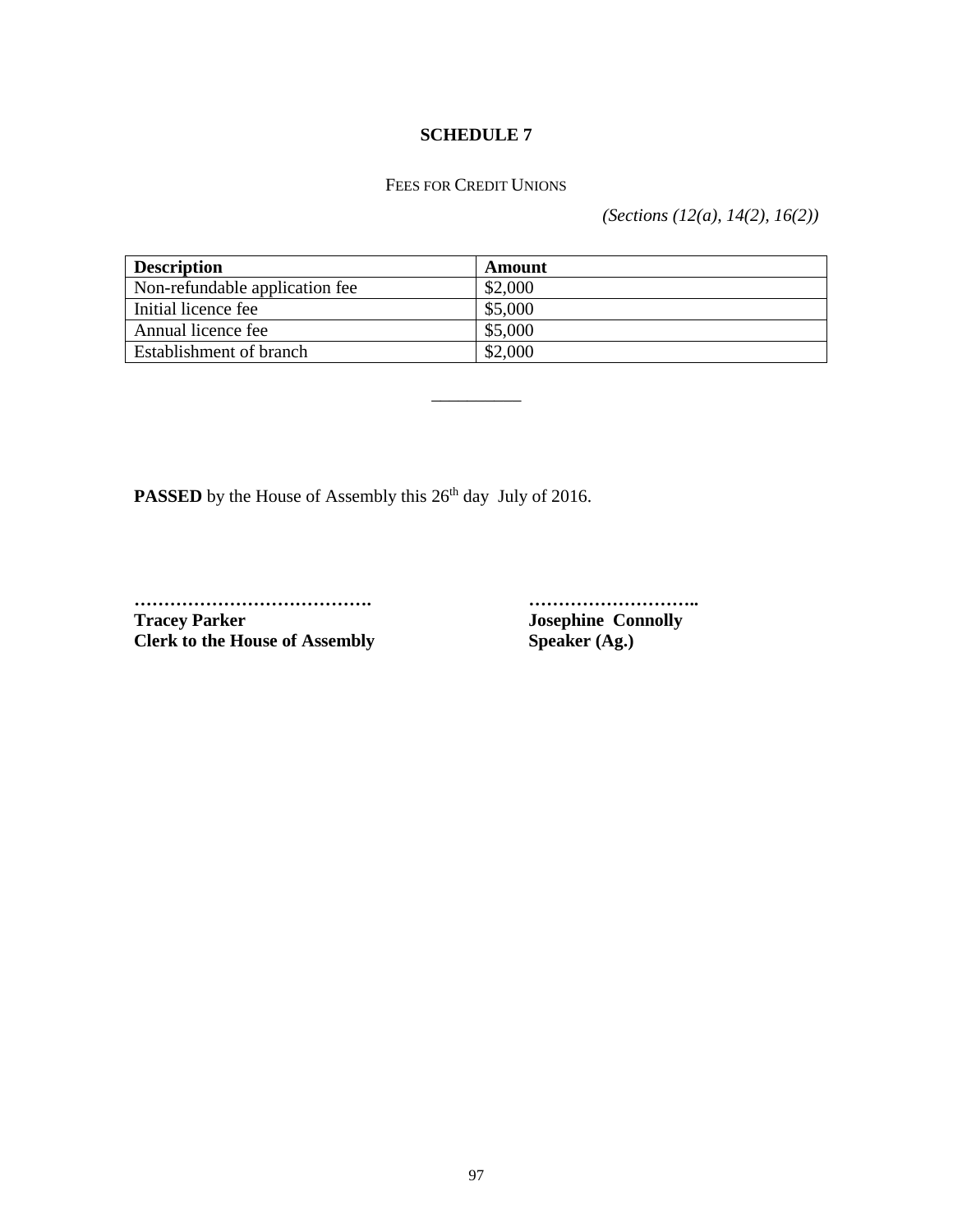# SCHEDULE 7

FEES FOR CREDIT UNIONS

*(Sections (12(a), 14(2), 16(2))*

| Description | Amount |
|---|---|
| Non-refundable application fee | $2,000 |
| Initial licence fee | $5,000 |
| Annual licence fee | $5,000 |
| Establishment of branch | $2,000 |

__________

**PASSED** by the House of Assembly this 26th day July of 2016.

**………………………………….**
**Tracey Parker**
**Clerk to the House of Assembly**

**………………………..**
**Josephine Connolly**
**Speaker (Ag.)**